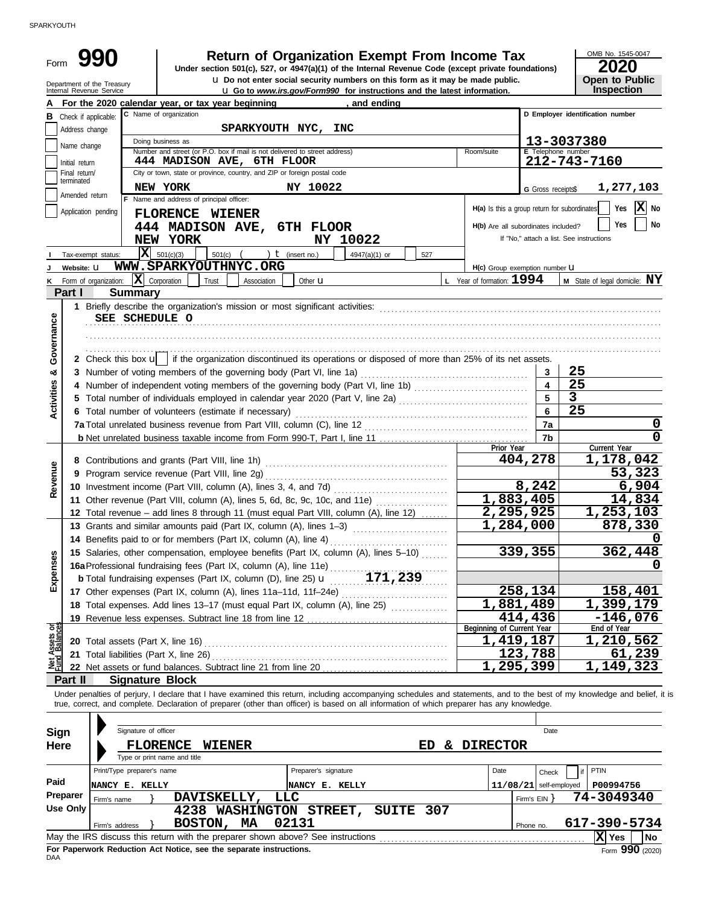SPARKYOUTH

# Form 990

## Return of Organization Exempt From Income Tax

Under section 501(c), 527, or 4947(a)(1) of the Internal Revenue Code (except private foundations)

u Do not enter social security numbers on this form as it may be made public.

u Go to *www.irs.gov/Form990* for instructions and the latest information.

Department of the Treasury
Internal Revenue Service

OMB No. 1545-0047

**2020**

**Open to Public Inspection**

**A** For the 2020 calendar year, or tax year beginning , and ending

**B** Check if applicable:
- Address change
- Name change
- Initial return
- Final return/terminated
- Amended return
- Application pending

**C** Name of organization: **SPARKYOUTH NYC, INC**

Doing business as

Number and street (or P.O. box if mail is not delivered to street address): **444 MADISON AVE, 6TH FLOOR** Room/suite

City or town, state or province, country, and ZIP or foreign postal code: **NEW YORK NY 10022**

**D** Employer identification number: **13-3037380**

**E** Telephone number: **212-743-7160**

**G** Gross receipts$ **1,277,103**

**F** Name and address of principal officer:
**FLORENCE WIENER**
**444 MADISON AVE, 6TH FLOOR**
**NEW YORK NY 10022**

**H(a)** Is this a group return for subordinates? Yes [ ] No [X]

**H(b)** Are all subordinates included? Yes [ ] No [ ]
If "No," attach a list. See instructions

**I** Tax-exempt status: [X] 501(c)(3) [ ] 501(c) ( ) t (insert no.) [ ] 4947(a)(1) or [ ] 527

**J** Website: u **WWW.SPARKYOUTHNYC.ORG**

**H(c)** Group exemption number u

**K** Form of organization: [X] Corporation [ ] Trust [ ] Association [ ] Other u

**L** Year of formation: **1994**

**M** State of legal domicile: **NY**

## Part I Summary

**Activities & Governance**

1 Briefly describe the organization's mission or most significant activities:
**SEE SCHEDULE O**

2 Check this box u [ ] if the organization discontinued its operations or disposed of more than 25% of its net assets.

| | | | |
|---|---|---|---|
| 3 | Number of voting members of the governing body (Part VI, line 1a) | 3 | 25 |
| 4 | Number of independent voting members of the governing body (Part VI, line 1b) | 4 | 25 |
| 5 | Total number of individuals employed in calendar year 2020 (Part V, line 2a) | 5 | 3 |
| 6 | Total number of volunteers (estimate if necessary) | 6 | 25 |
| 7a | Total unrelated business revenue from Part VIII, column (C), line 12 | 7a | 0 |
| b | Net unrelated business taxable income from Form 990-T, Part I, line 11 | 7b | 0 |

| | | Prior Year | Current Year |
|---|---|---|---|
| **Revenue** | | | |
| 8 | Contributions and grants (Part VIII, line 1h) | 404,278 | 1,178,042 |
| 9 | Program service revenue (Part VIII, line 2g) | | 53,323 |
| 10 | Investment income (Part VIII, column (A), lines 3, 4, and 7d) | 8,242 | 6,904 |
| 11 | Other revenue (Part VIII, column (A), lines 5, 6d, 8c, 9c, 10c, and 11e) | 1,883,405 | 14,834 |
| 12 | Total revenue – add lines 8 through 11 (must equal Part VIII, column (A), line 12) | 2,295,925 | 1,253,103 |
| **Expenses** | | | |
| 13 | Grants and similar amounts paid (Part IX, column (A), lines 1–3) | 1,284,000 | 878,330 |
| 14 | Benefits paid to or for members (Part IX, column (A), line 4) | | 0 |
| 15 | Salaries, other compensation, employee benefits (Part IX, column (A), lines 5–10) | 339,355 | 362,448 |
| 16a | Professional fundraising fees (Part IX, column (A), line 11e) | | 0 |
| b | Total fundraising expenses (Part IX, column (D), line 25) u 171,239 | | |
| 17 | Other expenses (Part IX, column (A), lines 11a–11d, 11f–24e) | 258,134 | 158,401 |
| 18 | Total expenses. Add lines 13–17 (must equal Part IX, column (A), line 25) | 1,881,489 | 1,399,179 |
| 19 | Revenue less expenses. Subtract line 18 from line 12 | 414,436 | -146,076 |
| **Net Assets or Fund Balances** | | **Beginning of Current Year** | **End of Year** |
| 20 | Total assets (Part X, line 16) | 1,419,187 | 1,210,562 |
| 21 | Total liabilities (Part X, line 26) | 123,788 | 61,239 |
| 22 | Net assets or fund balances. Subtract line 21 from line 20 | 1,295,399 | 1,149,323 |

## Part II Signature Block

Under penalties of perjury, I declare that I have examined this return, including accompanying schedules and statements, and to the best of my knowledge and belief, it is true, correct, and complete. Declaration of preparer (other than officer) is based on all information of which preparer has any knowledge.

**Sign Here**

Signature of officer Date

**FLORENCE WIENER ED & DIRECTOR**

Type or print name and title

| | Print/Type preparer's name | Preparer's signature | Date | Check [ ] if self-employed | PTIN |
|---|---|---|---|---|---|
| **Paid Preparer Use Only** | NANCY E. KELLY | NANCY E. KELLY | 11/08/21 | | P00994756 |
| | Firm's name } DAVISKELLY, LLC | | | Firm's EIN } | 74-3049340 |
| | Firm's address } 4238 WASHINGTON STREET, SUITE 307 BOSTON, MA 02131 | | | Phone no. | 617-390-5734 |

May the IRS discuss this return with the preparer shown above? See instructions [X] Yes [ ] No

**For Paperwork Reduction Act Notice, see the separate instructions.**

DAA

Form **990** (2020)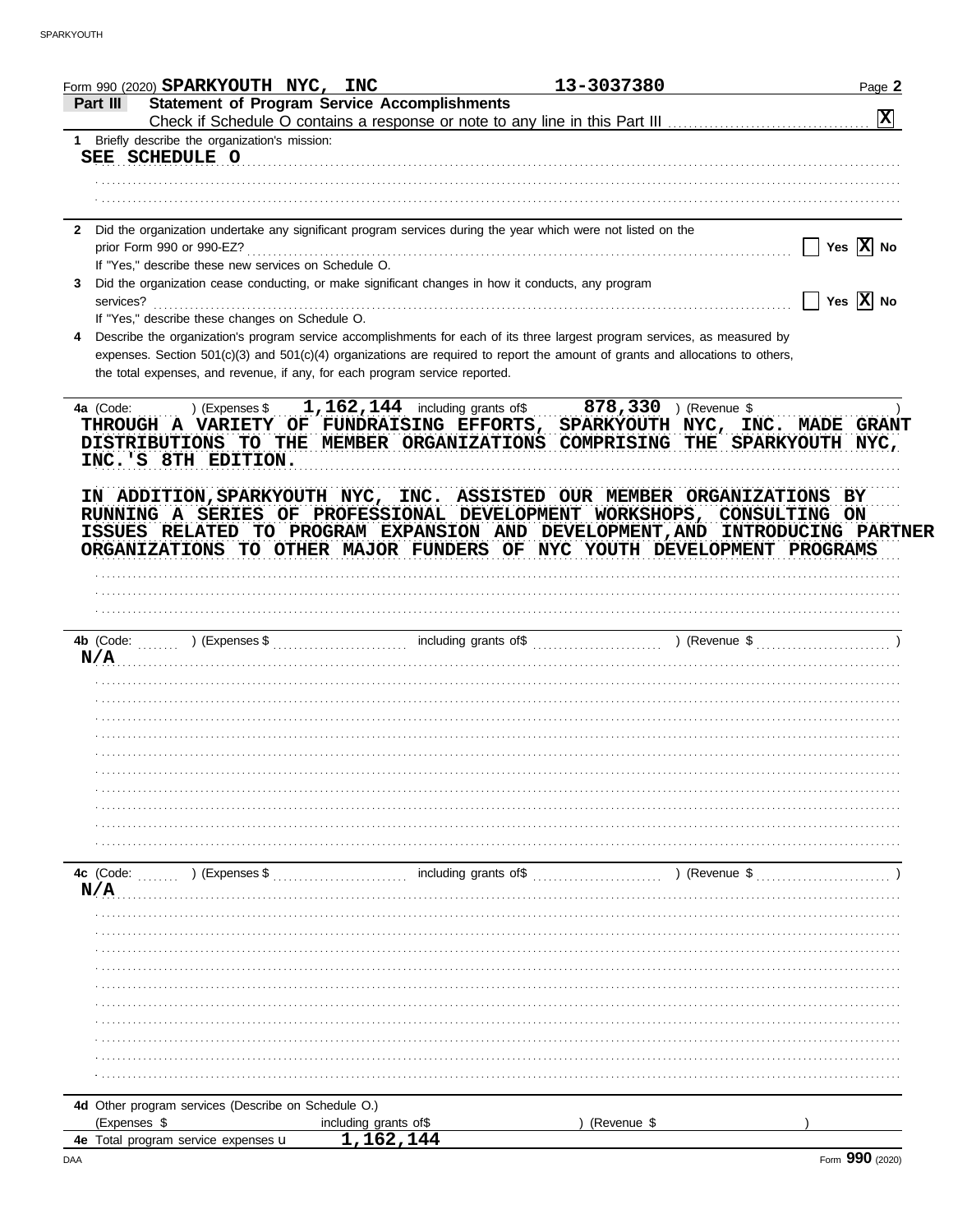Form 990 (2020) **SPARKYOUTH NYC, INC** **13-3037380** Page **2**

## Part III Statement of Program Service Accomplishments

Check if Schedule O contains a response or note to any line in this Part III ..... [X]

**1** Briefly describe the organization's mission:

SEE SCHEDULE O

**2** Did the organization undertake any significant program services during the year which were not listed on the prior Form 990 or 990-EZ? ..... [ ] Yes [X] No

If "Yes," describe these new services on Schedule O.

**3** Did the organization cease conducting, or make significant changes in how it conducts, any program services? ..... [ ] Yes [X] No

If "Yes," describe these changes on Schedule O.

**4** Describe the organization's program service accomplishments for each of its three largest program services, as measured by expenses. Section 501(c)(3) and 501(c)(4) organizations are required to report the amount of grants and allocations to others, the total expenses, and revenue, if any, for each program service reported.

**4a** (Code: ) (Expenses $ 1,162,144 including grants of$ 878,330 ) (Revenue $ )

THROUGH A VARIETY OF FUNDRAISING EFFORTS, SPARKYOUTH NYC, INC. MADE GRANT DISTRIBUTIONS TO THE MEMBER ORGANIZATIONS COMPRISING THE SPARKYOUTH NYC, INC.'S 8TH EDITION.

IN ADDITION,SPARKYOUTH NYC, INC. ASSISTED OUR MEMBER ORGANIZATIONS BY RUNNING A SERIES OF PROFESSIONAL DEVELOPMENT WORKSHOPS, CONSULTING ON ISSUES RELATED TO PROGRAM EXPANSION AND DEVELOPMENT,AND INTRODUCING PARTNER ORGANIZATIONS TO OTHER MAJOR FUNDERS OF NYC YOUTH DEVELOPMENT PROGRAMS

**4b** (Code: ) (Expenses $ including grants of$ ) (Revenue $ )

N/A

**4c** (Code: ) (Expenses $ including grants of$ ) (Revenue $ )

N/A

**4d** Other program services (Describe on Schedule O.)

(Expenses $ including grants of$ ) (Revenue $ )

**4e** Total program service expenses 1,162,144

DAA Form **990** (2020)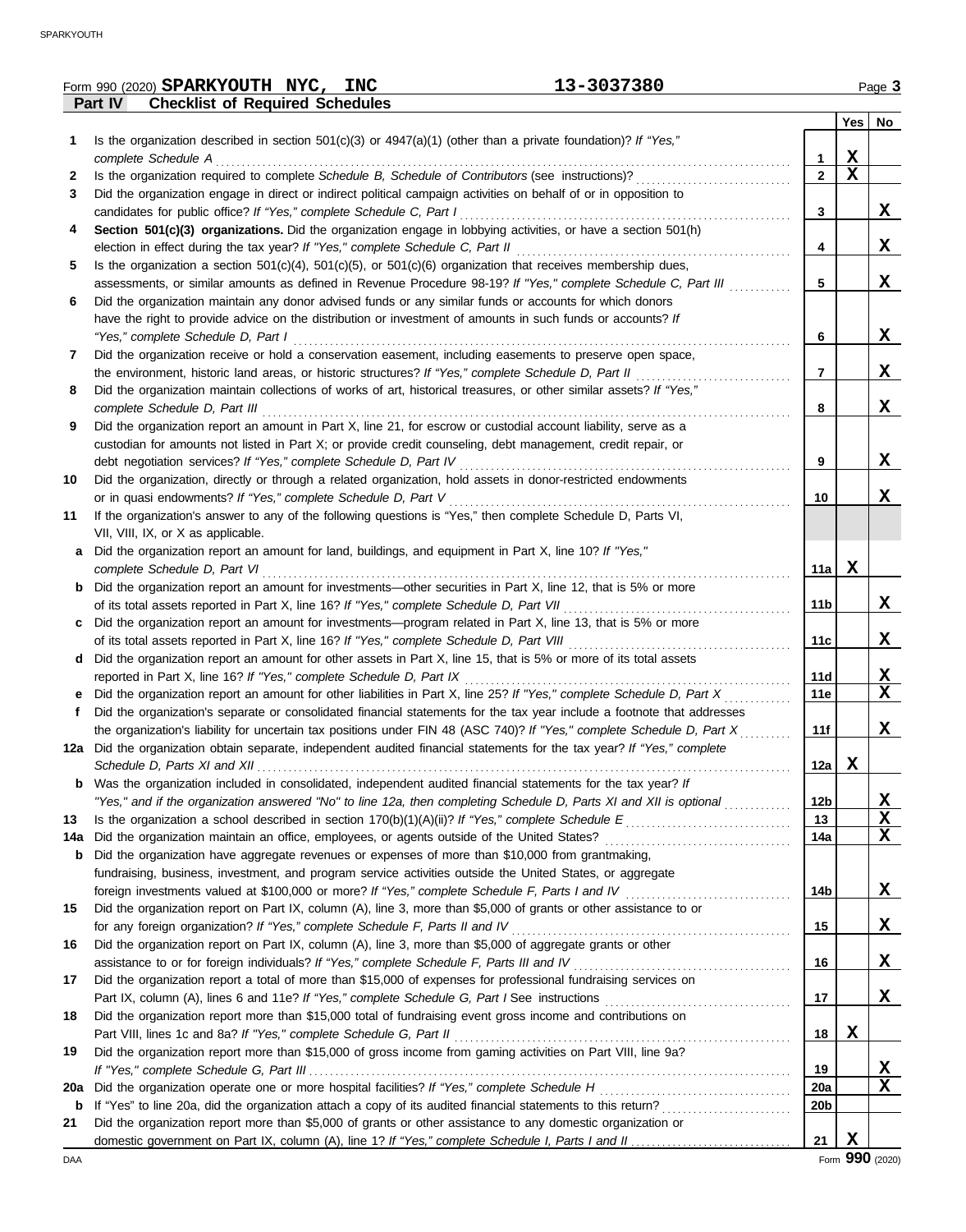Form 990 (2020) **SPARKYOUTH NYC, INC** **13-3037380** Page **3**

**Part IV Checklist of Required Schedules**

| | | | Yes | No |
|---|---|---|---|---|
| **1** | Is the organization described in section 501(c)(3) or 4947(a)(1) (other than a private foundation)? *If "Yes," complete Schedule A* | **1** | X | |
| **2** | Is the organization required to complete *Schedule B, Schedule of Contributors* (see instructions)? | **2** | X | |
| **3** | Did the organization engage in direct or indirect political campaign activities on behalf of or in opposition to candidates for public office? *If "Yes," complete Schedule C, Part I* | **3** | | X |
| **4** | **Section 501(c)(3) organizations.** Did the organization engage in lobbying activities, or have a section 501(h) election in effect during the tax year? *If "Yes," complete Schedule C, Part II* | **4** | | X |
| **5** | Is the organization a section 501(c)(4), 501(c)(5), or 501(c)(6) organization that receives membership dues, assessments, or similar amounts as defined in Revenue Procedure 98-19? *If "Yes," complete Schedule C, Part III* | **5** | | X |
| **6** | Did the organization maintain any donor advised funds or any similar funds or accounts for which donors have the right to provide advice on the distribution or investment of amounts in such funds or accounts? *If "Yes," complete Schedule D, Part I* | **6** | | X |
| **7** | Did the organization receive or hold a conservation easement, including easements to preserve open space, the environment, historic land areas, or historic structures? *If "Yes," complete Schedule D, Part II* | **7** | | X |
| **8** | Did the organization maintain collections of works of art, historical treasures, or other similar assets? *If "Yes," complete Schedule D, Part III* | **8** | | X |
| **9** | Did the organization report an amount in Part X, line 21, for escrow or custodial account liability, serve as a custodian for amounts not listed in Part X; or provide credit counseling, debt management, credit repair, or debt negotiation services? *If "Yes," complete Schedule D, Part IV* | **9** | | X |
| **10** | Did the organization, directly or through a related organization, hold assets in donor-restricted endowments or in quasi endowments? *If "Yes," complete Schedule D, Part V* | **10** | | X |
| **11** | If the organization's answer to any of the following questions is "Yes," then complete Schedule D, Parts VI, VII, VIII, IX, or X as applicable. | | | |
| **a** | Did the organization report an amount for land, buildings, and equipment in Part X, line 10? *If "Yes," complete Schedule D, Part VI* | **11a** | X | |
| **b** | Did the organization report an amount for investments—other securities in Part X, line 12, that is 5% or more of its total assets reported in Part X, line 16? *If "Yes," complete Schedule D, Part VII* | **11b** | | X |
| **c** | Did the organization report an amount for investments—program related in Part X, line 13, that is 5% or more of its total assets reported in Part X, line 16? *If "Yes," complete Schedule D, Part VIII* | **11c** | | X |
| **d** | Did the organization report an amount for other assets in Part X, line 15, that is 5% or more of its total assets reported in Part X, line 16? *If "Yes," complete Schedule D, Part IX* | **11d** | | X |
| **e** | Did the organization report an amount for other liabilities in Part X, line 25? *If "Yes," complete Schedule D, Part X* | **11e** | | X |
| **f** | Did the organization's separate or consolidated financial statements for the tax year include a footnote that addresses the organization's liability for uncertain tax positions under FIN 48 (ASC 740)? *If "Yes," complete Schedule D, Part X* | **11f** | | X |
| **12a** | Did the organization obtain separate, independent audited financial statements for the tax year? *If "Yes," complete Schedule D, Parts XI and XII* | **12a** | X | |
| **b** | Was the organization included in consolidated, independent audited financial statements for the tax year? *If "Yes," and if the organization answered "No" to line 12a, then completing Schedule D, Parts XI and XII is optional* | **12b** | | X |
| **13** | Is the organization a school described in section 170(b)(1)(A)(ii)? *If "Yes," complete Schedule E* | **13** | | X |
| **14a** | Did the organization maintain an office, employees, or agents outside of the United States? | **14a** | | X |
| **b** | Did the organization have aggregate revenues or expenses of more than $10,000 from grantmaking, fundraising, business, investment, and program service activities outside the United States, or aggregate foreign investments valued at $100,000 or more? *If "Yes," complete Schedule F, Parts I and IV* | **14b** | | X |
| **15** | Did the organization report on Part IX, column (A), line 3, more than $5,000 of grants or other assistance to or for any foreign organization? *If "Yes," complete Schedule F, Parts II and IV* | **15** | | X |
| **16** | Did the organization report on Part IX, column (A), line 3, more than $5,000 of aggregate grants or other assistance to or for foreign individuals? *If "Yes," complete Schedule F, Parts III and IV* | **16** | | X |
| **17** | Did the organization report a total of more than $15,000 of expenses for professional fundraising services on Part IX, column (A), lines 6 and 11e? *If "Yes," complete Schedule G, Part I* See instructions | **17** | | X |
| **18** | Did the organization report more than $15,000 total of fundraising event gross income and contributions on Part VIII, lines 1c and 8a? *If "Yes," complete Schedule G, Part II* | **18** | X | |
| **19** | Did the organization report more than $15,000 of gross income from gaming activities on Part VIII, line 9a? *If "Yes," complete Schedule G, Part III* | **19** | | X |
| **20a** | Did the organization operate one or more hospital facilities? *If "Yes," complete Schedule H* | **20a** | | X |
| **b** | If "Yes" to line 20a, did the organization attach a copy of its audited financial statements to this return? | **20b** | | |
| **21** | Did the organization report more than $5,000 of grants or other assistance to any domestic organization or domestic government on Part IX, column (A), line 1? *If "Yes," complete Schedule I, Parts I and II* | **21** | X | |

DAA Form **990** (2020)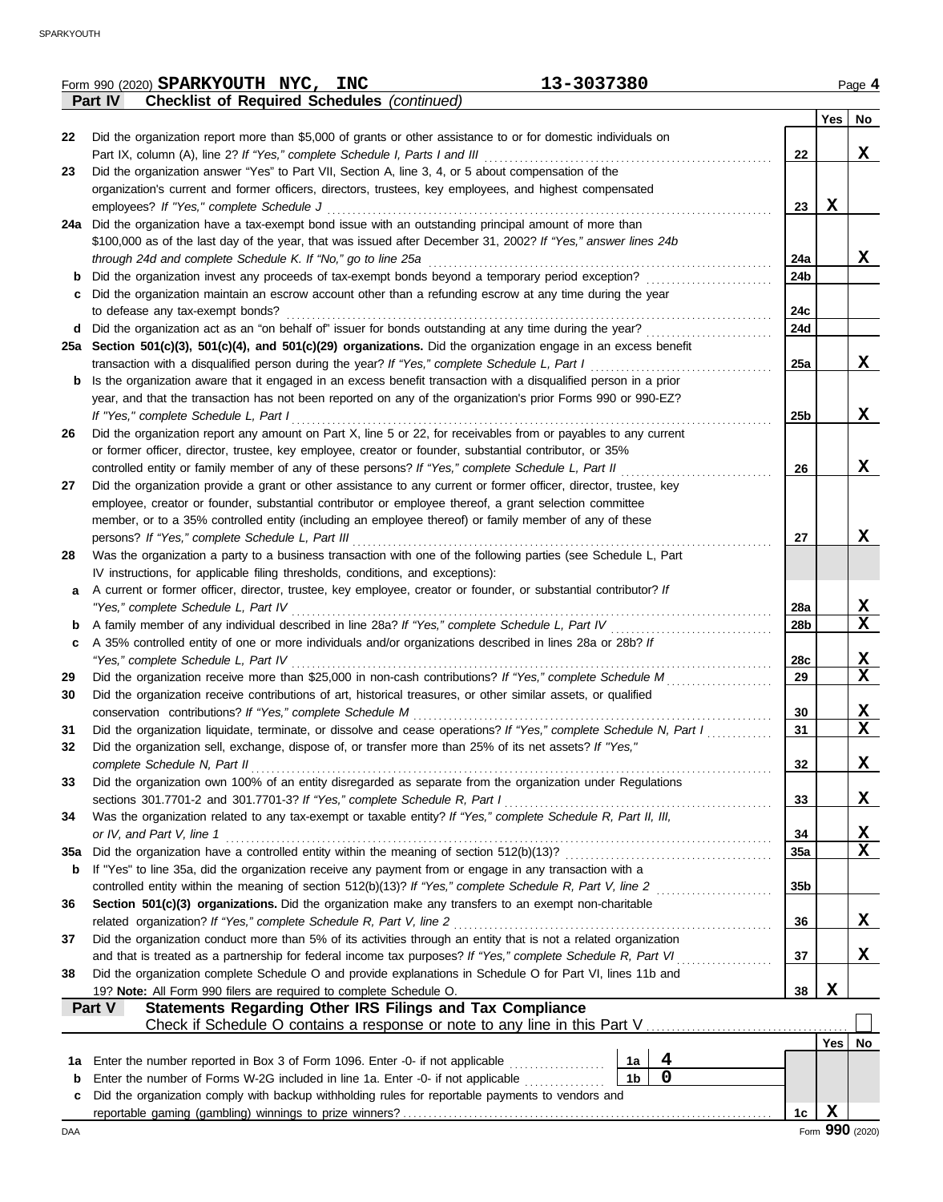Form 990 (2020) **SPARKYOUTH NYC, INC** 13-3037380

## Part IV Checklist of Required Schedules *(continued)*

| | | | Yes | No |
|---|---|---|---|---|
| 22 | Did the organization report more than $5,000 of grants or other assistance to or for domestic individuals on Part IX, column (A), line 2? *If "Yes," complete Schedule I, Parts I and III* | 22 | | X |
| 23 | Did the organization answer "Yes" to Part VII, Section A, line 3, 4, or 5 about compensation of the organization's current and former officers, directors, trustees, key employees, and highest compensated employees? *If "Yes," complete Schedule J* | 23 | X | |
| 24a | Did the organization have a tax-exempt bond issue with an outstanding principal amount of more than $100,000 as of the last day of the year, that was issued after December 31, 2002? *If "Yes," answer lines 24b through 24d and complete Schedule K. If "No," go to line 25a* | 24a | | X |
| b | Did the organization invest any proceeds of tax-exempt bonds beyond a temporary period exception? | 24b | | |
| c | Did the organization maintain an escrow account other than a refunding escrow at any time during the year to defease any tax-exempt bonds? | 24c | | |
| d | Did the organization act as an "on behalf of" issuer for bonds outstanding at any time during the year? | 24d | | |
| 25a | **Section 501(c)(3), 501(c)(4), and 501(c)(29) organizations.** Did the organization engage in an excess benefit transaction with a disqualified person during the year? *If "Yes," complete Schedule L, Part I* | 25a | | X |
| b | Is the organization aware that it engaged in an excess benefit transaction with a disqualified person in a prior year, and that the transaction has not been reported on any of the organization's prior Forms 990 or 990-EZ? *If "Yes," complete Schedule L, Part I* | 25b | | X |
| 26 | Did the organization report any amount on Part X, line 5 or 22, for receivables from or payables to any current or former officer, director, trustee, key employee, creator or founder, substantial contributor, or 35% controlled entity or family member of any of these persons? *If "Yes," complete Schedule L, Part II* | 26 | | X |
| 27 | Did the organization provide a grant or other assistance to any current or former officer, director, trustee, key employee, creator or founder, substantial contributor or employee thereof, a grant selection committee member, or to a 35% controlled entity (including an employee thereof) or family member of any of these persons? *If "Yes," complete Schedule L, Part III* | 27 | | X |
| 28 | Was the organization a party to a business transaction with one of the following parties (see Schedule L, Part IV instructions, for applicable filing thresholds, conditions, and exceptions): | | | |
| a | A current or former officer, director, trustee, key employee, creator or founder, or substantial contributor? *If "Yes," complete Schedule L, Part IV* | 28a | | X |
| b | A family member of any individual described in line 28a? *If "Yes," complete Schedule L, Part IV* | 28b | | X |
| c | A 35% controlled entity of one or more individuals and/or organizations described in lines 28a or 28b? *If "Yes," complete Schedule L, Part IV* | 28c | | X |
| 29 | Did the organization receive more than $25,000 in non-cash contributions? *If "Yes," complete Schedule M* | 29 | | X |
| 30 | Did the organization receive contributions of art, historical treasures, or other similar assets, or qualified conservation contributions? *If "Yes," complete Schedule M* | 30 | | X |
| 31 | Did the organization liquidate, terminate, or dissolve and cease operations? *If "Yes," complete Schedule N, Part I* | 31 | | X |
| 32 | Did the organization sell, exchange, dispose of, or transfer more than 25% of its net assets? *If "Yes," complete Schedule N, Part II* | 32 | | X |
| 33 | Did the organization own 100% of an entity disregarded as separate from the organization under Regulations sections 301.7701-2 and 301.7701-3? *If "Yes," complete Schedule R, Part I* | 33 | | X |
| 34 | Was the organization related to any tax-exempt or taxable entity? *If "Yes," complete Schedule R, Part II, III, or IV, and Part V, line 1* | 34 | | X |
| 35a | Did the organization have a controlled entity within the meaning of section 512(b)(13)? | 35a | | X |
| b | If "Yes" to line 35a, did the organization receive any payment from or engage in any transaction with a controlled entity within the meaning of section 512(b)(13)? *If "Yes," complete Schedule R, Part V, line 2* | 35b | | |
| 36 | **Section 501(c)(3) organizations.** Did the organization make any transfers to an exempt non-charitable related organization? *If "Yes," complete Schedule R, Part V, line 2* | 36 | | X |
| 37 | Did the organization conduct more than 5% of its activities through an entity that is not a related organization and that is treated as a partnership for federal income tax purposes? *If "Yes," complete Schedule R, Part VI* | 37 | | X |
| 38 | Did the organization complete Schedule O and provide explanations in Schedule O for Part VI, lines 11b and 19? **Note:** All Form 990 filers are required to complete Schedule O. | 38 | X | |

## Part V Statements Regarding Other IRS Filings and Tax Compliance

Check if Schedule O contains a response or note to any line in this Part V ☐

| | | | | | Yes | No |
|---|---|---|---|---|---|---|
| 1a | Enter the number reported in Box 3 of Form 1096. Enter -0- if not applicable | 1a | 4 | | | |
| b | Enter the number of Forms W-2G included in line 1a. Enter -0- if not applicable | 1b | 0 | | | |
| c | Did the organization comply with backup withholding rules for reportable payments to vendors and reportable gaming (gambling) winnings to prize winners? | | | 1c | X | |

DAA Form **990** (2020)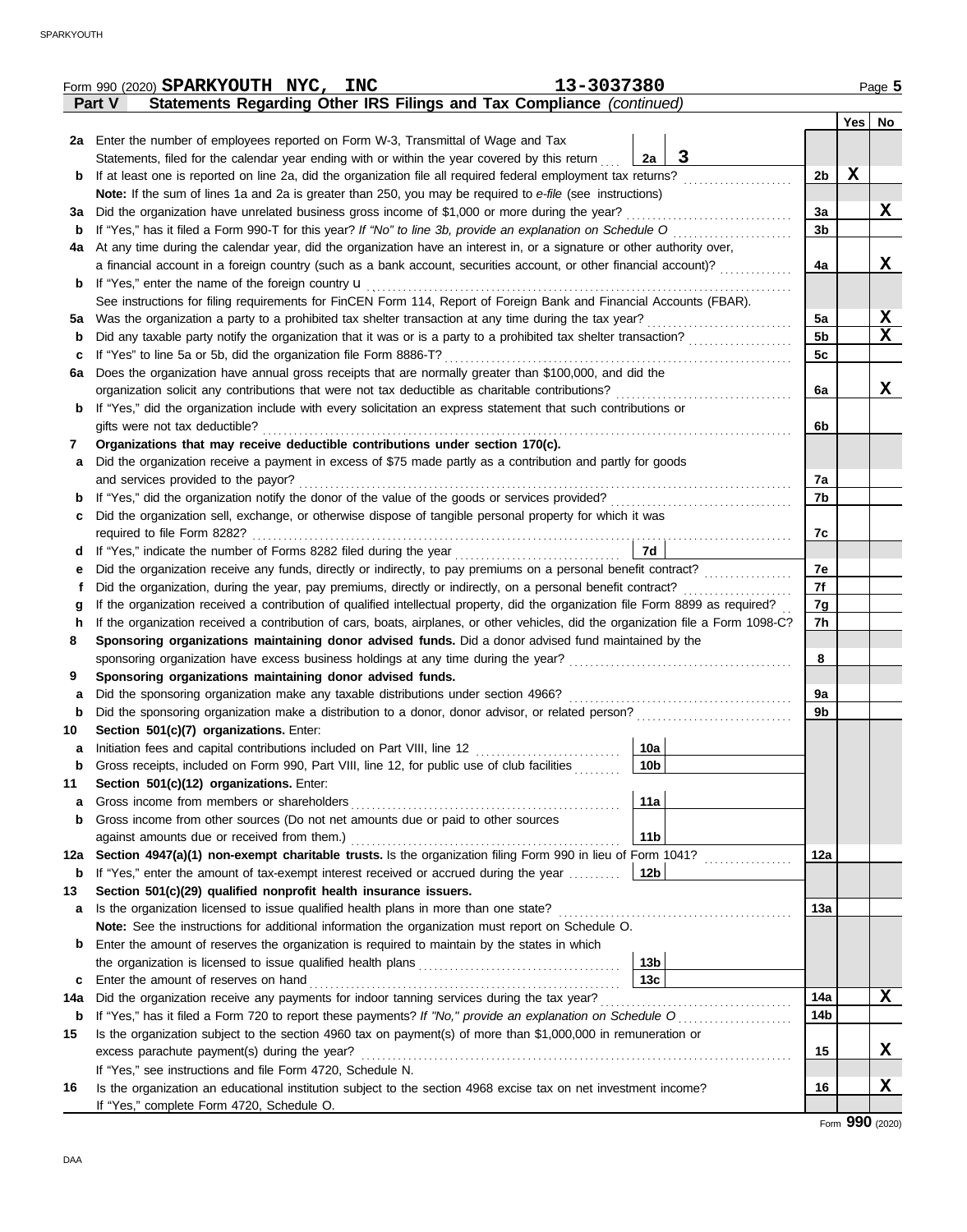Form 990 (2020) **SPARKYOUTH NYC, INC** **13-3037380** Page 5

**Part V — Statements Regarding Other IRS Filings and Tax Compliance** *(continued)*

| | | | | Yes | No |
|---|---|---|---|---|---|
| 2a | Enter the number of employees reported on Form W-3, Transmittal of Wage and Tax Statements, filed for the calendar year ending with or within the year covered by this return | 2a: 3 | | | |
| b | If at least one is reported on line 2a, did the organization file all required federal employment tax returns? | | 2b | X | |
| | **Note:** If the sum of lines 1a and 2a is greater than 250, you may be required to *e-file* (see instructions) | | | | |
| 3a | Did the organization have unrelated business gross income of $1,000 or more during the year? | | 3a | | X |
| b | If "Yes," has it filed a Form 990-T for this year? *If "No" to line 3b, provide an explanation on Schedule O* | | 3b | | |
| 4a | At any time during the calendar year, did the organization have an interest in, or a signature or other authority over, a financial account in a foreign country (such as a bank account, securities account, or other financial account)? | | 4a | | X |
| b | If "Yes," enter the name of the foreign country u | | | | |
| | See instructions for filing requirements for FinCEN Form 114, Report of Foreign Bank and Financial Accounts (FBAR). | | | | |
| 5a | Was the organization a party to a prohibited tax shelter transaction at any time during the tax year? | | 5a | | X |
| b | Did any taxable party notify the organization that it was or is a party to a prohibited tax shelter transaction? | | 5b | | X |
| c | If "Yes" to line 5a or 5b, did the organization file Form 8886-T? | | 5c | | |
| 6a | Does the organization have annual gross receipts that are normally greater than $100,000, and did the organization solicit any contributions that were not tax deductible as charitable contributions? | | 6a | | X |
| b | If "Yes," did the organization include with every solicitation an express statement that such contributions or gifts were not tax deductible? | | 6b | | |
| 7 | **Organizations that may receive deductible contributions under section 170(c).** | | | | |
| a | Did the organization receive a payment in excess of $75 made partly as a contribution and partly for goods and services provided to the payor? | | 7a | | |
| b | If "Yes," did the organization notify the donor of the value of the goods or services provided? | | 7b | | |
| c | Did the organization sell, exchange, or otherwise dispose of tangible personal property for which it was required to file Form 8282? | | 7c | | |
| d | If "Yes," indicate the number of Forms 8282 filed during the year | 7d | | | |
| e | Did the organization receive any funds, directly or indirectly, to pay premiums on a personal benefit contract? | | 7e | | |
| f | Did the organization, during the year, pay premiums, directly or indirectly, on a personal benefit contract? | | 7f | | |
| g | If the organization received a contribution of qualified intellectual property, did the organization file Form 8899 as required? | | 7g | | |
| h | If the organization received a contribution of cars, boats, airplanes, or other vehicles, did the organization file a Form 1098-C? | | 7h | | |
| 8 | **Sponsoring organizations maintaining donor advised funds.** Did a donor advised fund maintained by the sponsoring organization have excess business holdings at any time during the year? | | 8 | | |
| 9 | **Sponsoring organizations maintaining donor advised funds.** | | | | |
| a | Did the sponsoring organization make any taxable distributions under section 4966? | | 9a | | |
| b | Did the sponsoring organization make a distribution to a donor, donor advisor, or related person? | | 9b | | |
| 10 | **Section 501(c)(7) organizations.** Enter: | | | | |
| a | Initiation fees and capital contributions included on Part VIII, line 12 | 10a | | | |
| b | Gross receipts, included on Form 990, Part VIII, line 12, for public use of club facilities | 10b | | | |
| 11 | **Section 501(c)(12) organizations.** Enter: | | | | |
| a | Gross income from members or shareholders | 11a | | | |
| b | Gross income from other sources (Do not net amounts due or paid to other sources against amounts due or received from them.) | 11b | | | |
| 12a | **Section 4947(a)(1) non-exempt charitable trusts.** Is the organization filing Form 990 in lieu of Form 1041? | | 12a | | |
| b | If "Yes," enter the amount of tax-exempt interest received or accrued during the year | 12b | | | |
| 13 | **Section 501(c)(29) qualified nonprofit health insurance issuers.** | | | | |
| a | Is the organization licensed to issue qualified health plans in more than one state? | | 13a | | |
| | **Note:** See the instructions for additional information the organization must report on Schedule O. | | | | |
| b | Enter the amount of reserves the organization is required to maintain by the states in which the organization is licensed to issue qualified health plans | 13b | | | |
| c | Enter the amount of reserves on hand | 13c | | | |
| 14a | Did the organization receive any payments for indoor tanning services during the tax year? | | 14a | | X |
| b | If "Yes," has it filed a Form 720 to report these payments? *If "No," provide an explanation on Schedule O* | | 14b | | |
| 15 | Is the organization subject to the section 4960 tax on payment(s) of more than $1,000,000 in remuneration or excess parachute payment(s) during the year? | | 15 | | X |
| | If "Yes," see instructions and file Form 4720, Schedule N. | | | | |
| 16 | Is the organization an educational institution subject to the section 4968 excise tax on net investment income? | | 16 | | X |
| | If "Yes," complete Form 4720, Schedule O. | | | | |

Form **990** (2020)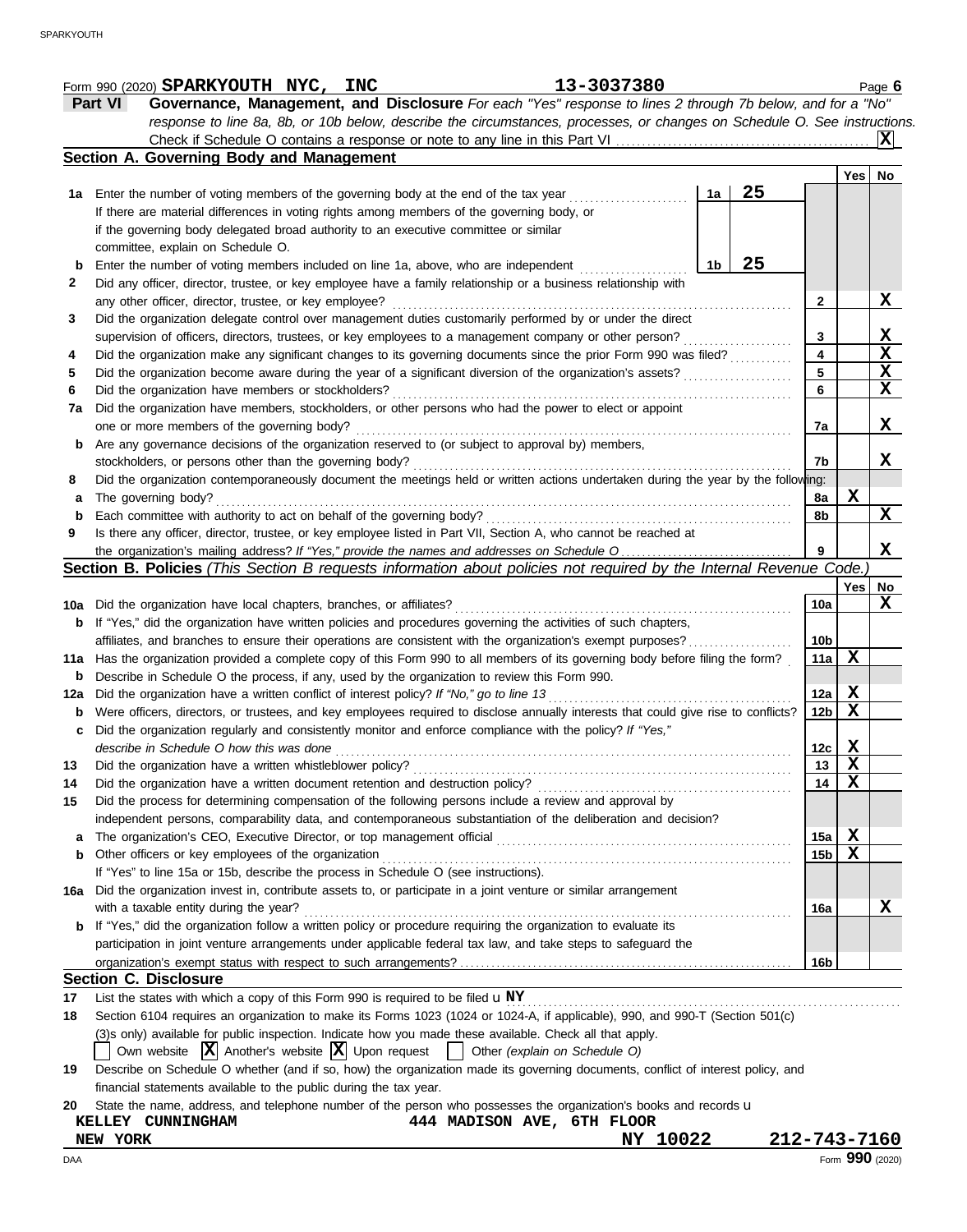Form 990 (2020) **SPARKYOUTH NYC, INC** **13-3037380** Page **6**

## Part VI Governance, Management, and Disclosure

*For each "Yes" response to lines 2 through 7b below, and for a "No" response to line 8a, 8b, or 10b below, describe the circumstances, processes, or changes on Schedule O. See instructions.*

Check if Schedule O contains a response or note to any line in this Part VI . . . . . . . . **X**

### Section A. Governing Body and Management

| | | | | Line | Yes | No |
|---|---|---|---|---|---|---|
| **1a** | Enter the number of voting members of the governing body at the end of the tax year | 1a | 25 | | | |
| | If there are material differences in voting rights among members of the governing body, or if the governing body delegated broad authority to an executive committee or similar committee, explain on Schedule O. | | | | | |
| **b** | Enter the number of voting members included on line 1a, above, who are independent | 1b | 25 | | | |
| **2** | Did any officer, director, trustee, or key employee have a family relationship or a business relationship with any other officer, director, trustee, or key employee? | | | 2 | | X |
| **3** | Did the organization delegate control over management duties customarily performed by or under the direct supervision of officers, directors, trustees, or key employees to a management company or other person? | | | 3 | | X |
| **4** | Did the organization make any significant changes to its governing documents since the prior Form 990 was filed? | | | 4 | | X |
| **5** | Did the organization become aware during the year of a significant diversion of the organization's assets? | | | 5 | | X |
| **6** | Did the organization have members or stockholders? | | | 6 | | X |
| **7a** | Did the organization have members, stockholders, or other persons who had the power to elect or appoint one or more members of the governing body? | | | 7a | | X |
| **b** | Are any governance decisions of the organization reserved to (or subject to approval by) members, stockholders, or persons other than the governing body? | | | 7b | | X |
| **8** | Did the organization contemporaneously document the meetings held or written actions undertaken during the year by the following: | | | | | |
| **a** | The governing body? | | | 8a | X | |
| **b** | Each committee with authority to act on behalf of the governing body? | | | 8b | | X |
| **9** | Is there any officer, director, trustee, or key employee listed in Part VII, Section A, who cannot be reached at the organization's mailing address? *If "Yes," provide the names and addresses on Schedule O* | | | 9 | | X |

### Section B. Policies *(This Section B requests information about policies not required by the Internal Revenue Code.)*

| | | Line | Yes | No |
|---|---|---|---|---|
| **10a** | Did the organization have local chapters, branches, or affiliates? | 10a | | X |
| **b** | If "Yes," did the organization have written policies and procedures governing the activities of such chapters, affiliates, and branches to ensure their operations are consistent with the organization's exempt purposes? | 10b | | |
| **11a** | Has the organization provided a complete copy of this Form 990 to all members of its governing body before filing the form? | 11a | X | |
| **b** | Describe in Schedule O the process, if any, used by the organization to review this Form 990. | | | |
| **12a** | Did the organization have a written conflict of interest policy? *If "No," go to line 13* | 12a | X | |
| **b** | Were officers, directors, or trustees, and key employees required to disclose annually interests that could give rise to conflicts? | 12b | X | |
| **c** | Did the organization regularly and consistently monitor and enforce compliance with the policy? *If "Yes," describe in Schedule O how this was done* | 12c | X | |
| **13** | Did the organization have a written whistleblower policy? | 13 | X | |
| **14** | Did the organization have a written document retention and destruction policy? | 14 | X | |
| **15** | Did the process for determining compensation of the following persons include a review and approval by independent persons, comparability data, and contemporaneous substantiation of the deliberation and decision? | | | |
| **a** | The organization's CEO, Executive Director, or top management official | 15a | X | |
| **b** | Other officers or key employees of the organization | 15b | X | |
| | If "Yes" to line 15a or 15b, describe the process in Schedule O (see instructions). | | | |
| **16a** | Did the organization invest in, contribute assets to, or participate in a joint venture or similar arrangement with a taxable entity during the year? | 16a | | X |
| **b** | If "Yes," did the organization follow a written policy or procedure requiring the organization to evaluate its participation in joint venture arrangements under applicable federal tax law, and take steps to safeguard the organization's exempt status with respect to such arrangements? | 16b | | |

### Section C. Disclosure

**17** List the states with which a copy of this Form 990 is required to be filed u **NY**

**18** Section 6104 requires an organization to make its Forms 1023 (1024 or 1024-A, if applicable), 990, and 990-T (Section 501(c)(3)s only) available for public inspection. Indicate how you made these available. Check all that apply.

☐ Own website **X** Another's website **X** Upon request ☐ Other *(explain on Schedule O)*

**19** Describe on Schedule O whether (and if so, how) the organization made its governing documents, conflict of interest policy, and financial statements available to the public during the tax year.

**20** State the name, address, and telephone number of the person who possesses the organization's books and records u

**KELLEY CUNNINGHAM** **444 MADISON AVE, 6TH FLOOR**
**NEW YORK** **NY 10022** **212-743-7160**

DAA Form **990** (2020)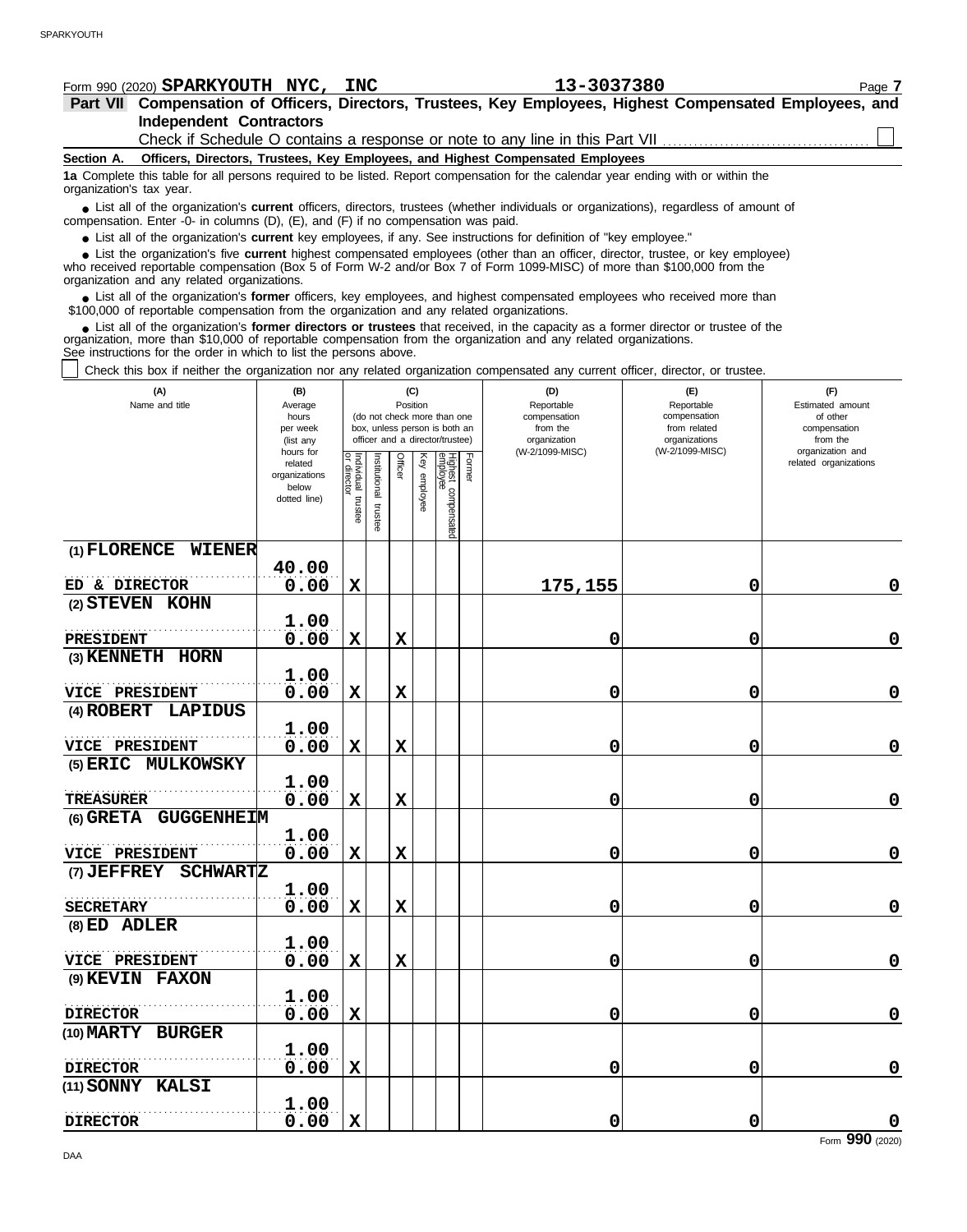Form 990 (2020) **SPARKYOUTH NYC, INC** **13-3037380** Page **7**

**Part VII Compensation of Officers, Directors, Trustees, Key Employees, Highest Compensated Employees, and Independent Contractors**

Check if Schedule O contains a response or note to any line in this Part VII ☐

**Section A. Officers, Directors, Trustees, Key Employees, and Highest Compensated Employees**

**1a** Complete this table for all persons required to be listed. Report compensation for the calendar year ending with or within the organization's tax year.

- List all of the organization's **current** officers, directors, trustees (whether individuals or organizations), regardless of amount of compensation. Enter -0- in columns (D), (E), and (F) if no compensation was paid.
- List all of the organization's **current** key employees, if any. See instructions for definition of "key employee."
- List the organization's five **current** highest compensated employees (other than an officer, director, trustee, or key employee) who received reportable compensation (Box 5 of Form W-2 and/or Box 7 of Form 1099-MISC) of more than $100,000 from the organization and any related organizations.
- List all of the organization's **former** officers, key employees, and highest compensated employees who received more than $100,000 of reportable compensation from the organization and any related organizations.
- List all of the organization's **former directors or trustees** that received, in the capacity as a former director or trustee of the organization, more than $10,000 of reportable compensation from the organization and any related organizations.

See instructions for the order in which to list the persons above.

☐ Check this box if neither the organization nor any related organization compensated any current officer, director, or trustee.

| (A) Name and title | (B) Average hours per week (list any hours for related organizations below dotted line) | (C) Position: Individual trustee or director | Institutional trustee | Officer | Key employee | Highest compensated employee | Former | (D) Reportable compensation from the organization (W-2/1099-MISC) | (E) Reportable compensation from related organizations (W-2/1099-MISC) | (F) Estimated amount of other compensation from the organization and related organizations |
|---|---|---|---|---|---|---|---|---|---|---|
| (1) FLORENCE WIENER<br>ED & DIRECTOR | 40.00<br>0.00 | X | | | | | | 175,155 | 0 | 0 |
| (2) STEVEN KOHN<br>PRESIDENT | 1.00<br>0.00 | X | | X | | | | 0 | 0 | 0 |
| (3) KENNETH HORN<br>VICE PRESIDENT | 1.00<br>0.00 | X | | X | | | | 0 | 0 | 0 |
| (4) ROBERT LAPIDUS<br>VICE PRESIDENT | 1.00<br>0.00 | X | | X | | | | 0 | 0 | 0 |
| (5) ERIC MULKOWSKY<br>TREASURER | 1.00<br>0.00 | X | | X | | | | 0 | 0 | 0 |
| (6) GRETA GUGGENHEIM<br>VICE PRESIDENT | 1.00<br>0.00 | X | | X | | | | 0 | 0 | 0 |
| (7) JEFFREY SCHWARTZ<br>SECRETARY | 1.00<br>0.00 | X | | X | | | | 0 | 0 | 0 |
| (8) ED ADLER<br>VICE PRESIDENT | 1.00<br>0.00 | X | | X | | | | 0 | 0 | 0 |
| (9) KEVIN FAXON<br>DIRECTOR | 1.00<br>0.00 | X | | | | | | 0 | 0 | 0 |
| (10) MARTY BURGER<br>DIRECTOR | 1.00<br>0.00 | X | | | | | | 0 | 0 | 0 |
| (11) SONNY KALSI<br>DIRECTOR | 1.00<br>0.00 | X | | | | | | 0 | 0 | 0 |

Form **990** (2020)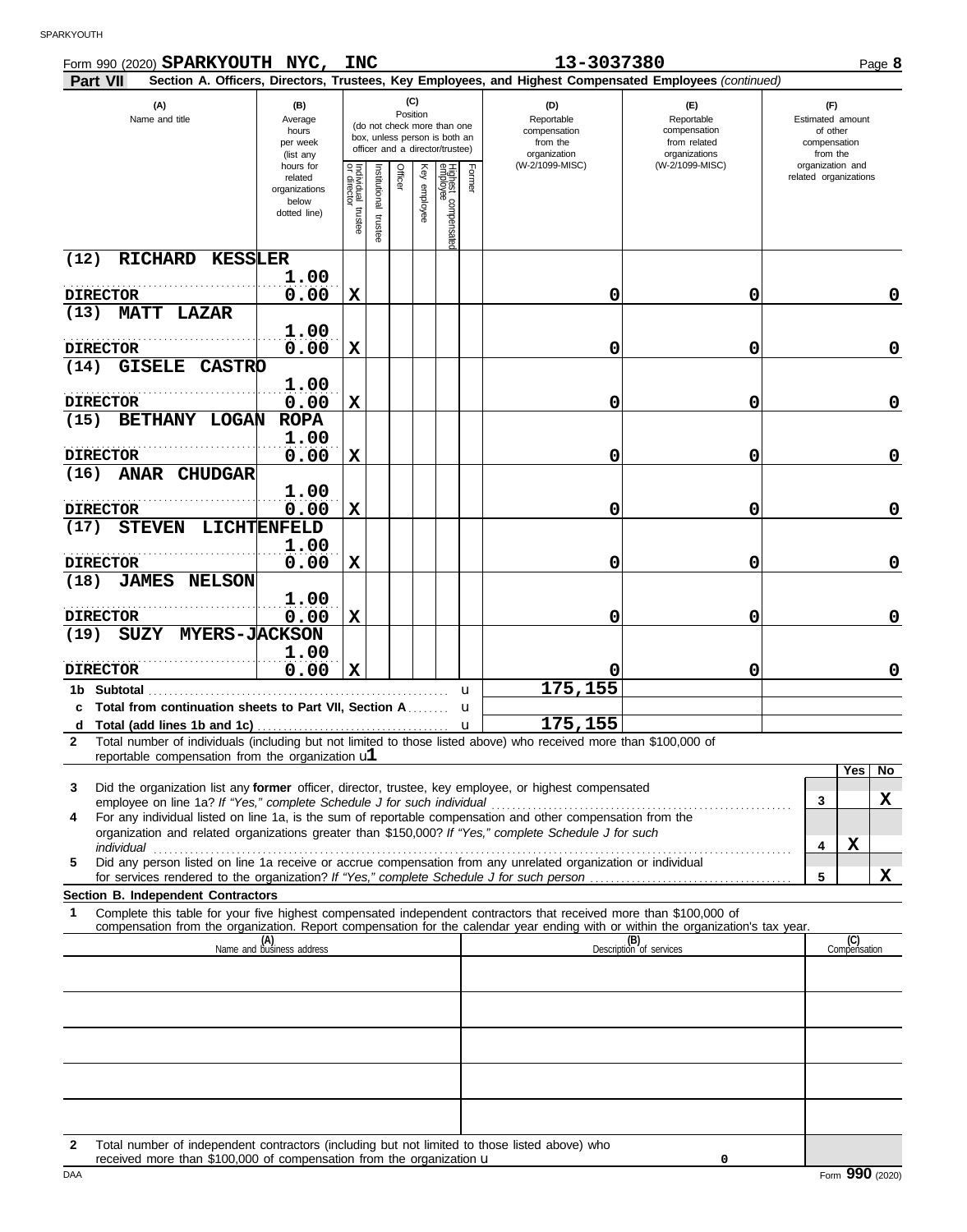Form 990 (2020) **SPARKYOUTH NYC, INC** **13-3037380** Page **8**

**Part VII** **Section A. Officers, Directors, Trustees, Key Employees, and Highest Compensated Employees** *(continued)*

| (A) Name and title | (B) Average hours per week (list any hours for related organizations below dotted line) | (C) Position: Individual trustee or director | Institutional trustee | Officer | Key employee | Highest compensated employee | Former | (D) Reportable compensation from the organization (W-2/1099-MISC) | (E) Reportable compensation from related organizations (W-2/1099-MISC) | (F) Estimated amount of other compensation from the organization and related organizations |
|---|---|---|---|---|---|---|---|---|---|---|
| (12) RICHARD KESSLER<br>DIRECTOR | 1.00<br>0.00 | X | | | | | | 0 | 0 | 0 |
| (13) MATT LAZAR<br>DIRECTOR | 1.00<br>0.00 | X | | | | | | 0 | 0 | 0 |
| (14) GISELE CASTRO<br>DIRECTOR | 1.00<br>0.00 | X | | | | | | 0 | 0 | 0 |
| (15) BETHANY LOGAN ROPA<br>DIRECTOR | 1.00<br>0.00 | X | | | | | | 0 | 0 | 0 |
| (16) ANAR CHUDGAR<br>DIRECTOR | 1.00<br>0.00 | X | | | | | | 0 | 0 | 0 |
| (17) STEVEN LICHTENFELD<br>DIRECTOR | 1.00<br>0.00 | X | | | | | | 0 | 0 | 0 |
| (18) JAMES NELSON<br>DIRECTOR | 1.00<br>0.00 | X | | | | | | 0 | 0 | 0 |
| (19) SUZY MYERS-JACKSON<br>DIRECTOR | 1.00<br>0.00 | X | | | | | | 0 | 0 | 0 |
| **1b Subtotal** | | | | | | | | 175,155 | | |
| **c Total from continuation sheets to Part VII, Section A** | | | | | | | | | | |
| **d Total (add lines 1b and 1c)** | | | | | | | | 175,155 | | |

**2** Total number of individuals (including but not limited to those listed above) who received more than $100,000 of reportable compensation from the organization u **1**

| | | Yes | No |
|---|---|---|---|
| **3** Did the organization list any **former** officer, director, trustee, key employee, or highest compensated employee on line 1a? *If "Yes," complete Schedule J for such individual* | 3 | | X |
| **4** For any individual listed on line 1a, is the sum of reportable compensation and other compensation from the organization and related organizations greater than $150,000? *If "Yes," complete Schedule J for such individual* | 4 | X | |
| **5** Did any person listed on line 1a receive or accrue compensation from any unrelated organization or individual for services rendered to the organization? *If "Yes," complete Schedule J for such person* | 5 | | X |

**Section B. Independent Contractors**

**1** Complete this table for your five highest compensated independent contractors that received more than $100,000 of compensation from the organization. Report compensation for the calendar year ending with or within the organization's tax year.

| (A) Name and business address | (B) Description of services | (C) Compensation |
|---|---|---|
| | | |
| | | |
| | | |
| | | |
| | | |

**2** Total number of independent contractors (including but not limited to those listed above) who received more than $100,000 of compensation from the organization u **0**

DAA Form **990** (2020)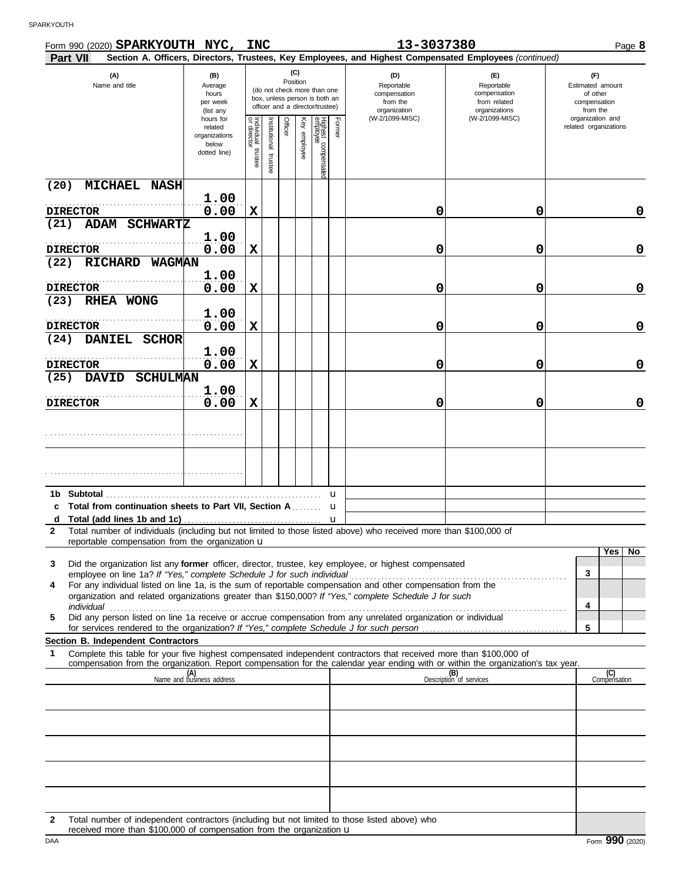Form 990 (2020) **SPARKYOUTH NYC, INC** **13-3037380** Page **8**

**Part VII** **Section A. Officers, Directors, Trustees, Key Employees, and Highest Compensated Employees** *(continued)*

| (A) Name and title | (B) Average hours per week (list any hours for related organizations below dotted line) | (C) Position: Individual trustee or director | Institutional trustee | Officer | Key employee | Highest compensated employee | Former | (D) Reportable compensation from the organization (W-2/1099-MISC) | (E) Reportable compensation from related organizations (W-2/1099-MISC) | (F) Estimated amount of other compensation from the organization and related organizations |
|---|---|---|---|---|---|---|---|---|---|---|
| (20) MICHAEL NASH<br>DIRECTOR | 1.00<br>0.00 | X | | | | | | 0 | 0 | 0 |
| (21) ADAM SCHWARTZ<br>DIRECTOR | 1.00<br>0.00 | X | | | | | | 0 | 0 | 0 |
| (22) RICHARD WAGMAN<br>DIRECTOR | 1.00<br>0.00 | X | | | | | | 0 | 0 | 0 |
| (23) RHEA WONG<br>DIRECTOR | 1.00<br>0.00 | X | | | | | | 0 | 0 | 0 |
| (24) DANIEL SCHOR<br>DIRECTOR | 1.00<br>0.00 | X | | | | | | 0 | 0 | 0 |
| (25) DAVID SCHULMAN<br>DIRECTOR | 1.00<br>0.00 | X | | | | | | 0 | 0 | 0 |
| | | | | | | | | | | |
| | | | | | | | | | | |

**1b Subtotal** u

**c Total from continuation sheets to Part VII, Section A** u

**d Total (add lines 1b and 1c)** u

**2** Total number of individuals (including but not limited to those listed above) who received more than $100,000 of reportable compensation from the organization u

| | | Yes | No |
|---|---|---|---|
| **3** Did the organization list any **former** officer, director, trustee, key employee, or highest compensated employee on line 1a? *If "Yes," complete Schedule J for such individual* | 3 | | |
| **4** For any individual listed on line 1a, is the sum of reportable compensation and other compensation from the organization and related organizations greater than $150,000? *If "Yes," complete Schedule J for such individual* | 4 | | |
| **5** Did any person listed on line 1a receive or accrue compensation from any unrelated organization or individual for services rendered to the organization? *If "Yes," complete Schedule J for such person* | 5 | | |

**Section B. Independent Contractors**

**1** Complete this table for your five highest compensated independent contractors that received more than $100,000 of compensation from the organization. Report compensation for the calendar year ending with or within the organization's tax year.

| (A) Name and business address | (B) Description of services | (C) Compensation |
|---|---|---|
| | | |
| | | |
| | | |
| | | |
| | | |

**2** Total number of independent contractors (including but not limited to those listed above) who received more than $100,000 of compensation from the organization u

Form **990** (2020)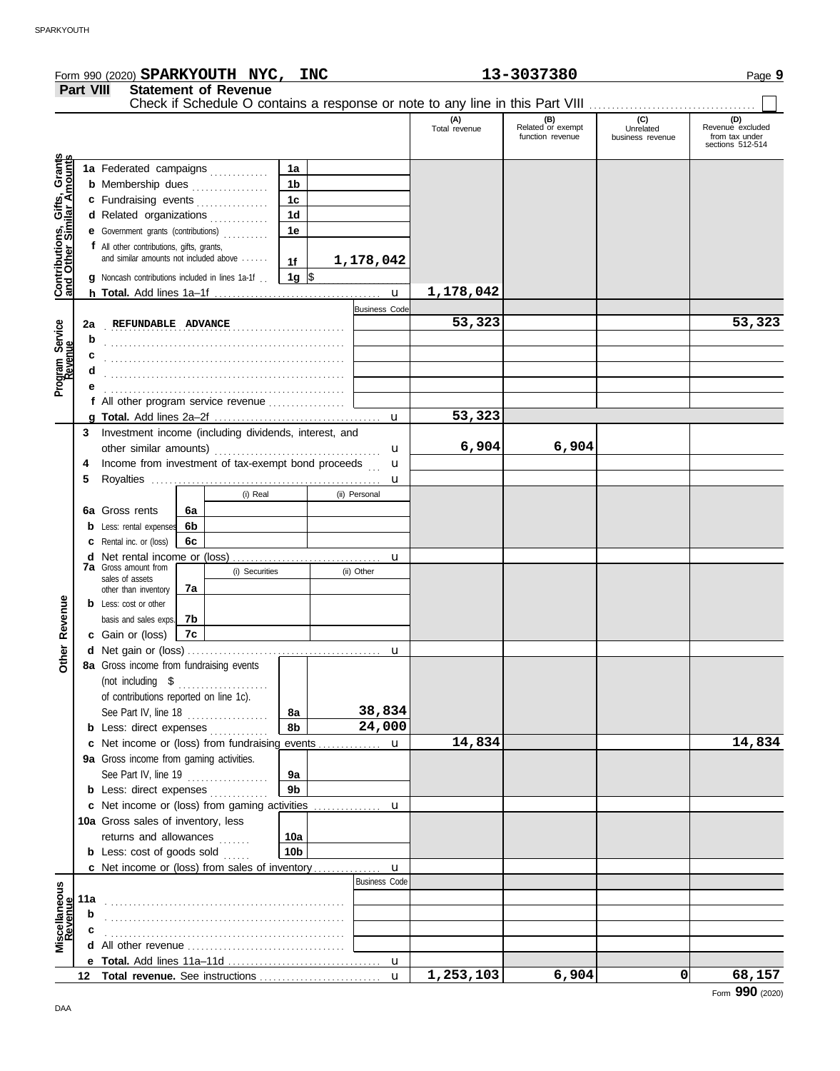Form 990 (2020) **SPARKYOUTH NYC, INC** **13-3037380** Page **9**

## Part VIII Statement of Revenue

Check if Schedule O contains a response or note to any line in this Part VIII ☐

| | | | | (A) Total revenue | (B) Related or exempt function revenue | (C) Unrelated business revenue | (D) Revenue excluded from tax under sections 512-514 |
|---|---|---|---|---|---|---|---|
| **Contributions, Gifts, Grants and Other Similar Amounts** | 1a Federated campaigns | 1a | | | | | |
| | b Membership dues | 1b | | | | | |
| | c Fundraising events | 1c | | | | | |
| | d Related organizations | 1d | | | | | |
| | e Government grants (contributions) | 1e | | | | | |
| | f All other contributions, gifts, grants, and similar amounts not included above | 1f | 1,178,042 | | | | |
| | g Noncash contributions included in lines 1a-1f | 1g | $ | | | | |
| | h **Total.** Add lines 1a–1f | | | 1,178,042 | | | |
| **Program Service Revenue** | | | Business Code | | | | |
| | 2a REFUNDABLE ADVANCE | | | 53,323 | | | 53,323 |
| | b | | | | | | |
| | c | | | | | | |
| | d | | | | | | |
| | e | | | | | | |
| | f All other program service revenue | | | | | | |
| | g **Total.** Add lines 2a–2f | | | 53,323 | | | |
| **Other Revenue** | 3 Investment income (including dividends, interest, and other similar amounts) | | | 6,904 | 6,904 | | |
| | 4 Income from investment of tax-exempt bond proceeds | | | | | | |
| | 5 Royalties | | | | | | |
| | | (i) Real | (ii) Personal | | | | |
| | 6a Gross rents 6a | | | | | | |
| | b Less: rental expenses 6b | | | | | | |
| | c Rental inc. or (loss) 6c | | | | | | |
| | d Net rental income or (loss) | | | | | | |
| | | (i) Securities | (ii) Other | | | | |
| | 7a Gross amount from sales of assets other than inventory 7a | | | | | | |
| | b Less: cost or other basis and sales exps. 7b | | | | | | |
| | c Gain or (loss) 7c | | | | | | |
| | d Net gain or (loss) | | | | | | |
| | 8a Gross income from fundraising events (not including $ of contributions reported on line 1c). See Part IV, line 18 | 8a | 38,834 | | | | |
| | b Less: direct expenses | 8b | 24,000 | | | | |
| | c Net income or (loss) from fundraising events | | | 14,834 | | | 14,834 |
| | 9a Gross income from gaming activities. See Part IV, line 19 | 9a | | | | | |
| | b Less: direct expenses | 9b | | | | | |
| | c Net income or (loss) from gaming activities | | | | | | |
| | 10a Gross sales of inventory, less returns and allowances | 10a | | | | | |
| | b Less: cost of goods sold | 10b | | | | | |
| | c Net income or (loss) from sales of inventory | | | | | | |
| **Miscellaneous Revenue** | | | Business Code | | | | |
| | 11a | | | | | | |
| | b | | | | | | |
| | c | | | | | | |
| | d All other revenue | | | | | | |
| | e **Total.** Add lines 11a–11d | | | | | | |
| | 12 **Total revenue.** See instructions | | | 1,253,103 | 6,904 | 0 | 68,157 |

Form **990** (2020)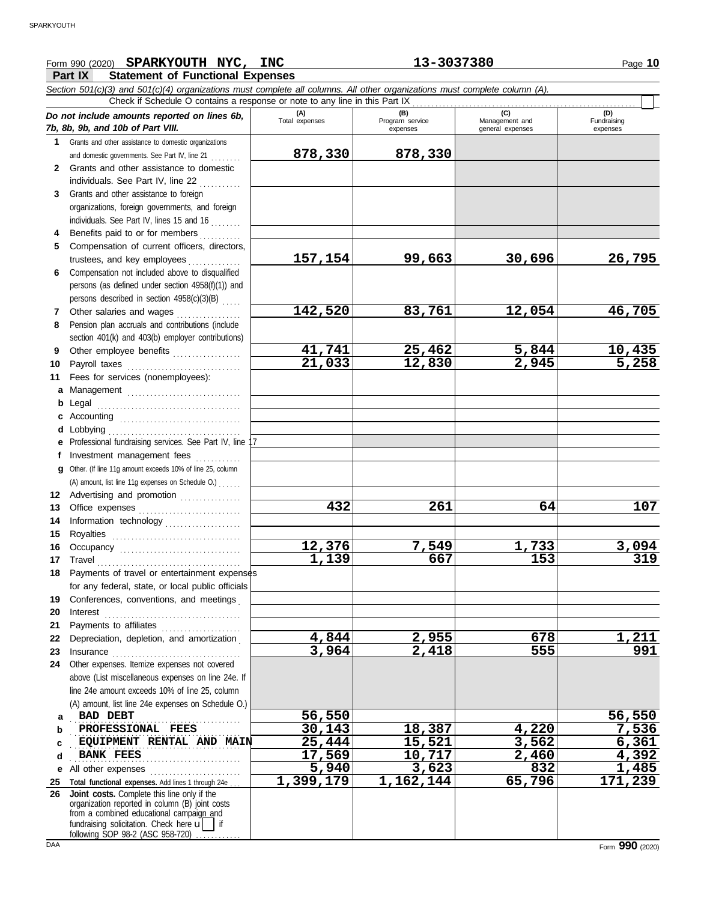Form 990 (2020) **SPARKYOUTH NYC, INC** **13-3037380** Page **10**

## Part IX Statement of Functional Expenses

*Section 501(c)(3) and 501(c)(4) organizations must complete all columns. All other organizations must complete column (A).*

Check if Schedule O contains a response or note to any line in this Part IX

| *Do not include amounts reported on lines 6b, 7b, 8b, 9b, and 10b of Part VIII.* | (A) Total expenses | (B) Program service expenses | (C) Management and general expenses | (D) Fundraising expenses |
|---|---|---|---|---|
| **1** Grants and other assistance to domestic organizations and domestic governments. See Part IV, line 21 | 878,330 | 878,330 | | |
| **2** Grants and other assistance to domestic individuals. See Part IV, line 22 | | | | |
| **3** Grants and other assistance to foreign organizations, foreign governments, and foreign individuals. See Part IV, lines 15 and 16 | | | | |
| **4** Benefits paid to or for members | | | | |
| **5** Compensation of current officers, directors, trustees, and key employees | 157,154 | 99,663 | 30,696 | 26,795 |
| **6** Compensation not included above to disqualified persons (as defined under section 4958(f)(1)) and persons described in section 4958(c)(3)(B) | | | | |
| **7** Other salaries and wages | 142,520 | 83,761 | 12,054 | 46,705 |
| **8** Pension plan accruals and contributions (include section 401(k) and 403(b) employer contributions) | | | | |
| **9** Other employee benefits | 41,741 | 25,462 | 5,844 | 10,435 |
| **10** Payroll taxes | 21,033 | 12,830 | 2,945 | 5,258 |
| **11** Fees for services (nonemployees): | | | | |
| **a** Management | | | | |
| **b** Legal | | | | |
| **c** Accounting | | | | |
| **d** Lobbying | | | | |
| **e** Professional fundraising services. See Part IV, line 17 | | | | |
| **f** Investment management fees | | | | |
| **g** Other. (If line 11g amount exceeds 10% of line 25, column (A) amount, list line 11g expenses on Schedule O.) | | | | |
| **12** Advertising and promotion | | | | |
| **13** Office expenses | 432 | 261 | 64 | 107 |
| **14** Information technology | | | | |
| **15** Royalties | | | | |
| **16** Occupancy | 12,376 | 7,549 | 1,733 | 3,094 |
| **17** Travel | 1,139 | 667 | 153 | 319 |
| **18** Payments of travel or entertainment expenses for any federal, state, or local public officials | | | | |
| **19** Conferences, conventions, and meetings | | | | |
| **20** Interest | | | | |
| **21** Payments to affiliates | | | | |
| **22** Depreciation, depletion, and amortization | 4,844 | 2,955 | 678 | 1,211 |
| **23** Insurance | 3,964 | 2,418 | 555 | 991 |
| **24** Other expenses. Itemize expenses not covered above (List miscellaneous expenses on line 24e. If line 24e amount exceeds 10% of line 25, column (A) amount, list line 24e expenses on Schedule O.) | | | | |
| **a** BAD DEBT | 56,550 | | | 56,550 |
| **b** PROFESSIONAL FEES | 30,143 | 18,387 | 4,220 | 7,536 |
| **c** EQUIPMENT RENTAL AND MAIN | 25,444 | 15,521 | 3,562 | 6,361 |
| **d** BANK FEES | 17,569 | 10,717 | 2,460 | 4,392 |
| **e** All other expenses | 5,940 | 3,623 | 832 | 1,485 |
| **25** **Total functional expenses.** Add lines 1 through 24e | 1,399,179 | 1,162,144 | 65,796 | 171,239 |
| **26** **Joint costs.** Complete this line only if the organization reported in column (B) joint costs from a combined educational campaign and fundraising solicitation. Check here u [ ] if following SOP 98-2 (ASC 958-720) | | | | |

Form **990** (2020)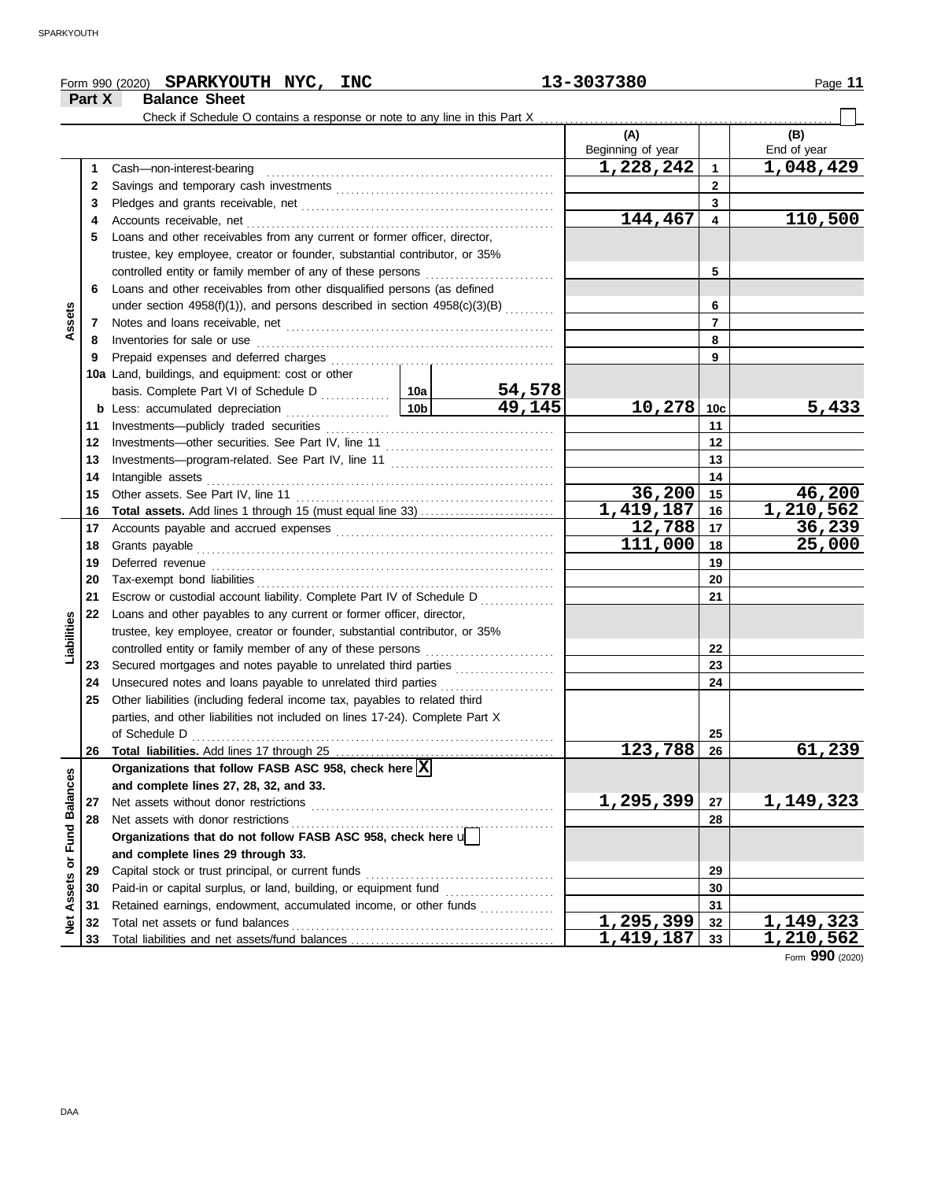Form 990 (2020) **SPARKYOUTH NYC, INC** 13-3037380

## Part X Balance Sheet

Check if Schedule O contains a response or note to any line in this Part X ☐

| | | | | (A) Beginning of year | | (B) End of year |
|---|---|---|---|---|---|---|
| **Assets** | 1 | Cash—non-interest-bearing | | 1,228,242 | 1 | 1,048,429 |
| | 2 | Savings and temporary cash investments | | | 2 | |
| | 3 | Pledges and grants receivable, net | | | 3 | |
| | 4 | Accounts receivable, net | | 144,467 | 4 | 110,500 |
| | 5 | Loans and other receivables from any current or former officer, director, trustee, key employee, creator or founder, substantial contributor, or 35% controlled entity or family member of any of these persons | | | 5 | |
| | 6 | Loans and other receivables from other disqualified persons (as defined under section 4958(f)(1)), and persons described in section 4958(c)(3)(B) | | | 6 | |
| | 7 | Notes and loans receivable, net | | | 7 | |
| | 8 | Inventories for sale or use | | | 8 | |
| | 9 | Prepaid expenses and deferred charges | | | 9 | |
| | 10a | Land, buildings, and equipment: cost or other basis. Complete Part VI of Schedule D | 10a 54,578 | | | |
| | b | Less: accumulated depreciation | 10b 49,145 | 10,278 | 10c | 5,433 |
| | 11 | Investments—publicly traded securities | | | 11 | |
| | 12 | Investments—other securities. See Part IV, line 11 | | | 12 | |
| | 13 | Investments—program-related. See Part IV, line 11 | | | 13 | |
| | 14 | Intangible assets | | | 14 | |
| | 15 | Other assets. See Part IV, line 11 | | 36,200 | 15 | 46,200 |
| | 16 | **Total assets.** Add lines 1 through 15 (must equal line 33) | | 1,419,187 | 16 | 1,210,562 |
| **Liabilities** | 17 | Accounts payable and accrued expenses | | 12,788 | 17 | 36,239 |
| | 18 | Grants payable | | 111,000 | 18 | 25,000 |
| | 19 | Deferred revenue | | | 19 | |
| | 20 | Tax-exempt bond liabilities | | | 20 | |
| | 21 | Escrow or custodial account liability. Complete Part IV of Schedule D | | | 21 | |
| | 22 | Loans and other payables to any current or former officer, director, trustee, key employee, creator or founder, substantial contributor, or 35% controlled entity or family member of any of these persons | | | 22 | |
| | 23 | Secured mortgages and notes payable to unrelated third parties | | | 23 | |
| | 24 | Unsecured notes and loans payable to unrelated third parties | | | 24 | |
| | 25 | Other liabilities (including federal income tax, payables to related third parties, and other liabilities not included on lines 17-24). Complete Part X of Schedule D | | | 25 | |
| | 26 | **Total liabilities.** Add lines 17 through 25 | | 123,788 | 26 | 61,239 |
| **Net Assets or Fund Balances** | | **Organizations that follow FASB ASC 958, check here** ☒ **and complete lines 27, 28, 32, and 33.** | | | | |
| | 27 | Net assets without donor restrictions | | 1,295,399 | 27 | 1,149,323 |
| | 28 | Net assets with donor restrictions | | | 28 | |
| | | **Organizations that do not follow FASB ASC 958, check here** ☐ **and complete lines 29 through 33.** | | | | |
| | 29 | Capital stock or trust principal, or current funds | | | 29 | |
| | 30 | Paid-in or capital surplus, or land, building, or equipment fund | | | 30 | |
| | 31 | Retained earnings, endowment, accumulated income, or other funds | | | 31 | |
| | 32 | Total net assets or fund balances | | 1,295,399 | 32 | 1,149,323 |
| | 33 | Total liabilities and net assets/fund balances | | 1,419,187 | 33 | 1,210,562 |

Form **990** (2020)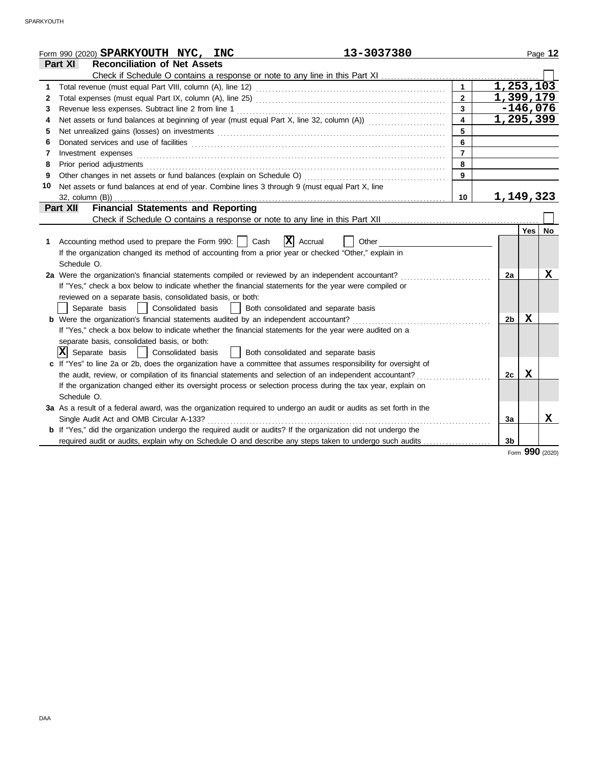Form 990 (2020) **SPARKYOUTH NYC, INC** **13-3037380** Page **12**

## Part XI Reconciliation of Net Assets

Check if Schedule O contains a response or note to any line in this Part XI ☐

| | | | |
|---|---|---|---|
| 1 | Total revenue (must equal Part VIII, column (A), line 12) | 1 | 1,253,103 |
| 2 | Total expenses (must equal Part IX, column (A), line 25) | 2 | 1,399,179 |
| 3 | Revenue less expenses. Subtract line 2 from line 1 | 3 | -146,076 |
| 4 | Net assets or fund balances at beginning of year (must equal Part X, line 32, column (A)) | 4 | 1,295,399 |
| 5 | Net unrealized gains (losses) on investments | 5 | |
| 6 | Donated services and use of facilities | 6 | |
| 7 | Investment expenses | 7 | |
| 8 | Prior period adjustments | 8 | |
| 9 | Other changes in net assets or fund balances (explain on Schedule O) | 9 | |
| 10 | Net assets or fund balances at end of year. Combine lines 3 through 9 (must equal Part X, line 32, column (B)) | 10 | 1,149,323 |

## Part XII Financial Statements and Reporting

Check if Schedule O contains a response or note to any line in this Part XII ☐

| | | | Yes | No |
|---|---|---|---|---|
| 1 | Accounting method used to prepare the Form 990: ☐ Cash ☒ Accrual ☐ Other<br>If the organization changed its method of accounting from a prior year or checked "Other," explain in Schedule O. | | | |
| 2a | Were the organization's financial statements compiled or reviewed by an independent accountant?<br>If "Yes," check a box below to indicate whether the financial statements for the year were compiled or reviewed on a separate basis, consolidated basis, or both:<br>☐ Separate basis ☐ Consolidated basis ☐ Both consolidated and separate basis | 2a | | X |
| b | Were the organization's financial statements audited by an independent accountant?<br>If "Yes," check a box below to indicate whether the financial statements for the year were audited on a separate basis, consolidated basis, or both:<br>☒ Separate basis ☐ Consolidated basis ☐ Both consolidated and separate basis | 2b | X | |
| c | If "Yes" to line 2a or 2b, does the organization have a committee that assumes responsibility for oversight of the audit, review, or compilation of its financial statements and selection of an independent accountant?<br>If the organization changed either its oversight process or selection process during the tax year, explain on Schedule O. | 2c | X | |
| 3a | As a result of a federal award, was the organization required to undergo an audit or audits as set forth in the Single Audit Act and OMB Circular A-133? | 3a | | X |
| b | If "Yes," did the organization undergo the required audit or audits? If the organization did not undergo the required audit or audits, explain why on Schedule O and describe any steps taken to undergo such audits | 3b | | |

Form **990** (2020)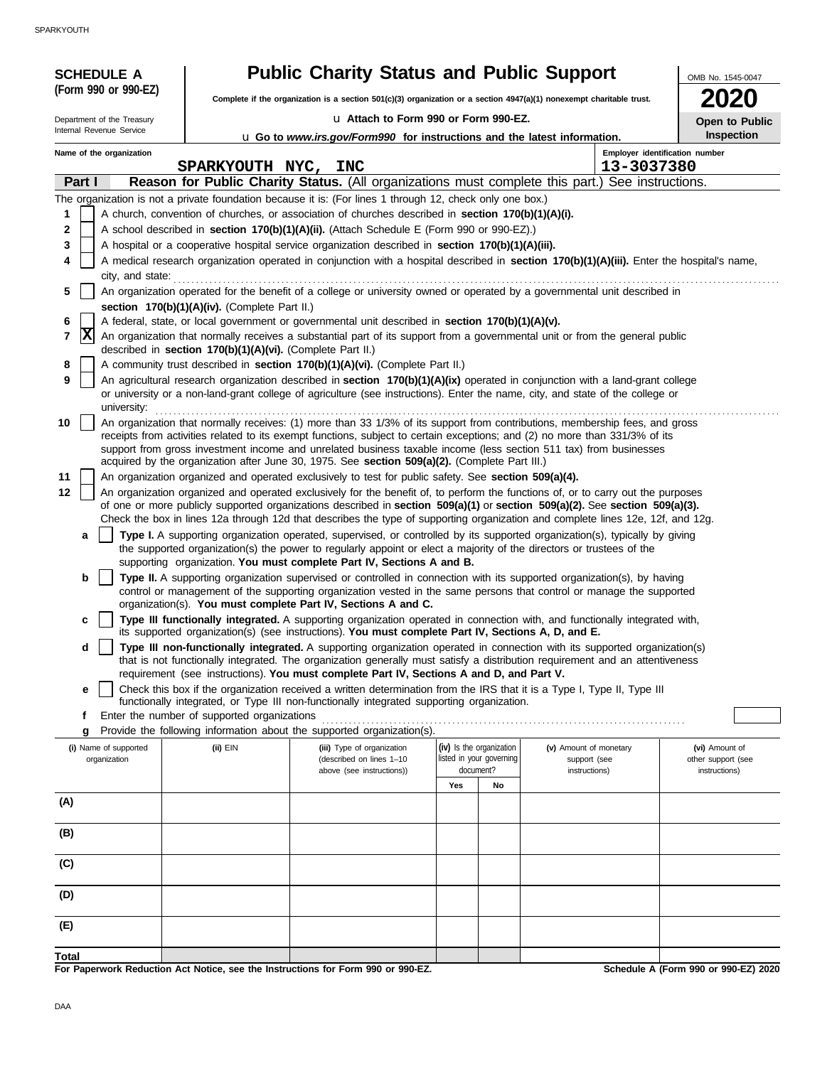**SCHEDULE A (Form 990 or 990-EZ)**

Department of the Treasury
Internal Revenue Service

# Public Charity Status and Public Support

**Complete if the organization is a section 501(c)(3) organization or a section 4947(a)(1) nonexempt charitable trust.**

u Attach to Form 990 or Form 990-EZ.

u Go to *www.irs.gov/Form990* for instructions and the latest information.

OMB No. 1545-0047

**2020**

**Open to Public Inspection**

Name of the organization: SPARKYOUTH NYC, INC

Employer identification number: 13-3037380

## Part I Reason for Public Charity Status. (All organizations must complete this part.) See instructions.

The organization is not a private foundation because it is: (For lines 1 through 12, check only one box.)

1 [ ] A church, convention of churches, or association of churches described in **section 170(b)(1)(A)(i).**

2 [ ] A school described in **section 170(b)(1)(A)(ii).** (Attach Schedule E (Form 990 or 990-EZ).)

3 [ ] A hospital or a cooperative hospital service organization described in **section 170(b)(1)(A)(iii).**

4 [ ] A medical research organization operated in conjunction with a hospital described in **section 170(b)(1)(A)(iii).** Enter the hospital's name, city, and state:

5 [ ] An organization operated for the benefit of a college or university owned or operated by a governmental unit described in **section 170(b)(1)(A)(iv).** (Complete Part II.)

6 [ ] A federal, state, or local government or governmental unit described in **section 170(b)(1)(A)(v).**

7 [X] An organization that normally receives a substantial part of its support from a governmental unit or from the general public described in **section 170(b)(1)(A)(vi).** (Complete Part II.)

8 [ ] A community trust described in **section 170(b)(1)(A)(vi).** (Complete Part II.)

9 [ ] An agricultural research organization described in **section 170(b)(1)(A)(ix)** operated in conjunction with a land-grant college or university or a non-land-grant college of agriculture (see instructions). Enter the name, city, and state of the college or university:

10 [ ] An organization that normally receives: (1) more than 33 1/3% of its support from contributions, membership fees, and gross receipts from activities related to its exempt functions, subject to certain exceptions; and (2) no more than 331/3% of its support from gross investment income and unrelated business taxable income (less section 511 tax) from businesses acquired by the organization after June 30, 1975. See **section 509(a)(2).** (Complete Part III.)

11 [ ] An organization organized and operated exclusively to test for public safety. See **section 509(a)(4).**

12 [ ] An organization organized and operated exclusively for the benefit of, to perform the functions of, or to carry out the purposes of one or more publicly supported organizations described in **section 509(a)(1)** or **section 509(a)(2).** See **section 509(a)(3).** Check the box in lines 12a through 12d that describes the type of supporting organization and complete lines 12e, 12f, and 12g.

a [ ] **Type I.** A supporting organization operated, supervised, or controlled by its supported organization(s), typically by giving the supported organization(s) the power to regularly appoint or elect a majority of the directors or trustees of the supporting organization. **You must complete Part IV, Sections A and B.**

b [ ] **Type II.** A supporting organization supervised or controlled in connection with its supported organization(s), by having control or management of the supporting organization vested in the same persons that control or manage the supported organization(s). **You must complete Part IV, Sections A and C.**

c [ ] **Type III functionally integrated.** A supporting organization operated in connection with, and functionally integrated with, its supported organization(s) (see instructions). **You must complete Part IV, Sections A, D, and E.**

d [ ] **Type III non-functionally integrated.** A supporting organization operated in connection with its supported organization(s) that is not functionally integrated. The organization generally must satisfy a distribution requirement and an attentiveness requirement (see instructions). **You must complete Part IV, Sections A and D, and Part V.**

e [ ] Check this box if the organization received a written determination from the IRS that it is a Type I, Type II, Type III functionally integrated, or Type III non-functionally integrated supporting organization.

f Enter the number of supported organizations

g Provide the following information about the supported organization(s).

| (i) Name of supported organization | (ii) EIN | (iii) Type of organization (described on lines 1–10 above (see instructions)) | (iv) Is the organization listed in your governing document? Yes | No | (v) Amount of monetary support (see instructions) | (vi) Amount of other support (see instructions) |
|---|---|---|---|---|---|---|
| (A) | | | | | | |
| (B) | | | | | | |
| (C) | | | | | | |
| (D) | | | | | | |
| (E) | | | | | | |
| Total | | | | | | |

**For Paperwork Reduction Act Notice, see the Instructions for Form 990 or 990-EZ.** **Schedule A (Form 990 or 990-EZ) 2020**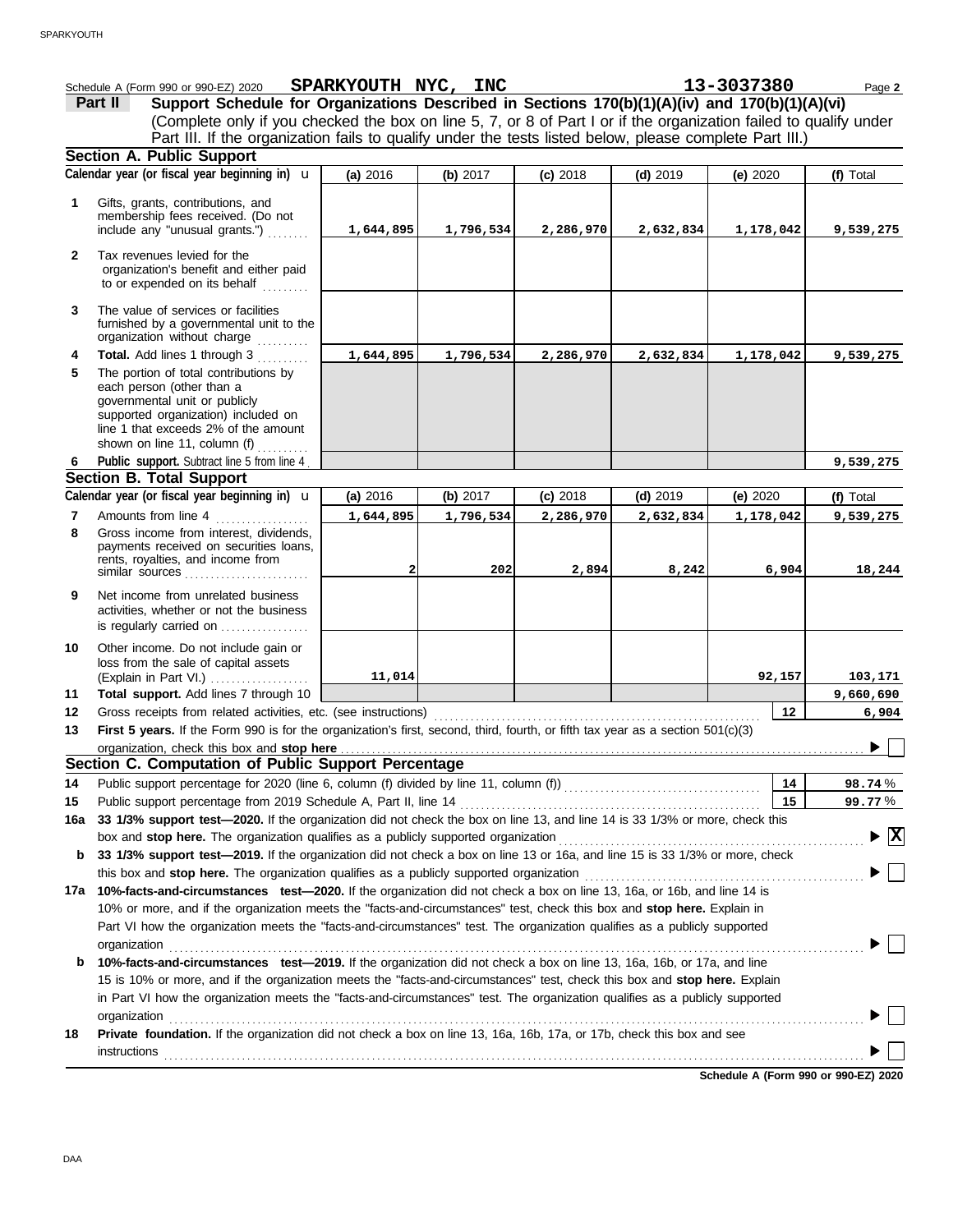Schedule A (Form 990 or 990-EZ) 2020 **SPARKYOUTH NYC, INC** **13-3037380** Page **2**

**Part II** **Support Schedule for Organizations Described in Sections 170(b)(1)(A)(iv) and 170(b)(1)(A)(vi)**
(Complete only if you checked the box on line 5, 7, or 8 of Part I or if the organization failed to qualify under Part III. If the organization fails to qualify under the tests listed below, please complete Part III.)

**Section A. Public Support**

| Calendar year (or fiscal year beginning in) | (a) 2016 | (b) 2017 | (c) 2018 | (d) 2019 | (e) 2020 | (f) Total |
|---|---|---|---|---|---|---|
| **1** Gifts, grants, contributions, and membership fees received. (Do not include any "unusual grants.") | 1,644,895 | 1,796,534 | 2,286,970 | 2,632,834 | 1,178,042 | 9,539,275 |
| **2** Tax revenues levied for the organization's benefit and either paid to or expended on its behalf | | | | | | |
| **3** The value of services or facilities furnished by a governmental unit to the organization without charge | | | | | | |
| **4** **Total.** Add lines 1 through 3 | 1,644,895 | 1,796,534 | 2,286,970 | 2,632,834 | 1,178,042 | 9,539,275 |
| **5** The portion of total contributions by each person (other than a governmental unit or publicly supported organization) included on line 1 that exceeds 2% of the amount shown on line 11, column (f) | | | | | | |
| **6** **Public support.** Subtract line 5 from line 4 | | | | | | 9,539,275 |

**Section B. Total Support**

| Calendar year (or fiscal year beginning in) | (a) 2016 | (b) 2017 | (c) 2018 | (d) 2019 | (e) 2020 | (f) Total |
|---|---|---|---|---|---|---|
| **7** Amounts from line 4 | 1,644,895 | 1,796,534 | 2,286,970 | 2,632,834 | 1,178,042 | 9,539,275 |
| **8** Gross income from interest, dividends, payments received on securities loans, rents, royalties, and income from similar sources | 2 | 202 | 2,894 | 8,242 | 6,904 | 18,244 |
| **9** Net income from unrelated business activities, whether or not the business is regularly carried on | | | | | | |
| **10** Other income. Do not include gain or loss from the sale of capital assets (Explain in Part VI.) | 11,014 | | | | 92,157 | 103,171 |
| **11** **Total support.** Add lines 7 through 10 | | | | | | 9,660,690 |
| **12** Gross receipts from related activities, etc. (see instructions) | | | | | 12 | 6,904 |

**13** **First 5 years.** If the Form 990 is for the organization's first, second, third, fourth, or fifth tax year as a section 501(c)(3) organization, check this box and **stop here** ☐

**Section C. Computation of Public Support Percentage**

| | | | |
|---|---|---|---|
| **14** | Public support percentage for 2020 (line 6, column (f) divided by line 11, column (f)) | 14 | **98.74** % |
| **15** | Public support percentage from 2019 Schedule A, Part II, line 14 | 15 | **99.77** % |

**16a** **33 1/3% support test—2020.** If the organization did not check the box on line 13, and line 14 is 33 1/3% or more, check this box and **stop here.** The organization qualifies as a publicly supported organization ☒

**b** **33 1/3% support test—2019.** If the organization did not check a box on line 13 or 16a, and line 15 is 33 1/3% or more, check this box and **stop here.** The organization qualifies as a publicly supported organization ☐

**17a** **10%-facts-and-circumstances test—2020.** If the organization did not check a box on line 13, 16a, or 16b, and line 14 is 10% or more, and if the organization meets the "facts-and-circumstances" test, check this box and **stop here.** Explain in Part VI how the organization meets the "facts-and-circumstances" test. The organization qualifies as a publicly supported organization ☐

**b** **10%-facts-and-circumstances test—2019.** If the organization did not check a box on line 13, 16a, 16b, or 17a, and line 15 is 10% or more, and if the organization meets the "facts-and-circumstances" test, check this box and **stop here.** Explain in Part VI how the organization meets the "facts-and-circumstances" test. The organization qualifies as a publicly supported organization ☐

**18** **Private foundation.** If the organization did not check a box on line 13, 16a, 16b, 17a, or 17b, check this box and see instructions ☐

**Schedule A (Form 990 or 990-EZ) 2020**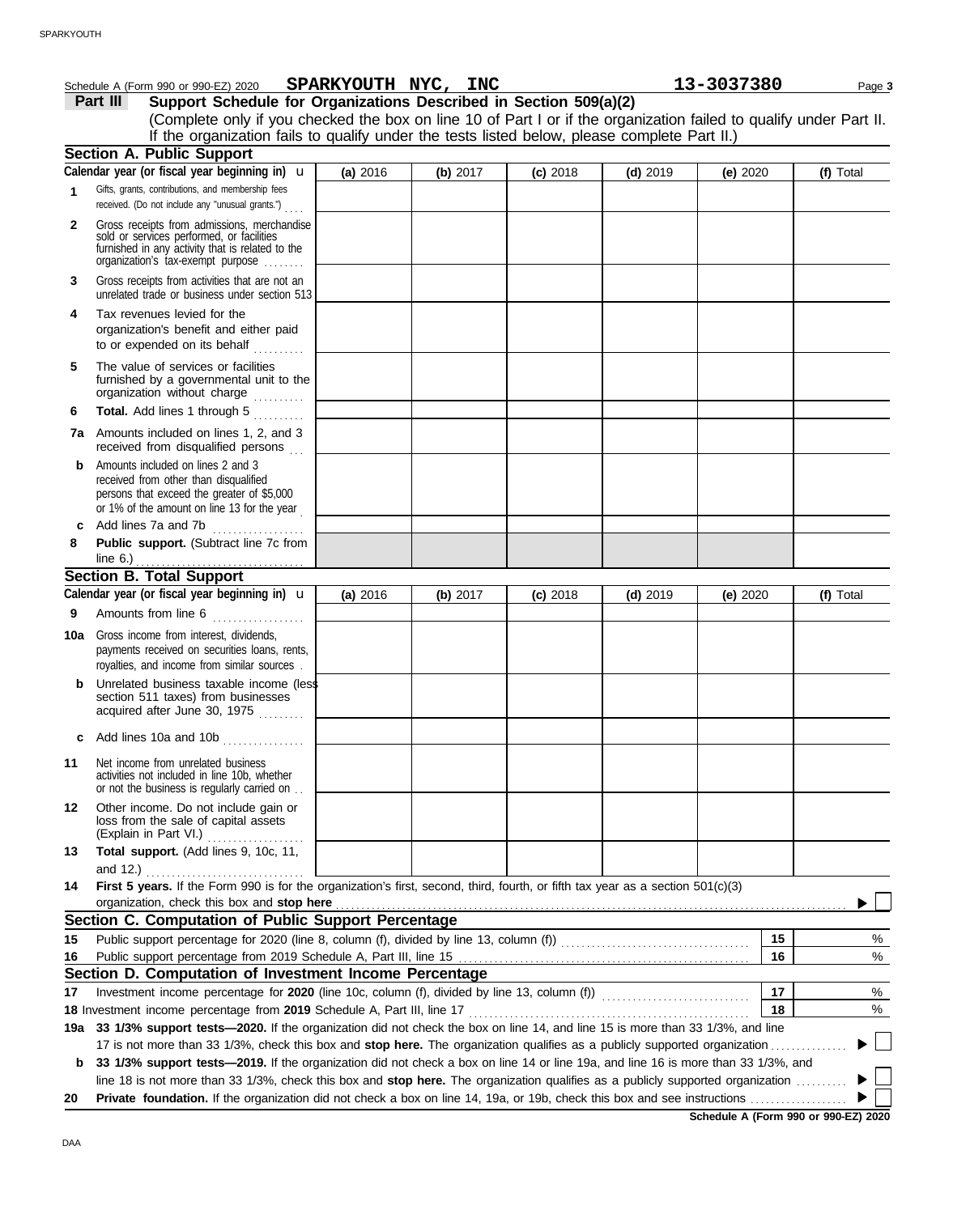Schedule A (Form 990 or 990-EZ) 2020 **SPARKYOUTH NYC, INC** **13-3037380** Page **3**

## Part III Support Schedule for Organizations Described in Section 509(a)(2)

(Complete only if you checked the box on line 10 of Part I or if the organization failed to qualify under Part II. If the organization fails to qualify under the tests listed below, please complete Part II.)

### Section A. Public Support

| Calendar year (or fiscal year beginning in) ► | (a) 2016 | (b) 2017 | (c) 2018 | (d) 2019 | (e) 2020 | (f) Total |
|---|---|---|---|---|---|---|
| **1** Gifts, grants, contributions, and membership fees received. (Do not include any "unusual grants.") | | | | | | |
| **2** Gross receipts from admissions, merchandise sold or services performed, or facilities furnished in any activity that is related to the organization's tax-exempt purpose | | | | | | |
| **3** Gross receipts from activities that are not an unrelated trade or business under section 513 | | | | | | |
| **4** Tax revenues levied for the organization's benefit and either paid to or expended on its behalf | | | | | | |
| **5** The value of services or facilities furnished by a governmental unit to the organization without charge | | | | | | |
| **6** **Total.** Add lines 1 through 5 | | | | | | |
| **7a** Amounts included on lines 1, 2, and 3 received from disqualified persons | | | | | | |
| **b** Amounts included on lines 2 and 3 received from other than disqualified persons that exceed the greater of $5,000 or 1% of the amount on line 13 for the year | | | | | | |
| **c** Add lines 7a and 7b | | | | | | |
| **8** **Public support.** (Subtract line 7c from line 6.) | | | | | | |

### Section B. Total Support

| Calendar year (or fiscal year beginning in) ► | (a) 2016 | (b) 2017 | (c) 2018 | (d) 2019 | (e) 2020 | (f) Total |
|---|---|---|---|---|---|---|
| **9** Amounts from line 6 | | | | | | |
| **10a** Gross income from interest, dividends, payments received on securities loans, rents, royalties, and income from similar sources | | | | | | |
| **b** Unrelated business taxable income (less section 511 taxes) from businesses acquired after June 30, 1975 | | | | | | |
| **c** Add lines 10a and 10b | | | | | | |
| **11** Net income from unrelated business activities not included in line 10b, whether or not the business is regularly carried on | | | | | | |
| **12** Other income. Do not include gain or loss from the sale of capital assets (Explain in Part VI.) | | | | | | |
| **13** **Total support.** (Add lines 9, 10c, 11, and 12.) | | | | | | |

**14** **First 5 years.** If the Form 990 is for the organization's first, second, third, fourth, or fifth tax year as a section 501(c)(3) organization, check this box and **stop here** ► ☐

### Section C. Computation of Public Support Percentage

| | | | |
|---|---|---|---|
| **15** | Public support percentage for 2020 (line 8, column (f), divided by line 13, column (f)) | **15** | % |
| **16** | Public support percentage from 2019 Schedule A, Part III, line 15 | **16** | % |

### Section D. Computation of Investment Income Percentage

| | | | |
|---|---|---|---|
| **17** | Investment income percentage for **2020** (line 10c, column (f), divided by line 13, column (f)) | **17** | % |
| **18** | Investment income percentage from **2019** Schedule A, Part III, line 17 | **18** | % |

**19a** **33 1/3% support tests—2020.** If the organization did not check the box on line 14, and line 15 is more than 33 1/3%, and line 17 is not more than 33 1/3%, check this box and **stop here.** The organization qualifies as a publicly supported organization ► ☐

**b** **33 1/3% support tests—2019.** If the organization did not check a box on line 14 or line 19a, and line 16 is more than 33 1/3%, and line 18 is not more than 33 1/3%, check this box and **stop here.** The organization qualifies as a publicly supported organization ► ☐

**20** **Private foundation.** If the organization did not check a box on line 14, 19a, or 19b, check this box and see instructions ► ☐

**Schedule A (Form 990 or 990-EZ) 2020**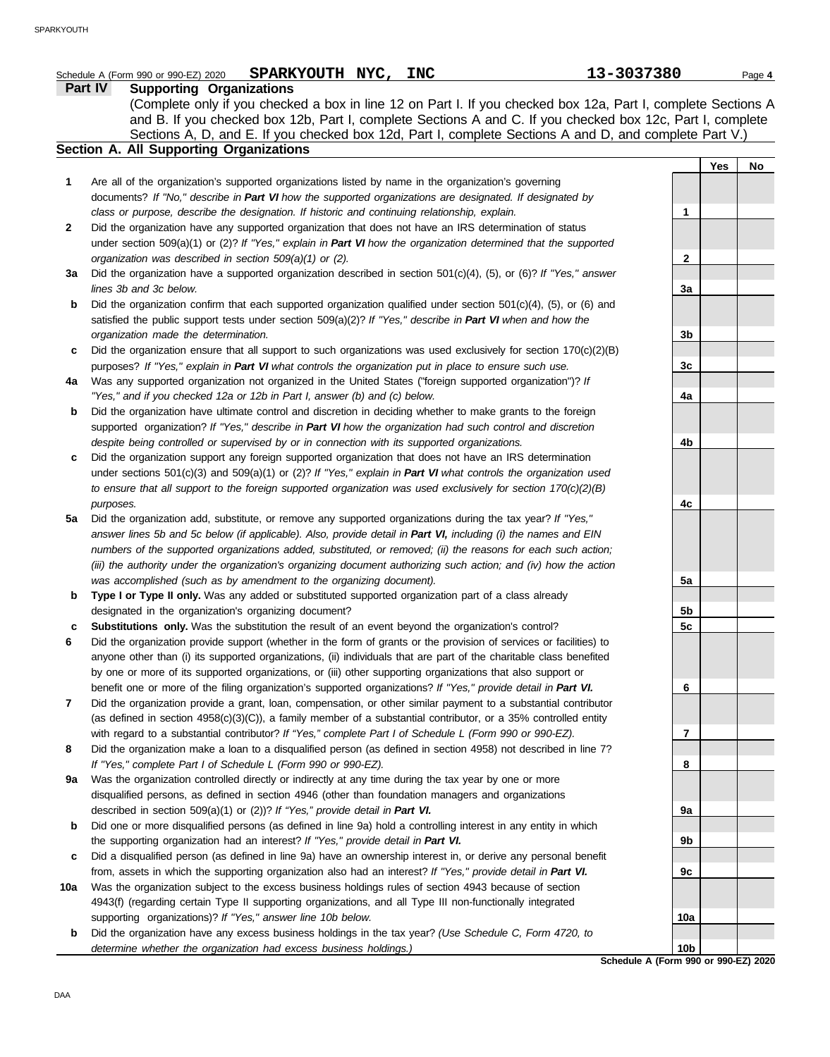Schedule A (Form 990 or 990-EZ) 2020 **SPARKYOUTH NYC, INC** **13-3037380** Page **4**

## Part IV Supporting Organizations

(Complete only if you checked a box in line 12 on Part I. If you checked box 12a, Part I, complete Sections A and B. If you checked box 12b, Part I, complete Sections A and C. If you checked box 12c, Part I, complete Sections A, D, and E. If you checked box 12d, Part I, complete Sections A and D, and complete Part V.)

### Section A. All Supporting Organizations

| | | | Yes | No |
|---|---|---|---|---|
| **1** | Are all of the organization's supported organizations listed by name in the organization's governing documents? *If "No," describe in **Part VI** how the supported organizations are designated. If designated by class or purpose, describe the designation. If historic and continuing relationship, explain.* | **1** | | |
| **2** | Did the organization have any supported organization that does not have an IRS determination of status under section 509(a)(1) or (2)? *If "Yes," explain in **Part VI** how the organization determined that the supported organization was described in section 509(a)(1) or (2).* | **2** | | |
| **3a** | Did the organization have a supported organization described in section 501(c)(4), (5), or (6)? *If "Yes," answer lines 3b and 3c below.* | **3a** | | |
| **b** | Did the organization confirm that each supported organization qualified under section 501(c)(4), (5), or (6) and satisfied the public support tests under section 509(a)(2)? *If "Yes," describe in **Part VI** when and how the organization made the determination.* | **3b** | | |
| **c** | Did the organization ensure that all support to such organizations was used exclusively for section 170(c)(2)(B) purposes? *If "Yes," explain in **Part VI** what controls the organization put in place to ensure such use.* | **3c** | | |
| **4a** | Was any supported organization not organized in the United States ("foreign supported organization")? *If "Yes," and if you checked 12a or 12b in Part I, answer (b) and (c) below.* | **4a** | | |
| **b** | Did the organization have ultimate control and discretion in deciding whether to make grants to the foreign supported organization? *If "Yes," describe in **Part VI** how the organization had such control and discretion despite being controlled or supervised by or in connection with its supported organizations.* | **4b** | | |
| **c** | Did the organization support any foreign supported organization that does not have an IRS determination under sections 501(c)(3) and 509(a)(1) or (2)? *If "Yes," explain in **Part VI** what controls the organization used to ensure that all support to the foreign supported organization was used exclusively for section 170(c)(2)(B) purposes.* | **4c** | | |
| **5a** | Did the organization add, substitute, or remove any supported organizations during the tax year? *If "Yes," answer lines 5b and 5c below (if applicable). Also, provide detail in **Part VI,** including (i) the names and EIN numbers of the supported organizations added, substituted, or removed; (ii) the reasons for each such action; (iii) the authority under the organization's organizing document authorizing such action; and (iv) how the action was accomplished (such as by amendment to the organizing document).* | **5a** | | |
| **b** | **Type I or Type II only.** Was any added or substituted supported organization part of a class already designated in the organization's organizing document? | **5b** | | |
| **c** | **Substitutions only.** Was the substitution the result of an event beyond the organization's control? | **5c** | | |
| **6** | Did the organization provide support (whether in the form of grants or the provision of services or facilities) to anyone other than (i) its supported organizations, (ii) individuals that are part of the charitable class benefited by one or more of its supported organizations, or (iii) other supporting organizations that also support or benefit one or more of the filing organization's supported organizations? *If "Yes," provide detail in **Part VI.*** | **6** | | |
| **7** | Did the organization provide a grant, loan, compensation, or other similar payment to a substantial contributor (as defined in section 4958(c)(3)(C)), a family member of a substantial contributor, or a 35% controlled entity with regard to a substantial contributor? *If "Yes," complete Part I of Schedule L (Form 990 or 990-EZ).* | **7** | | |
| **8** | Did the organization make a loan to a disqualified person (as defined in section 4958) not described in line 7? *If "Yes," complete Part I of Schedule L (Form 990 or 990-EZ).* | **8** | | |
| **9a** | Was the organization controlled directly or indirectly at any time during the tax year by one or more disqualified persons, as defined in section 4946 (other than foundation managers and organizations described in section 509(a)(1) or (2))? *If "Yes," provide detail in **Part VI.*** | **9a** | | |
| **b** | Did one or more disqualified persons (as defined in line 9a) hold a controlling interest in any entity in which the supporting organization had an interest? *If "Yes," provide detail in **Part VI.*** | **9b** | | |
| **c** | Did a disqualified person (as defined in line 9a) have an ownership interest in, or derive any personal benefit from, assets in which the supporting organization also had an interest? *If "Yes," provide detail in **Part VI.*** | **9c** | | |
| **10a** | Was the organization subject to the excess business holdings rules of section 4943 because of section 4943(f) (regarding certain Type II supporting organizations, and all Type III non-functionally integrated supporting organizations)? *If "Yes," answer line 10b below.* | **10a** | | |
| **b** | Did the organization have any excess business holdings in the tax year? *(Use Schedule C, Form 4720, to determine whether the organization had excess business holdings.)* | **10b** | | |

**Schedule A (Form 990 or 990-EZ) 2020**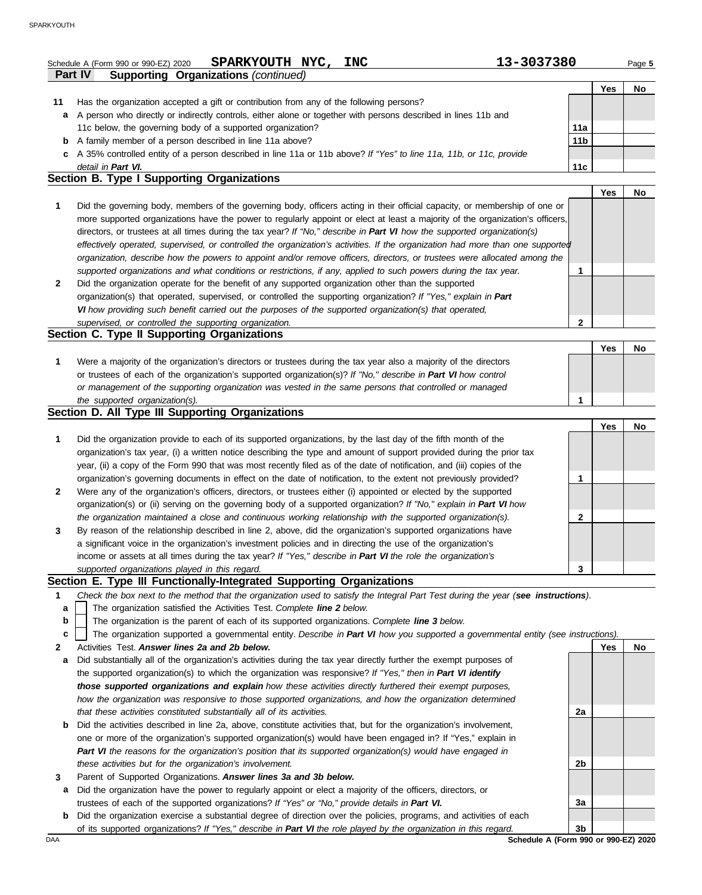Schedule A (Form 990 or 990-EZ) 2020 **SPARKYOUTH NYC, INC** **13-3037380** Page **5**

**Part IV** **Supporting Organizations** *(continued)*

| | | | Yes | No |
|---|---|---|---|---|
| **11** | Has the organization accepted a gift or contribution from any of the following persons? | | | |
| **a** | A person who directly or indirectly controls, either alone or together with persons described in lines 11b and 11c below, the governing body of a supported organization? | **11a** | | |
| **b** | A family member of a person described in line 11a above? | **11b** | | |
| **c** | A 35% controlled entity of a person described in line 11a or 11b above? *If "Yes" to line 11a, 11b, or 11c, provide detail in* ***Part VI.*** | **11c** | | |

## Section B. Type I Supporting Organizations

| | | | Yes | No |
|---|---|---|---|---|
| **1** | Did the governing body, members of the governing body, officers acting in their official capacity, or membership of one or more supported organizations have the power to regularly appoint or elect at least a majority of the organization's officers, directors, or trustees at all times during the tax year? *If "No," describe in* ***Part VI*** *how the supported organization(s) effectively operated, supervised, or controlled the organization's activities. If the organization had more than one supported organization, describe how the powers to appoint and/or remove officers, directors, or trustees were allocated among the supported organizations and what conditions or restrictions, if any, applied to such powers during the tax year.* | **1** | | |
| **2** | Did the organization operate for the benefit of any supported organization other than the supported organization(s) that operated, supervised, or controlled the supporting organization? *If "Yes," explain in* ***Part VI*** *how providing such benefit carried out the purposes of the supported organization(s) that operated, supervised, or controlled the supporting organization.* | **2** | | |

## Section C. Type II Supporting Organizations

| | | | Yes | No |
|---|---|---|---|---|
| **1** | Were a majority of the organization's directors or trustees during the tax year also a majority of the directors or trustees of each of the organization's supported organization(s)? *If "No," describe in* ***Part VI*** *how control or management of the supporting organization was vested in the same persons that controlled or managed the supported organization(s).* | **1** | | |

## Section D. All Type III Supporting Organizations

| | | | Yes | No |
|---|---|---|---|---|
| **1** | Did the organization provide to each of its supported organizations, by the last day of the fifth month of the organization's tax year, (i) a written notice describing the type and amount of support provided during the prior tax year, (ii) a copy of the Form 990 that was most recently filed as of the date of notification, and (iii) copies of the organization's governing documents in effect on the date of notification, to the extent not previously provided? | **1** | | |
| **2** | Were any of the organization's officers, directors, or trustees either (i) appointed or elected by the supported organization(s) or (ii) serving on the governing body of a supported organization? *If "No," explain in* ***Part VI*** *how the organization maintained a close and continuous working relationship with the supported organization(s).* | **2** | | |
| **3** | By reason of the relationship described in line 2, above, did the organization's supported organizations have a significant voice in the organization's investment policies and in directing the use of the organization's income or assets at all times during the tax year? *If "Yes," describe in* ***Part VI*** *the role the organization's supported organizations played in this regard.* | **3** | | |

## Section E. Type III Functionally-Integrated Supporting Organizations

**1** *Check the box next to the method that the organization used to satisfy the Integral Part Test during the year (****see instructions****).*

- **a** ☐ The organization satisfied the Activities Test. *Complete* ***line 2*** *below.*
- **b** ☐ The organization is the parent of each of its supported organizations. *Complete* ***line 3*** *below.*
- **c** ☐ The organization supported a governmental entity. *Describe in* ***Part VI*** *how you supported a governmental entity (see instructions).*

| | | | Yes | No |
|---|---|---|---|---|
| **2** | Activities Test. ***Answer lines 2a and 2b below.*** | | | |
| **a** | Did substantially all of the organization's activities during the tax year directly further the exempt purposes of the supported organization(s) to which the organization was responsive? *If "Yes," then in* ***Part VI identify those supported organizations and explain*** *how these activities directly furthered their exempt purposes, how the organization was responsive to those supported organizations, and how the organization determined that these activities constituted substantially all of its activities.* | **2a** | | |
| **b** | Did the activities described in line 2a, above, constitute activities that, but for the organization's involvement, one or more of the organization's supported organization(s) would have been engaged in? If "Yes," explain in ***Part VI*** *the reasons for the organization's position that its supported organization(s) would have engaged in these activities but for the organization's involvement.* | **2b** | | |
| **3** | Parent of Supported Organizations. ***Answer lines 3a and 3b below.*** | | | |
| **a** | Did the organization have the power to regularly appoint or elect a majority of the officers, directors, or trustees of each of the supported organizations? *If "Yes" or "No," provide details in* ***Part VI.*** | **3a** | | |
| **b** | Did the organization exercise a substantial degree of direction over the policies, programs, and activities of each of its supported organizations? *If "Yes," describe in* ***Part VI*** *the role played by the organization in this regard.* | **3b** | | |

DAA **Schedule A (Form 990 or 990-EZ) 2020**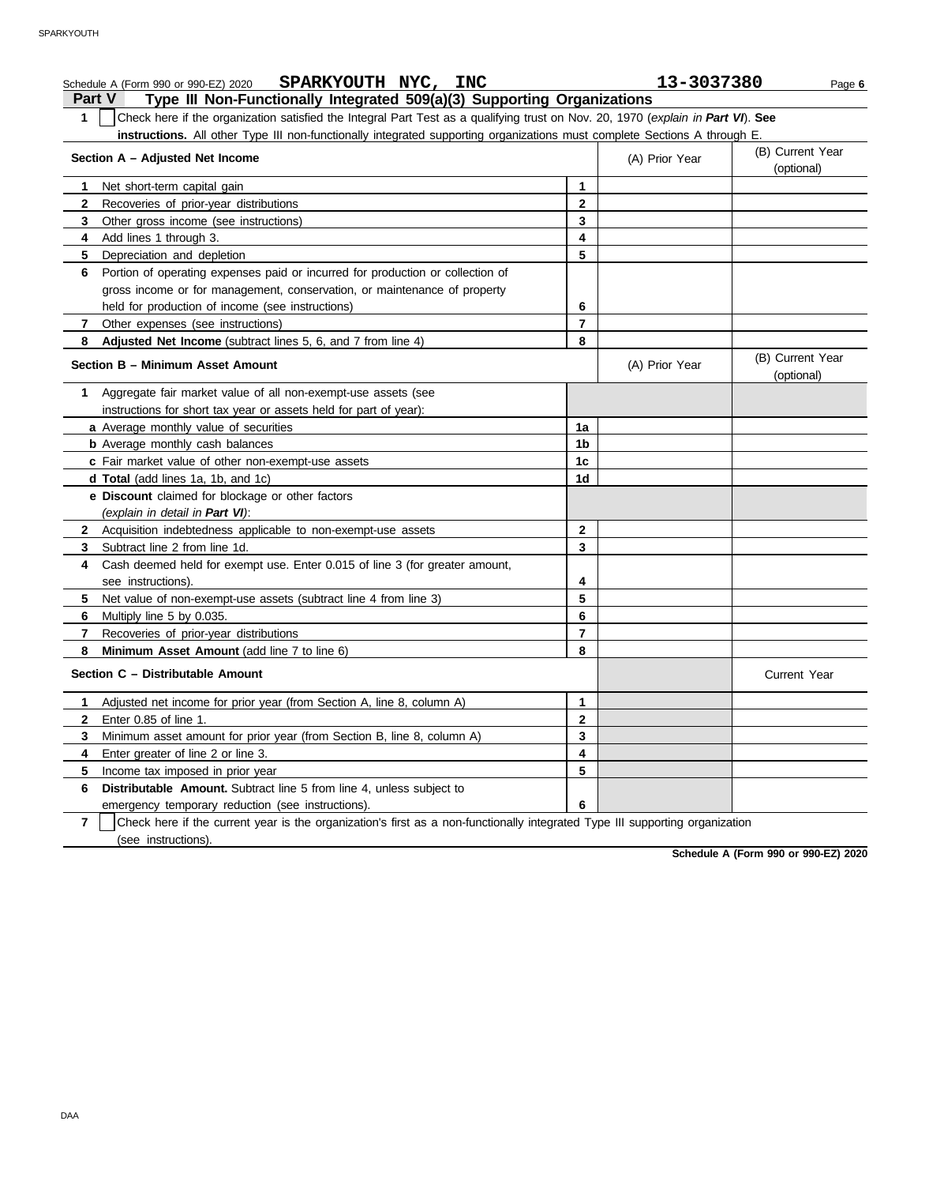Schedule A (Form 990 or 990-EZ) 2020 **SPARKYOUTH NYC, INC** **13-3037380** Page **6**

## Part V Type III Non-Functionally Integrated 509(a)(3) Supporting Organizations

**1** ☐ Check here if the organization satisfied the Integral Part Test as a qualifying trust on Nov. 20, 1970 (*explain in **Part VI***). **See instructions.** All other Type III non-functionally integrated supporting organizations must complete Sections A through E.

| **Section A – Adjusted Net Income** | | (A) Prior Year | (B) Current Year (optional) |
|---|---|---|---|
| **1** Net short-term capital gain | 1 | | |
| **2** Recoveries of prior-year distributions | 2 | | |
| **3** Other gross income (see instructions) | 3 | | |
| **4** Add lines 1 through 3. | 4 | | |
| **5** Depreciation and depletion | 5 | | |
| **6** Portion of operating expenses paid or incurred for production or collection of gross income or for management, conservation, or maintenance of property held for production of income (see instructions) | 6 | | |
| **7** Other expenses (see instructions) | 7 | | |
| **8** **Adjusted Net Income** (subtract lines 5, 6, and 7 from line 4) | 8 | | |

| **Section B – Minimum Asset Amount** | | (A) Prior Year | (B) Current Year (optional) |
|---|---|---|---|
| **1** Aggregate fair market value of all non-exempt-use assets (see instructions for short tax year or assets held for part of year): | | | |
| **a** Average monthly value of securities | 1a | | |
| **b** Average monthly cash balances | 1b | | |
| **c** Fair market value of other non-exempt-use assets | 1c | | |
| **d** **Total** (add lines 1a, 1b, and 1c) | 1d | | |
| **e** **Discount** claimed for blockage or other factors (*explain in detail in **Part VI***): | | | |
| **2** Acquisition indebtedness applicable to non-exempt-use assets | 2 | | |
| **3** Subtract line 2 from line 1d. | 3 | | |
| **4** Cash deemed held for exempt use. Enter 0.015 of line 3 (for greater amount, see instructions). | 4 | | |
| **5** Net value of non-exempt-use assets (subtract line 4 from line 3) | 5 | | |
| **6** Multiply line 5 by 0.035. | 6 | | |
| **7** Recoveries of prior-year distributions | 7 | | |
| **8** **Minimum Asset Amount** (add line 7 to line 6) | 8 | | |

| **Section C – Distributable Amount** | | | Current Year |
|---|---|---|---|
| **1** Adjusted net income for prior year (from Section A, line 8, column A) | 1 | | |
| **2** Enter 0.85 of line 1. | 2 | | |
| **3** Minimum asset amount for prior year (from Section B, line 8, column A) | 3 | | |
| **4** Enter greater of line 2 or line 3. | 4 | | |
| **5** Income tax imposed in prior year | 5 | | |
| **6** **Distributable Amount.** Subtract line 5 from line 4, unless subject to emergency temporary reduction (see instructions). | 6 | | |

**7** ☐ Check here if the current year is the organization's first as a non-functionally integrated Type III supporting organization (see instructions).

**Schedule A (Form 990 or 990-EZ) 2020**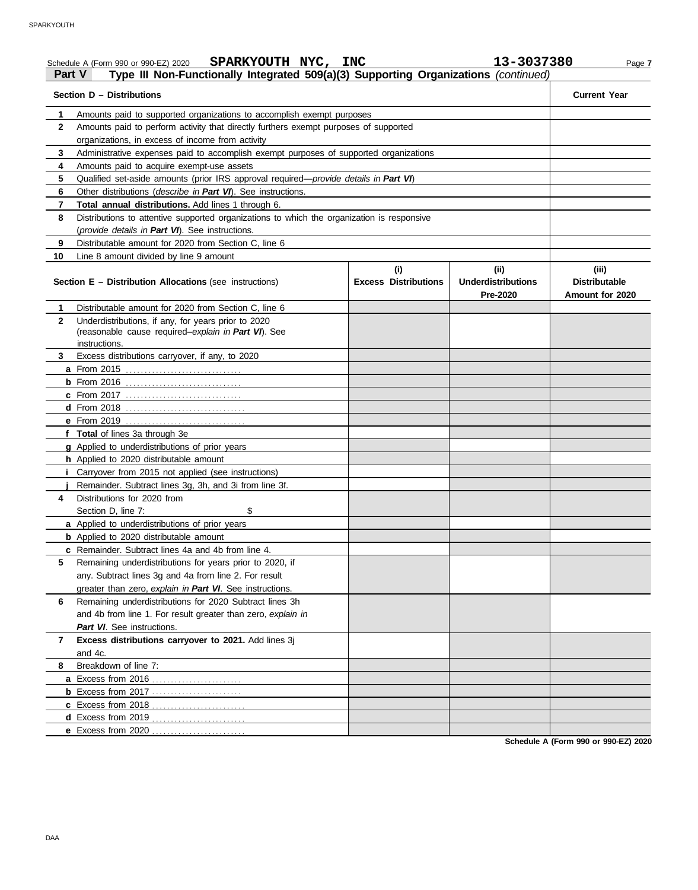Schedule A (Form 990 or 990-EZ) 2020 **SPARKYOUTH NYC, INC** **13-3037380**

**Part V** **Type III Non-Functionally Integrated 509(a)(3) Supporting Organizations** *(continued)*

| **Section D – Distributions** | | **Current Year** |
|---|---|---|
| **1** | Amounts paid to supported organizations to accomplish exempt purposes | |
| **2** | Amounts paid to perform activity that directly furthers exempt purposes of supported organizations, in excess of income from activity | |
| **3** | Administrative expenses paid to accomplish exempt purposes of supported organizations | |
| **4** | Amounts paid to acquire exempt-use assets | |
| **5** | Qualified set-aside amounts (prior IRS approval required—*provide details in **Part VI***) | |
| **6** | Other distributions (*describe in **Part VI***). See instructions. | |
| **7** | **Total annual distributions.** Add lines 1 through 6. | |
| **8** | Distributions to attentive supported organizations to which the organization is responsive (*provide details in **Part VI***). See instructions. | |
| **9** | Distributable amount for 2020 from Section C, line 6 | |
| **10** | Line 8 amount divided by line 9 amount | |

| **Section E – Distribution Allocations** (see instructions) | **(i) Excess Distributions** | **(ii) Underdistributions Pre-2020** | **(iii) Distributable Amount for 2020** |
|---|---|---|---|
| **1** Distributable amount for 2020 from Section C, line 6 | | | |
| **2** Underdistributions, if any, for years prior to 2020 (reasonable cause required–*explain in **Part VI***). See instructions. | | | |
| **3** Excess distributions carryover, if any, to 2020 | | | |
| **a** From 2015 | | | |
| **b** From 2016 | | | |
| **c** From 2017 | | | |
| **d** From 2018 | | | |
| **e** From 2019 | | | |
| **f Total** of lines 3a through 3e | | | |
| **g** Applied to underdistributions of prior years | | | |
| **h** Applied to 2020 distributable amount | | | |
| **i** Carryover from 2015 not applied (see instructions) | | | |
| **j** Remainder. Subtract lines 3g, 3h, and 3i from line 3f. | | | |
| **4** Distributions for 2020 from Section D, line 7: $ | | | |
| **a** Applied to underdistributions of prior years | | | |
| **b** Applied to 2020 distributable amount | | | |
| **c** Remainder. Subtract lines 4a and 4b from line 4. | | | |
| **5** Remaining underdistributions for years prior to 2020, if any. Subtract lines 3g and 4a from line 2. For result greater than zero, *explain in **Part VI***. See instructions. | | | |
| **6** Remaining underdistributions for 2020 Subtract lines 3h and 4b from line 1. For result greater than zero, *explain in **Part VI***. See instructions. | | | |
| **7** **Excess distributions carryover to 2021.** Add lines 3j and 4c. | | | |
| **8** Breakdown of line 7: | | | |
| **a** Excess from 2016 | | | |
| **b** Excess from 2017 | | | |
| **c** Excess from 2018 | | | |
| **d** Excess from 2019 | | | |
| **e** Excess from 2020 | | | |

**Schedule A (Form 990 or 990-EZ) 2020**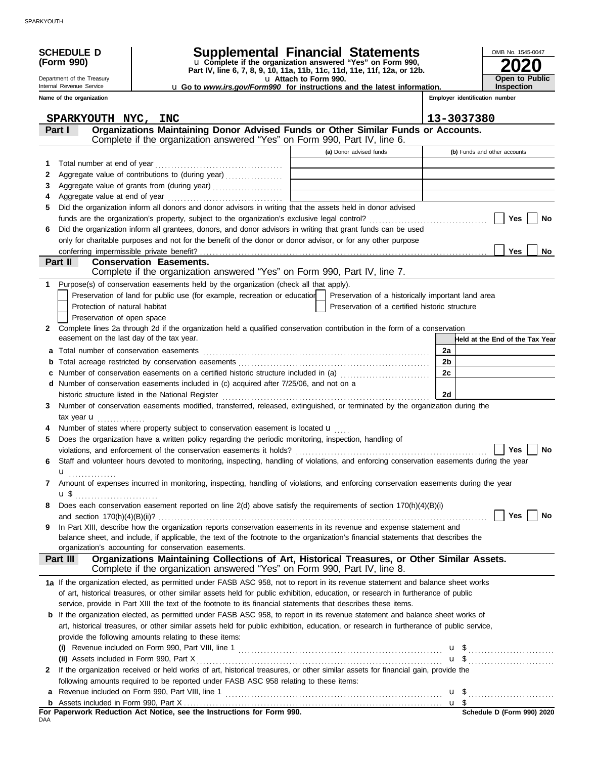SPARKYOUTH

**SCHEDULE D (Form 990)**

Department of the Treasury
Internal Revenue Service

# Supplemental Financial Statements

u Complete if the organization answered "Yes" on Form 990, Part IV, line 6, 7, 8, 9, 10, 11a, 11b, 11c, 11d, 11e, 11f, 12a, or 12b.
u Attach to Form 990.
u Go to *www.irs.gov/Form990* for instructions and the latest information.

OMB No. 1545-0047
**2020**
**Open to Public Inspection**

Name of the organization: SPARKYOUTH NYC, INC
Employer identification number: 13-3037380

## Part I Organizations Maintaining Donor Advised Funds or Other Similar Funds or Accounts.

Complete if the organization answered "Yes" on Form 990, Part IV, line 6.

| | | (a) Donor advised funds | (b) Funds and other accounts |
|---|---|---|---|
| 1 | Total number at end of year | | |
| 2 | Aggregate value of contributions to (during year) | | |
| 3 | Aggregate value of grants from (during year) | | |
| 4 | Aggregate value at end of year | | |

5 Did the organization inform all donors and donor advisors in writing that the assets held in donor advised funds are the organization's property, subject to the organization's exclusive legal control? ☐ Yes ☐ No

6 Did the organization inform all grantees, donors, and donor advisors in writing that grant funds can be used only for charitable purposes and not for the benefit of the donor or donor advisor, or for any other purpose conferring impermissible private benefit? ☐ Yes ☐ No

## Part II Conservation Easements.

Complete if the organization answered "Yes" on Form 990, Part IV, line 7.

1 Purpose(s) of conservation easements held by the organization (check all that apply).

- ☐ Preservation of land for public use (for example, recreation or education)
- ☐ Preservation of a historically important land area
- ☐ Protection of natural habitat
- ☐ Preservation of a certified historic structure
- ☐ Preservation of open space

2 Complete lines 2a through 2d if the organization held a qualified conservation contribution in the form of a conservation easement on the last day of the tax year.

| | | | Held at the End of the Tax Year |
|---|---|---|---|
| a | Total number of conservation easements | 2a | |
| b | Total acreage restricted by conservation easements | 2b | |
| c | Number of conservation easements on a certified historic structure included in (a) | 2c | |
| d | Number of conservation easements included in (c) acquired after 7/25/06, and not on a historic structure listed in the National Register | 2d | |

3 Number of conservation easements modified, transferred, released, extinguished, or terminated by the organization during the tax year u

4 Number of states where property subject to conservation easement is located u

5 Does the organization have a written policy regarding the periodic monitoring, inspection, handling of violations, and enforcement of the conservation easements it holds? ☐ Yes ☐ No

6 Staff and volunteer hours devoted to monitoring, inspecting, handling of violations, and enforcing conservation easements during the year u

7 Amount of expenses incurred in monitoring, inspecting, handling of violations, and enforcing conservation easements during the year u $

8 Does each conservation easement reported on line 2(d) above satisfy the requirements of section 170(h)(4)(B)(i) and section 170(h)(4)(B)(ii)? ☐ Yes ☐ No

9 In Part XIII, describe how the organization reports conservation easements in its revenue and expense statement and balance sheet, and include, if applicable, the text of the footnote to the organization's financial statements that describes the organization's accounting for conservation easements.

## Part III Organizations Maintaining Collections of Art, Historical Treasures, or Other Similar Assets.

Complete if the organization answered "Yes" on Form 990, Part IV, line 8.

1a If the organization elected, as permitted under FASB ASC 958, not to report in its revenue statement and balance sheet works of art, historical treasures, or other similar assets held for public exhibition, education, or research in furtherance of public service, provide in Part XIII the text of the footnote to its financial statements that describes these items.

b If the organization elected, as permitted under FASB ASC 958, to report in its revenue statement and balance sheet works of art, historical treasures, or other similar assets held for public exhibition, education, or research in furtherance of public service, provide the following amounts relating to these items:

(i) Revenue included on Form 990, Part VIII, line 1 u $

(ii) Assets included in Form 990, Part X u $

2 If the organization received or held works of art, historical treasures, or other similar assets for financial gain, provide the following amounts required to be reported under FASB ASC 958 relating to these items:

a Revenue included on Form 990, Part VIII, line 1 u $

b Assets included in Form 990, Part X u $

**For Paperwork Reduction Act Notice, see the Instructions for Form 990.** **Schedule D (Form 990) 2020**

DAA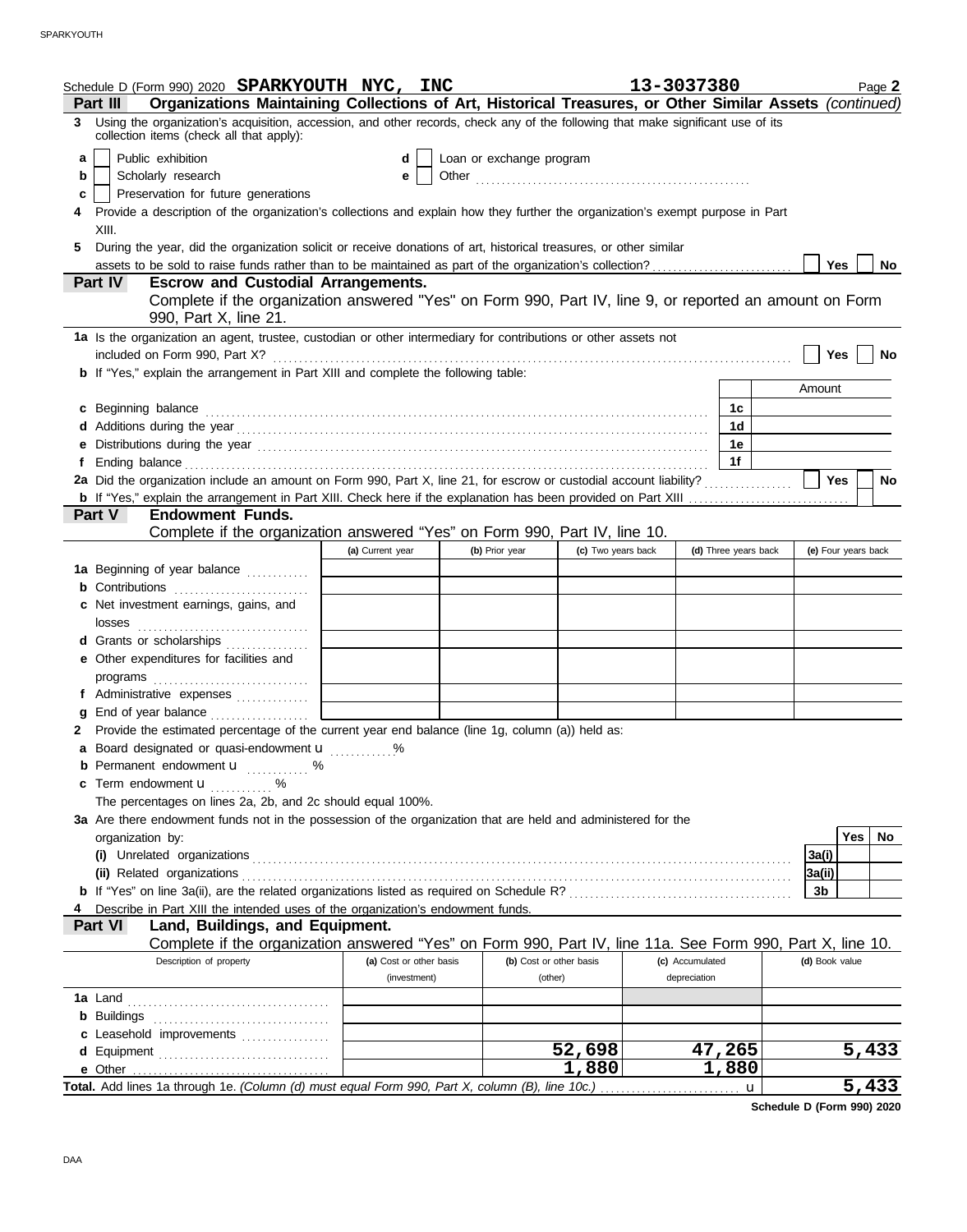Schedule D (Form 990) 2020 **SPARKYOUTH NYC, INC** **13-3037380** Page **2**

## Part III — Organizations Maintaining Collections of Art, Historical Treasures, or Other Similar Assets *(continued)*

**3** Using the organization's acquisition, accession, and other records, check any of the following that make significant use of its collection items (check all that apply):

- **a** ☐ Public exhibition
- **b** ☐ Scholarly research
- **c** ☐ Preservation for future generations
- **d** ☐ Loan or exchange program
- **e** ☐ Other ....................

**4** Provide a description of the organization's collections and explain how they further the organization's exempt purpose in Part XIII.

**5** During the year, did the organization solicit or receive donations of art, historical treasures, or other similar assets to be sold to raise funds rather than to be maintained as part of the organization's collection? ☐ Yes ☐ No

## Part IV — Escrow and Custodial Arrangements.

Complete if the organization answered "Yes" on Form 990, Part IV, line 9, or reported an amount on Form 990, Part X, line 21.

**1a** Is the organization an agent, trustee, custodian or other intermediary for contributions or other assets not included on Form 990, Part X? ☐ Yes ☐ No

**b** If "Yes," explain the arrangement in Part XIII and complete the following table:

| | | Amount |
|---|---|---|
| **c** Beginning balance | 1c | |
| **d** Additions during the year | 1d | |
| **e** Distributions during the year | 1e | |
| **f** Ending balance | 1f | |

**2a** Did the organization include an amount on Form 990, Part X, line 21, for escrow or custodial account liability? ☐ Yes ☐ No

**b** If "Yes," explain the arrangement in Part XIII. Check here if the explanation has been provided on Part XIII ☐

## Part V — Endowment Funds.

Complete if the organization answered "Yes" on Form 990, Part IV, line 10.

| | (a) Current year | (b) Prior year | (c) Two years back | (d) Three years back | (e) Four years back |
|---|---|---|---|---|---|
| **1a** Beginning of year balance | | | | | |
| **b** Contributions | | | | | |
| **c** Net investment earnings, gains, and losses | | | | | |
| **d** Grants or scholarships | | | | | |
| **e** Other expenditures for facilities and programs | | | | | |
| **f** Administrative expenses | | | | | |
| **g** End of year balance | | | | | |

**2** Provide the estimated percentage of the current year end balance (line 1g, column (a)) held as:

- **a** Board designated or quasi-endowment u ........ %
- **b** Permanent endowment u ........ %
- **c** Term endowment u ........ %

The percentages on lines 2a, 2b, and 2c should equal 100%.

**3a** Are there endowment funds not in the possession of the organization that are held and administered for the organization by:

| | | Yes | No |
|---|---|---|---|
| **(i)** Unrelated organizations | 3a(i) | | |
| **(ii)** Related organizations | 3a(ii) | | |
| **b** If "Yes" on line 3a(ii), are the related organizations listed as required on Schedule R? | 3b | | |

**4** Describe in Part XIII the intended uses of the organization's endowment funds.

## Part VI — Land, Buildings, and Equipment.

Complete if the organization answered "Yes" on Form 990, Part IV, line 11a. See Form 990, Part X, line 10.

| Description of property | (a) Cost or other basis (investment) | (b) Cost or other basis (other) | (c) Accumulated depreciation | (d) Book value |
|---|---|---|---|---|
| **1a** Land | | | | |
| **b** Buildings | | | | |
| **c** Leasehold improvements | | | | |
| **d** Equipment | | 52,698 | 47,265 | 5,433 |
| **e** Other | | 1,880 | 1,880 | |
| **Total.** Add lines 1a through 1e. *(Column (d) must equal Form 990, Part X, column (B), line 10c.)* u | | | | 5,433 |

**Schedule D (Form 990) 2020**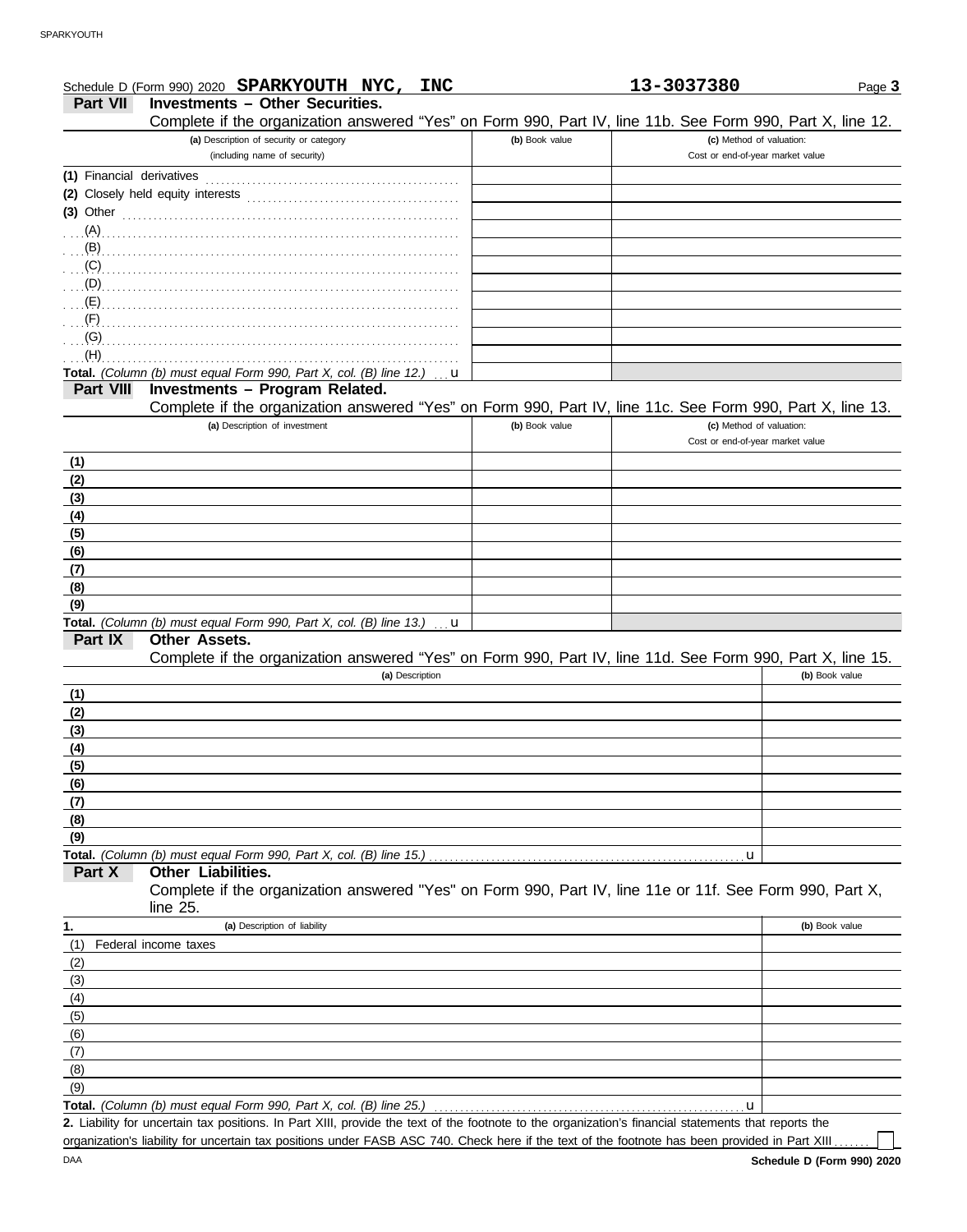Schedule D (Form 990) 2020 **SPARKYOUTH NYC, INC** **13-3037380** Page **3**

## Part VII — Investments – Other Securities.

Complete if the organization answered "Yes" on Form 990, Part IV, line 11b. See Form 990, Part X, line 12.

| (a) Description of security or category (including name of security) | (b) Book value | (c) Method of valuation: Cost or end-of-year market value |
|---|---|---|
| (1) Financial derivatives | | |
| (2) Closely held equity interests | | |
| (3) Other | | |
| (A) | | |
| (B) | | |
| (C) | | |
| (D) | | |
| (E) | | |
| (F) | | |
| (G) | | |
| (H) | | |
| **Total.** *(Column (b) must equal Form 990, Part X, col. (B) line 12.)* u | | |

## Part VIII — Investments – Program Related.

Complete if the organization answered "Yes" on Form 990, Part IV, line 11c. See Form 990, Part X, line 13.

| (a) Description of investment | (b) Book value | (c) Method of valuation: Cost or end-of-year market value |
|---|---|---|
| (1) | | |
| (2) | | |
| (3) | | |
| (4) | | |
| (5) | | |
| (6) | | |
| (7) | | |
| (8) | | |
| (9) | | |
| **Total.** *(Column (b) must equal Form 990, Part X, col. (B) line 13.)* u | | |

## Part IX — Other Assets.

Complete if the organization answered "Yes" on Form 990, Part IV, line 11d. See Form 990, Part X, line 15.

| (a) Description | (b) Book value |
|---|---|
| (1) | |
| (2) | |
| (3) | |
| (4) | |
| (5) | |
| (6) | |
| (7) | |
| (8) | |
| (9) | |
| **Total.** *(Column (b) must equal Form 990, Part X, col. (B) line 15.)* u | |

## Part X — Other Liabilities.

Complete if the organization answered "Yes" on Form 990, Part IV, line 11e or 11f. See Form 990, Part X, line 25.

| 1. (a) Description of liability | (b) Book value |
|---|---|
| (1) Federal income taxes | |
| (2) | |
| (3) | |
| (4) | |
| (5) | |
| (6) | |
| (7) | |
| (8) | |
| (9) | |
| **Total.** *(Column (b) must equal Form 990, Part X, col. (B) line 25.)* u | |

**2.** Liability for uncertain tax positions. In Part XIII, provide the text of the footnote to the organization's financial statements that reports the organization's liability for uncertain tax positions under FASB ASC 740. Check here if the text of the footnote has been provided in Part XIII ☐

DAA **Schedule D (Form 990) 2020**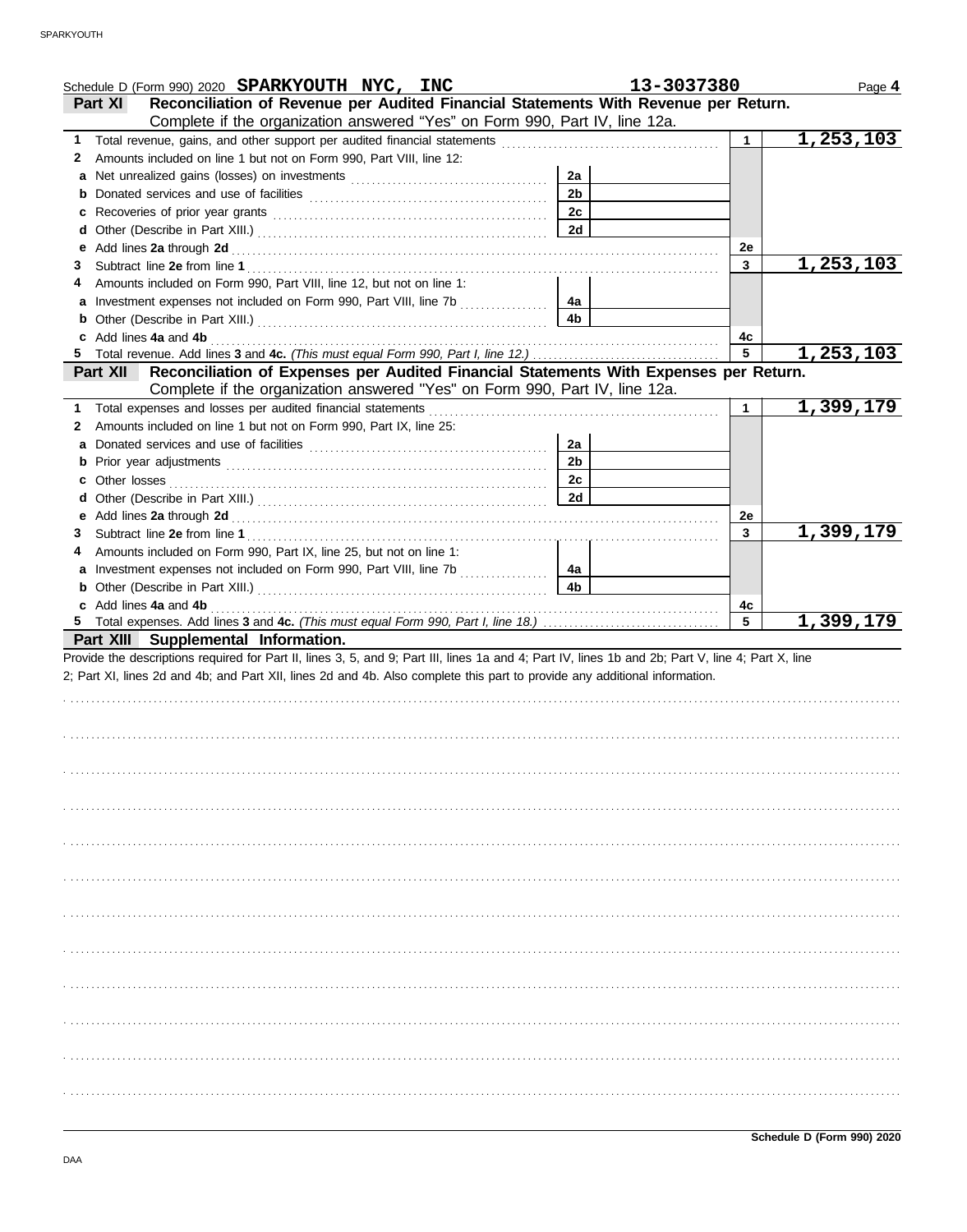Schedule D (Form 990) 2020 **SPARKYOUTH NYC, INC** **13-3037380** Page **4**

## Part XI Reconciliation of Revenue per Audited Financial Statements With Revenue per Return.

Complete if the organization answered "Yes" on Form 990, Part IV, line 12a.

| | | | | | |
|---|---|---|---|---|---|
| **1** | Total revenue, gains, and other support per audited financial statements | | | 1 | 1,253,103 |
| **2** | Amounts included on line 1 but not on Form 990, Part VIII, line 12: | | | | |
| **a** | Net unrealized gains (losses) on investments | 2a | | | |
| **b** | Donated services and use of facilities | 2b | | | |
| **c** | Recoveries of prior year grants | 2c | | | |
| **d** | Other (Describe in Part XIII.) | 2d | | | |
| **e** | Add lines **2a** through **2d** | | | 2e | |
| **3** | Subtract line **2e** from line **1** | | | 3 | 1,253,103 |
| **4** | Amounts included on Form 990, Part VIII, line 12, but not on line 1: | | | | |
| **a** | Investment expenses not included on Form 990, Part VIII, line 7b | 4a | | | |
| **b** | Other (Describe in Part XIII.) | 4b | | | |
| **c** | Add lines **4a** and **4b** | | | 4c | |
| **5** | Total revenue. Add lines **3** and **4c.** *(This must equal Form 990, Part I, line 12.)* | | | 5 | 1,253,103 |

## Part XII Reconciliation of Expenses per Audited Financial Statements With Expenses per Return.

Complete if the organization answered "Yes" on Form 990, Part IV, line 12a.

| | | | | | |
|---|---|---|---|---|---|
| **1** | Total expenses and losses per audited financial statements | | | 1 | 1,399,179 |
| **2** | Amounts included on line 1 but not on Form 990, Part IX, line 25: | | | | |
| **a** | Donated services and use of facilities | 2a | | | |
| **b** | Prior year adjustments | 2b | | | |
| **c** | Other losses | 2c | | | |
| **d** | Other (Describe in Part XIII.) | 2d | | | |
| **e** | Add lines **2a** through **2d** | | | 2e | |
| **3** | Subtract line **2e** from line **1** | | | 3 | 1,399,179 |
| **4** | Amounts included on Form 990, Part IX, line 25, but not on line 1: | | | | |
| **a** | Investment expenses not included on Form 990, Part VIII, line 7b | 4a | | | |
| **b** | Other (Describe in Part XIII.) | 4b | | | |
| **c** | Add lines **4a** and **4b** | | | 4c | |
| **5** | Total expenses. Add lines **3** and **4c.** *(This must equal Form 990, Part I, line 18.)* | | | 5 | 1,399,179 |

## Part XIII Supplemental Information.

Provide the descriptions required for Part II, lines 3, 5, and 9; Part III, lines 1a and 4; Part IV, lines 1b and 2b; Part V, line 4; Part X, line 2; Part XI, lines 2d and 4b; and Part XII, lines 2d and 4b. Also complete this part to provide any additional information.

**Schedule D (Form 990) 2020**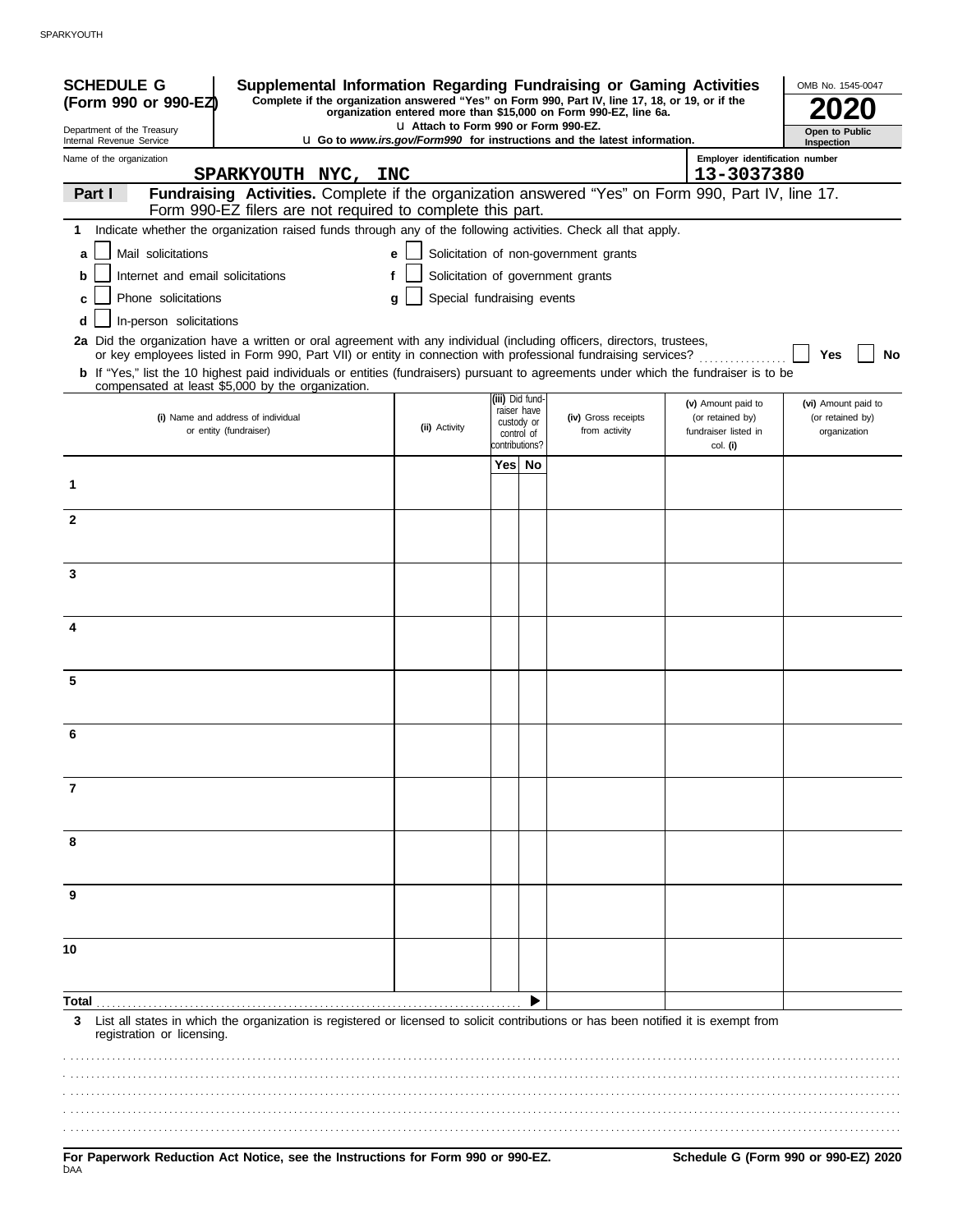**SCHEDULE G (Form 990 or 990-EZ)**

Department of the Treasury
Internal Revenue Service

# Supplemental Information Regarding Fundraising or Gaming Activities

**Complete if the organization answered "Yes" on Form 990, Part IV, line 17, 18, or 19, or if the organization entered more than $15,000 on Form 990-EZ, line 6a.**

u Attach to Form 990 or Form 990-EZ.

u Go to *www.irs.gov/Form990* for instructions and the latest information.

OMB No. 1545-0047

**2020**

**Open to Public Inspection**

Name of the organization: **SPARKYOUTH NYC, INC**

Employer identification number: **13-3037380**

**Part I** **Fundraising Activities.** Complete if the organization answered "Yes" on Form 990, Part IV, line 17. Form 990-EZ filers are not required to complete this part.

**1** Indicate whether the organization raised funds through any of the following activities. Check all that apply.

- **a** ☐ Mail solicitations
- **b** ☐ Internet and email solicitations
- **c** ☐ Phone solicitations
- **d** ☐ In-person solicitations
- **e** ☐ Solicitation of non-government grants
- **f** ☐ Solicitation of government grants
- **g** ☐ Special fundraising events

**2a** Did the organization have a written or oral agreement with any individual (including officers, directors, trustees, or key employees listed in Form 990, Part VII) or entity in connection with professional fundraising services? ☐ **Yes** ☐ **No**

**b** If "Yes," list the 10 highest paid individuals or entities (fundraisers) pursuant to agreements under which the fundraiser is to be compensated at least $5,000 by the organization.

| | (i) Name and address of individual or entity (fundraiser) | (ii) Activity | (iii) Did fundraiser have custody or control of contributions? Yes | No | (iv) Gross receipts from activity | (v) Amount paid to (or retained by) fundraiser listed in col. (i) | (vi) Amount paid to (or retained by) organization |
|---|---|---|---|---|---|---|---|
| 1 | | | | | | | |
| 2 | | | | | | | |
| 3 | | | | | | | |
| 4 | | | | | | | |
| 5 | | | | | | | |
| 6 | | | | | | | |
| 7 | | | | | | | |
| 8 | | | | | | | |
| 9 | | | | | | | |
| 10 | | | | | | | |
| **Total** | | | | ▶ | | | |

**3** List all states in which the organization is registered or licensed to solicit contributions or has been notified it is exempt from registration or licensing.

**For Paperwork Reduction Act Notice, see the Instructions for Form 990 or 990-EZ.**

DAA

**Schedule G (Form 990 or 990-EZ) 2020**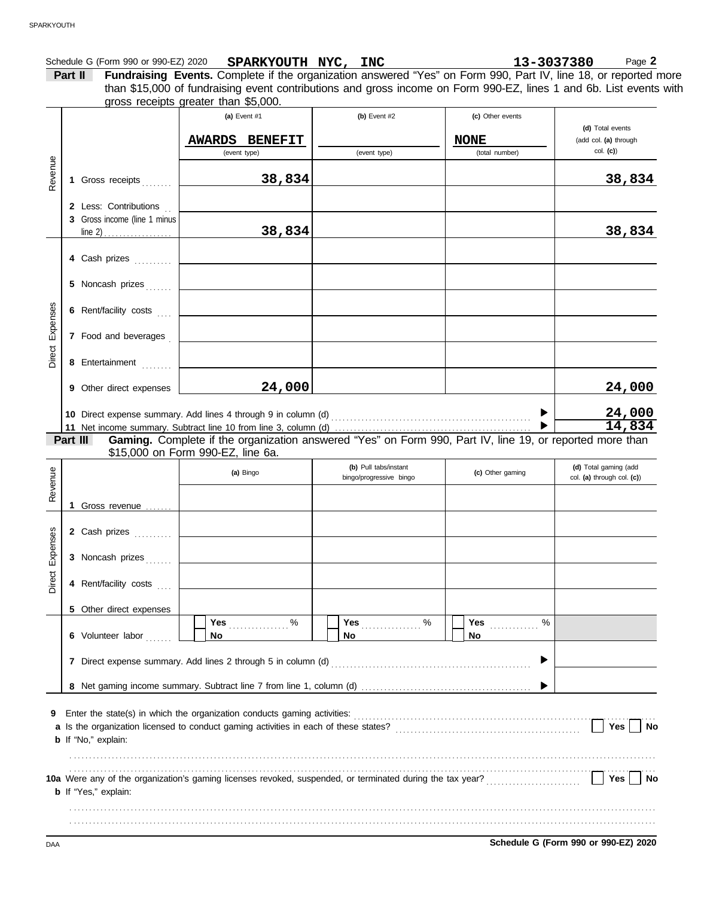Schedule G (Form 990 or 990-EZ) 2020 **SPARKYOUTH NYC, INC** **13-3037380** Page **2**

**Part II** **Fundraising Events.** Complete if the organization answered "Yes" on Form 990, Part IV, line 18, or reported more than $15,000 of fundraising event contributions and gross income on Form 990-EZ, lines 1 and 6b. List events with gross receipts greater than $5,000.

| | | (a) Event #1 | (b) Event #2 | (c) Other events | (d) Total events (add col. (a) through col. (c)) |
|---|---|---|---|---|---|
| | | AWARDS BENEFIT (event type) | (event type) | NONE (total number) | |
| Revenue | 1 Gross receipts | 38,834 | | | 38,834 |
| | 2 Less: Contributions | | | | |
| | 3 Gross income (line 1 minus line 2) | 38,834 | | | 38,834 |
| Direct Expenses | 4 Cash prizes | | | | |
| | 5 Noncash prizes | | | | |
| | 6 Rent/facility costs | | | | |
| | 7 Food and beverages | | | | |
| | 8 Entertainment | | | | |
| | 9 Other direct expenses | 24,000 | | | 24,000 |
| | 10 Direct expense summary. Add lines 4 through 9 in column (d) | | | ▶ | 24,000 |
| | 11 Net income summary. Subtract line 10 from line 3, column (d) | | | ▶ | 14,834 |

**Part III** **Gaming.** Complete if the organization answered "Yes" on Form 990, Part IV, line 19, or reported more than $15,000 on Form 990-EZ, line 6a.

| | | (a) Bingo | (b) Pull tabs/instant bingo/progressive bingo | (c) Other gaming | (d) Total gaming (add col. (a) through col. (c)) |
|---|---|---|---|---|---|
| Revenue | 1 Gross revenue | | | | |
| Direct Expenses | 2 Cash prizes | | | | |
| | 3 Noncash prizes | | | | |
| | 4 Rent/facility costs | | | | |
| | 5 Other direct expenses | | | | |
| | 6 Volunteer labor | ☐ Yes ....... % ☐ No | ☐ Yes ....... % ☐ No | ☐ Yes ....... % ☐ No | |
| | 7 Direct expense summary. Add lines 2 through 5 in column (d) | | | ▶ | |
| | 8 Net gaming income summary. Subtract line 7 from line 1, column (d) | | | ▶ | |

**9** Enter the state(s) in which the organization conducts gaming activities: ...........................

**a** Is the organization licensed to conduct gaming activities in each of these states? ☐ **Yes** ☐ **No**

**b** If "No," explain:

...........................

**10a** Were any of the organization's gaming licenses revoked, suspended, or terminated during the tax year? ☐ **Yes** ☐ **No**

**b** If "Yes," explain:

...........................

**Schedule G (Form 990 or 990-EZ) 2020**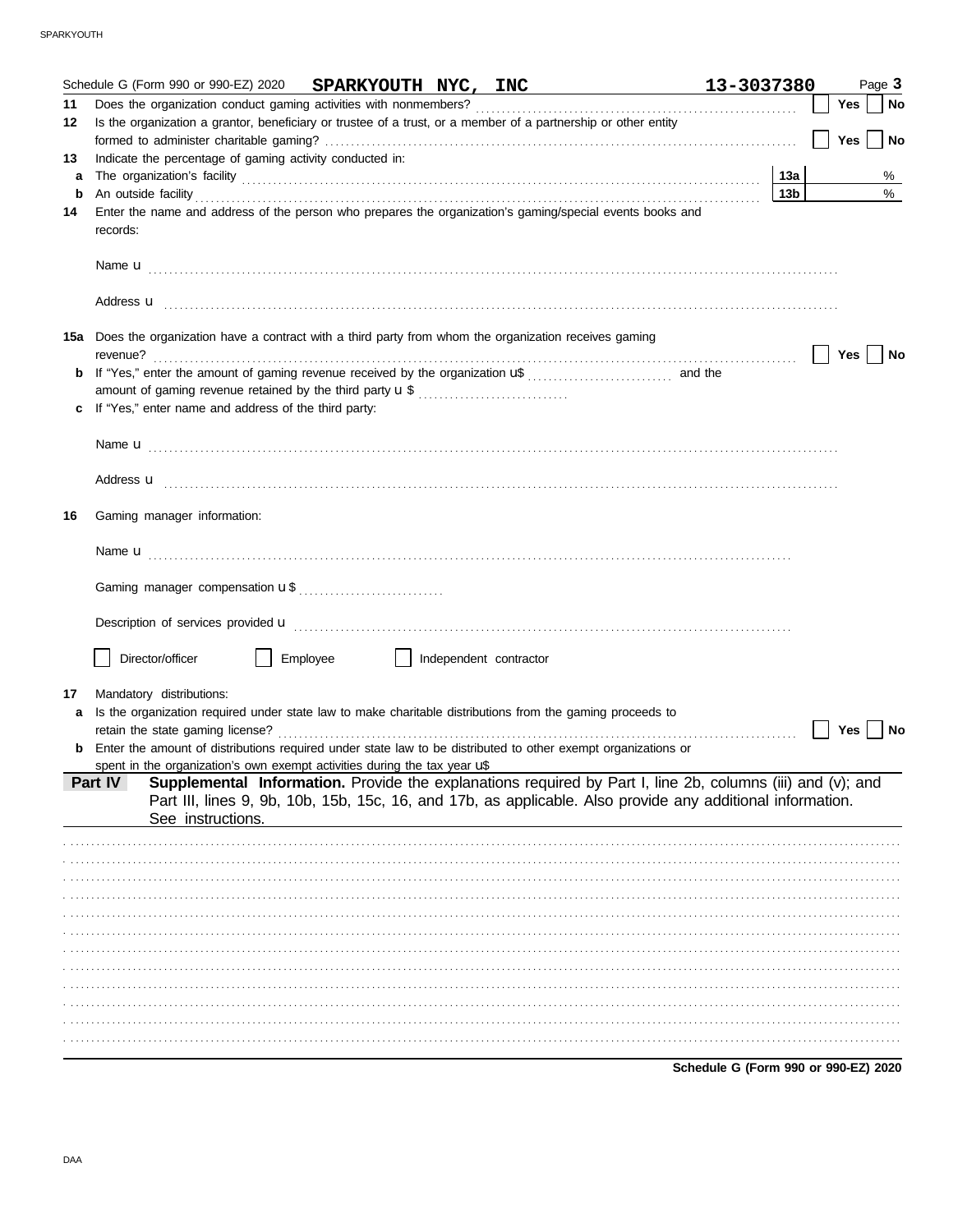Schedule G (Form 990 or 990-EZ) 2020 **SPARKYOUTH NYC, INC** **13-3037380** Page **3**

**11** Does the organization conduct gaming activities with nonmembers? ☐ Yes ☐ No

**12** Is the organization a grantor, beneficiary or trustee of a trust, or a member of a partnership or other entity formed to administer charitable gaming? ☐ Yes ☐ No

**13** Indicate the percentage of gaming activity conducted in:

**a** The organization's facility **13a** %

**b** An outside facility **13b** %

**14** Enter the name and address of the person who prepares the organization's gaming/special events books and records:

Name u

Address u

**15a** Does the organization have a contract with a third party from whom the organization receives gaming revenue? ☐ Yes ☐ No

**b** If "Yes," enter the amount of gaming revenue received by the organization u$ and the amount of gaming revenue retained by the third party u $

**c** If "Yes," enter name and address of the third party:

Name u

Address u

**16** Gaming manager information:

Name u

Gaming manager compensation u $

Description of services provided u

☐ Director/officer ☐ Employee ☐ Independent contractor

**17** Mandatory distributions:

**a** Is the organization required under state law to make charitable distributions from the gaming proceeds to retain the state gaming license? ☐ Yes ☐ No

**b** Enter the amount of distributions required under state law to be distributed to other exempt organizations or spent in the organization's own exempt activities during the tax year u$

**Part IV** **Supplemental Information.** Provide the explanations required by Part I, line 2b, columns (iii) and (v); and Part III, lines 9, 9b, 10b, 15b, 15c, 16, and 17b, as applicable. Also provide any additional information. See instructions.

**Schedule G (Form 990 or 990-EZ) 2020**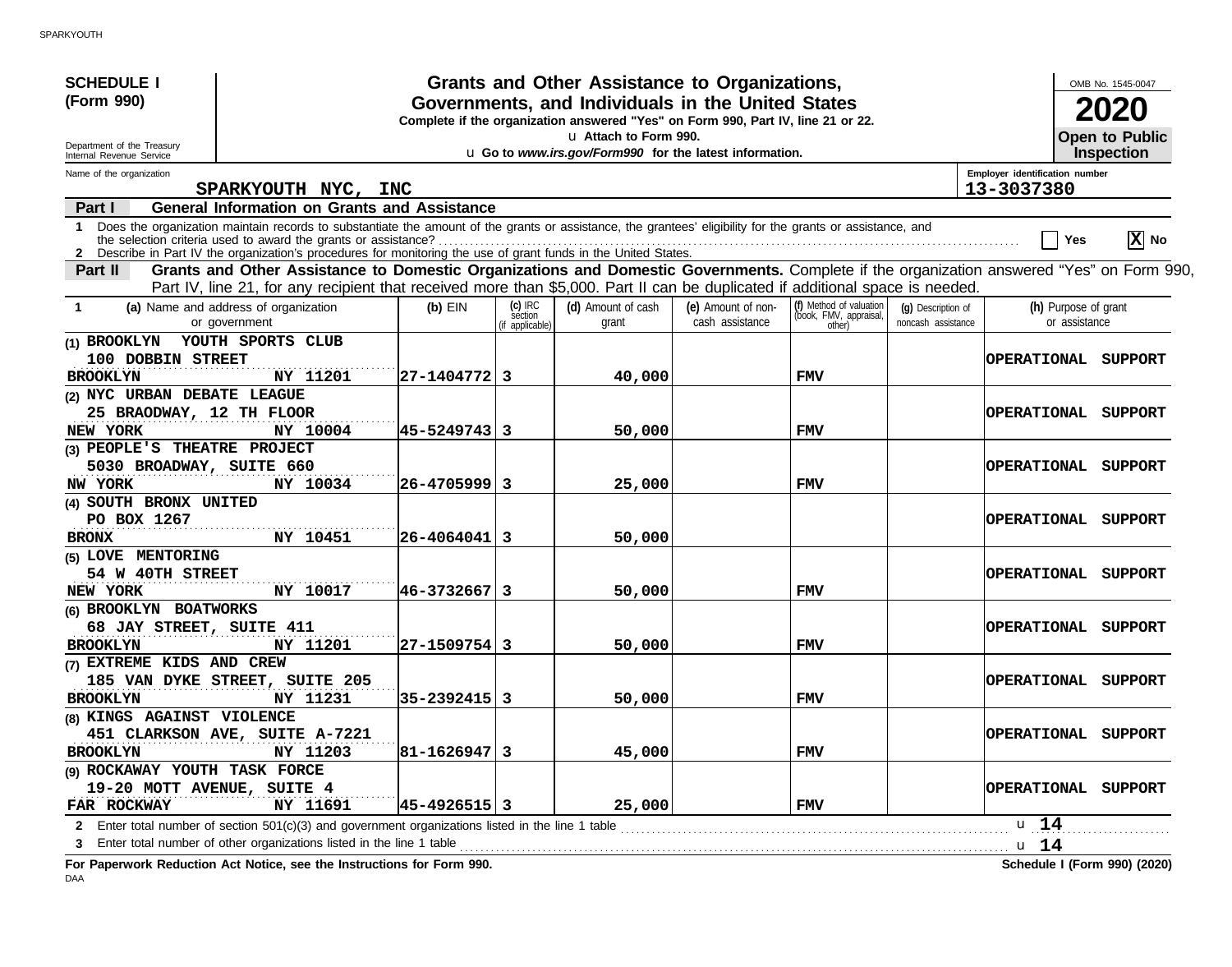**SCHEDULE I**
**(Form 990)**

Department of the Treasury
Internal Revenue Service

# Grants and Other Assistance to Organizations, Governments, and Individuals in the United States

**Complete if the organization answered "Yes" on Form 990, Part IV, line 21 or 22.**
u Attach to Form 990.
u Go to *www.irs.gov/Form990* for the latest information.

OMB No. 1545-0047
**2020**
**Open to Public Inspection**

Name of the organization: **SPARKYOUTH NYC, INC**
Employer identification number: **13-3037380**

## Part I General Information on Grants and Assistance

1 Does the organization maintain records to substantiate the amount of the grants or assistance, the grantees' eligibility for the grants or assistance, and the selection criteria used to award the grants or assistance? .......... [ ] Yes [X] No

2 Describe in Part IV the organization's procedures for monitoring the use of grant funds in the United States.

## Part II Grants and Other Assistance to Domestic Organizations and Domestic Governments.

Complete if the organization answered "Yes" on Form 990, Part IV, line 21, for any recipient that received more than $5,000. Part II can be duplicated if additional space is needed.

| 1 (a) Name and address of organization or government | (b) EIN | (c) IRC section (if applicable) | (d) Amount of cash grant | (e) Amount of non-cash assistance | (f) Method of valuation (book, FMV, appraisal, other) | (g) Description of noncash assistance | (h) Purpose of grant or assistance |
|---|---|---|---|---|---|---|---|
| (1) BROOKLYN YOUTH SPORTS CLUB<br>100 DOBBIN STREET<br>BROOKLYN NY 11201 | 27-1404772 | 3 | 40,000 | | FMV | | OPERATIONAL SUPPORT |
| (2) NYC URBAN DEBATE LEAGUE<br>25 BRAODWAY, 12 TH FLOOR<br>NEW YORK NY 10004 | 45-5249743 | 3 | 50,000 | | FMV | | OPERATIONAL SUPPORT |
| (3) PEOPLE'S THEATRE PROJECT<br>5030 BROADWAY, SUITE 660<br>NW YORK NY 10034 | 26-4705999 | 3 | 25,000 | | FMV | | OPERATIONAL SUPPORT |
| (4) SOUTH BRONX UNITED<br>PO BOX 1267<br>BRONX NY 10451 | 26-4064041 | 3 | 50,000 | | | | OPERATIONAL SUPPORT |
| (5) LOVE MENTORING<br>54 W 40TH STREET<br>NEW YORK NY 10017 | 46-3732667 | 3 | 50,000 | | FMV | | OPERATIONAL SUPPORT |
| (6) BROOKLYN BOATWORKS<br>68 JAY STREET, SUITE 411<br>BROOKLYN NY 11201 | 27-1509754 | 3 | 50,000 | | FMV | | OPERATIONAL SUPPORT |
| (7) EXTREME KIDS AND CREW<br>185 VAN DYKE STREET, SUITE 205<br>BROOKLYN NY 11231 | 35-2392415 | 3 | 50,000 | | FMV | | OPERATIONAL SUPPORT |
| (8) KINGS AGAINST VIOLENCE<br>451 CLARKSON AVE, SUITE A-7221<br>BROOKLYN NY 11203 | 81-1626947 | 3 | 45,000 | | FMV | | OPERATIONAL SUPPORT |
| (9) ROCKAWAY YOUTH TASK FORCE<br>19-20 MOTT AVENUE, SUITE 4<br>FAR ROCKWAY NY 11691 | 45-4926515 | 3 | 25,000 | | FMV | | OPERATIONAL SUPPORT |

2 Enter total number of section 501(c)(3) and government organizations listed in the line 1 table .......... u 14

3 Enter total number of other organizations listed in the line 1 table .......... u 14

**For Paperwork Reduction Act Notice, see the Instructions for Form 990.** **Schedule I (Form 990) (2020)**

DAA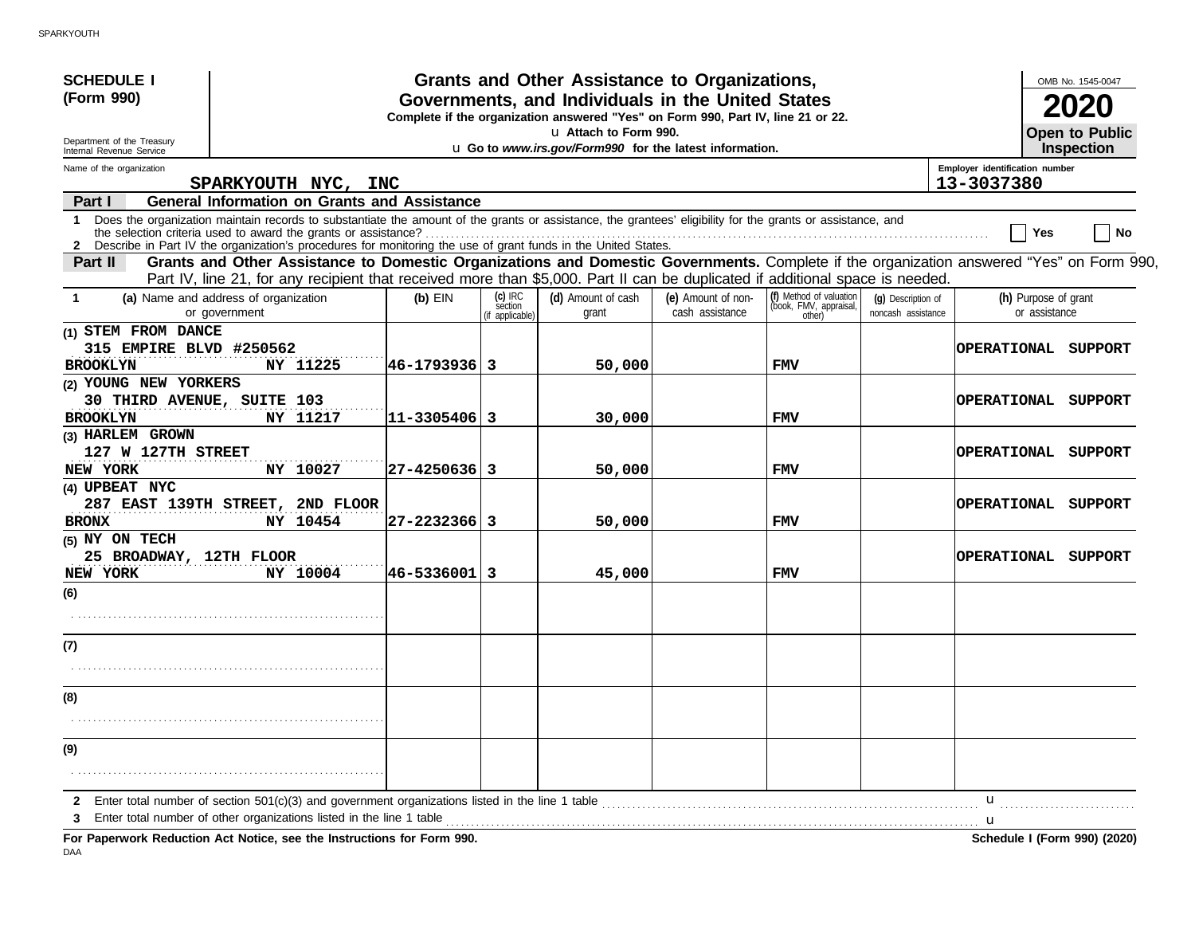**SCHEDULE I (Form 990)**

Department of the Treasury
Internal Revenue Service

# Grants and Other Assistance to Organizations, Governments, and Individuals in the United States

**Complete if the organization answered "Yes" on Form 990, Part IV, line 21 or 22.**

u Attach to Form 990.

u Go to *www.irs.gov/Form990* for the latest information.

OMB No. 1545-0047

**2020**

**Open to Public Inspection**

Name of the organization: **SPARKYOUTH NYC, INC**

Employer identification number: **13-3037380**

## Part I General Information on Grants and Assistance

1 Does the organization maintain records to substantiate the amount of the grants or assistance, the grantees' eligibility for the grants or assistance, and the selection criteria used to award the grants or assistance? ☐ Yes ☐ No

2 Describe in Part IV the organization's procedures for monitoring the use of grant funds in the United States.

## Part II Grants and Other Assistance to Domestic Organizations and Domestic Governments.

Complete if the organization answered "Yes" on Form 990, Part IV, line 21, for any recipient that received more than $5,000. Part II can be duplicated if additional space is needed.

| 1 (a) Name and address of organization or government | (b) EIN | (c) IRC section (if applicable) | (d) Amount of cash grant | (e) Amount of non-cash assistance | (f) Method of valuation (book, FMV, appraisal, other) | (g) Description of noncash assistance | (h) Purpose of grant or assistance |
|---|---|---|---|---|---|---|---|
| (1) STEM FROM DANCE<br>315 EMPIRE BLVD #250562<br>BROOKLYN NY 11225 | 46-1793936 | 3 | 50,000 | | FMV | | OPERATIONAL SUPPORT |
| (2) YOUNG NEW YORKERS<br>30 THIRD AVENUE, SUITE 103<br>BROOKLYN NY 11217 | 11-3305406 | 3 | 30,000 | | FMV | | OPERATIONAL SUPPORT |
| (3) HARLEM GROWN<br>127 W 127TH STREET<br>NEW YORK NY 10027 | 27-4250636 | 3 | 50,000 | | FMV | | OPERATIONAL SUPPORT |
| (4) UPBEAT NYC<br>287 EAST 139TH STREET, 2ND FLOOR<br>BRONX NY 10454 | 27-2232366 | 3 | 50,000 | | FMV | | OPERATIONAL SUPPORT |
| (5) NY ON TECH<br>25 BROADWAY, 12TH FLOOR<br>NEW YORK NY 10004 | 46-5336001 | 3 | 45,000 | | FMV | | OPERATIONAL SUPPORT |
| (6) | | | | | | | |
| (7) | | | | | | | |
| (8) | | | | | | | |
| (9) | | | | | | | |

2 Enter total number of section 501(c)(3) and government organizations listed in the line 1 table u

3 Enter total number of other organizations listed in the line 1 table u

**For Paperwork Reduction Act Notice, see the Instructions for Form 990.** **Schedule I (Form 990) (2020)**

DAA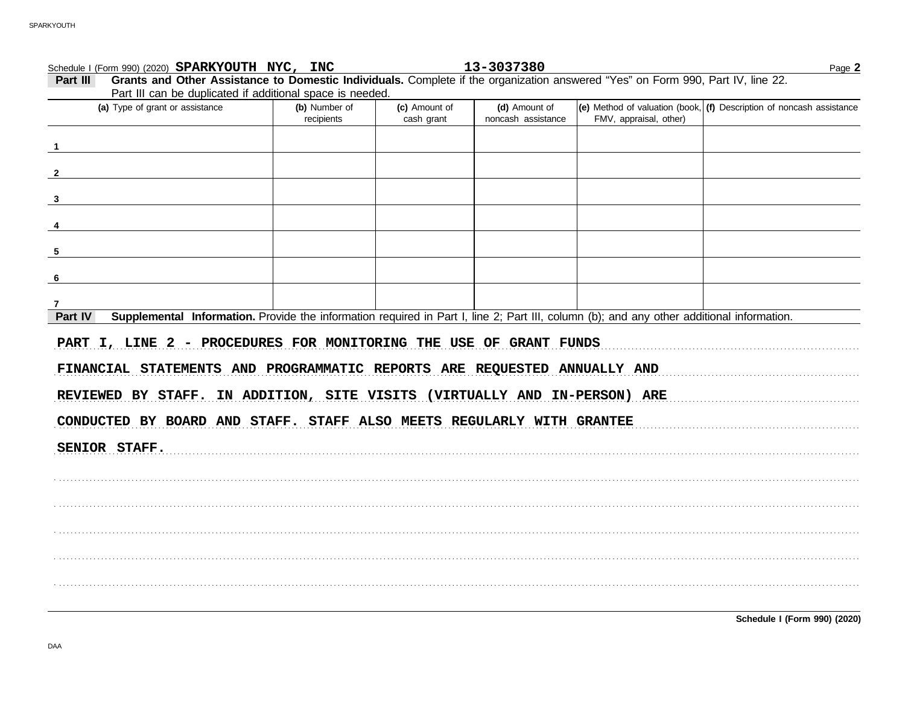Schedule I (Form 990) (2020) **SPARKYOUTH NYC, INC** **13-3037380** Page **2**

**Part III** **Grants and Other Assistance to Domestic Individuals.** Complete if the organization answered "Yes" on Form 990, Part IV, line 22. Part III can be duplicated if additional space is needed.

| (a) Type of grant or assistance | (b) Number of recipients | (c) Amount of cash grant | (d) Amount of noncash assistance | (e) Method of valuation (book, FMV, appraisal, other) | (f) Description of noncash assistance |
|---|---|---|---|---|---|
| 1 | | | | | |
| 2 | | | | | |
| 3 | | | | | |
| 4 | | | | | |
| 5 | | | | | |
| 6 | | | | | |
| 7 | | | | | |

**Part IV** **Supplemental Information.** Provide the information required in Part I, line 2; Part III, column (b); and any other additional information.

PART I, LINE 2 - PROCEDURES FOR MONITORING THE USE OF GRANT FUNDS

FINANCIAL STATEMENTS AND PROGRAMMATIC REPORTS ARE REQUESTED ANNUALLY AND REVIEWED BY STAFF. IN ADDITION, SITE VISITS (VIRTUALLY AND IN-PERSON) ARE CONDUCTED BY BOARD AND STAFF. STAFF ALSO MEETS REGULARLY WITH GRANTEE SENIOR STAFF.

**Schedule I (Form 990) (2020)**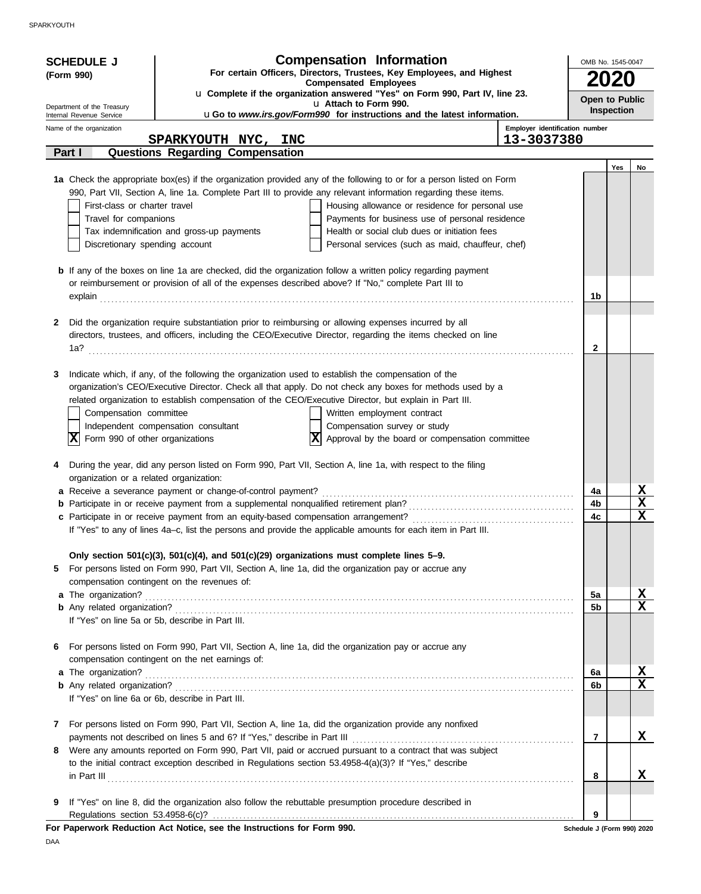**SCHEDULE J (Form 990)**

Department of the Treasury
Internal Revenue Service

# Compensation Information

**For certain Officers, Directors, Trustees, Key Employees, and Highest Compensated Employees**

u **Complete if the organization answered "Yes" on Form 990, Part IV, line 23.**
u **Attach to Form 990.**
u **Go to *www.irs.gov/Form990* for instructions and the latest information.**

OMB No. 1545-0047

**2020**

**Open to Public Inspection**

Name of the organization: **SPARKYOUTH NYC, INC**

Employer identification number: **13-3037380**

## Part I — Questions Regarding Compensation

| | | | Yes | No |
|---|---|---|---|---|
| **1a** | Check the appropriate box(es) if the organization provided any of the following to or for a person listed on Form 990, Part VII, Section A, line 1a. Complete Part III to provide any relevant information regarding these items.<br>☐ First-class or charter travel ☐ Housing allowance or residence for personal use<br>☐ Travel for companions ☐ Payments for business use of personal residence<br>☐ Tax indemnification and gross-up payments ☐ Health or social club dues or initiation fees<br>☐ Discretionary spending account ☐ Personal services (such as maid, chauffeur, chef) | | | |
| **b** | If any of the boxes on line 1a are checked, did the organization follow a written policy regarding payment or reimbursement or provision of all of the expenses described above? If "No," complete Part III to explain | 1b | | |
| **2** | Did the organization require substantiation prior to reimbursing or allowing expenses incurred by all directors, trustees, and officers, including the CEO/Executive Director, regarding the items checked on line 1a? | 2 | | |
| **3** | Indicate which, if any, of the following the organization used to establish the compensation of the organization's CEO/Executive Director. Check all that apply. Do not check any boxes for methods used by a related organization to establish compensation of the CEO/Executive Director, but explain in Part III.<br>☐ Compensation committee ☐ Written employment contract<br>☐ Independent compensation consultant ☐ Compensation survey or study<br>☒ Form 990 of other organizations ☒ Approval by the board or compensation committee | | | |
| **4** | During the year, did any person listed on Form 990, Part VII, Section A, line 1a, with respect to the filing organization or a related organization: | | | |
| **a** | Receive a severance payment or change-of-control payment? | 4a | | X |
| **b** | Participate in or receive payment from a supplemental nonqualified retirement plan? | 4b | | X |
| **c** | Participate in or receive payment from an equity-based compensation arrangement? | 4c | | X |
| | If "Yes" to any of lines 4a–c, list the persons and provide the applicable amounts for each item in Part III. | | | |
| | **Only section 501(c)(3), 501(c)(4), and 501(c)(29) organizations must complete lines 5–9.** | | | |
| **5** | For persons listed on Form 990, Part VII, Section A, line 1a, did the organization pay or accrue any compensation contingent on the revenues of: | | | |
| **a** | The organization? | 5a | | X |
| **b** | Any related organization? | 5b | | X |
| | If "Yes" on line 5a or 5b, describe in Part III. | | | |
| **6** | For persons listed on Form 990, Part VII, Section A, line 1a, did the organization pay or accrue any compensation contingent on the net earnings of: | | | |
| **a** | The organization? | 6a | | X |
| **b** | Any related organization? | 6b | | X |
| | If "Yes" on line 6a or 6b, describe in Part III. | | | |
| **7** | For persons listed on Form 990, Part VII, Section A, line 1a, did the organization provide any nonfixed payments not described on lines 5 and 6? If "Yes," describe in Part III | 7 | | X |
| **8** | Were any amounts reported on Form 990, Part VII, paid or accrued pursuant to a contract that was subject to the initial contract exception described in Regulations section 53.4958-4(a)(3)? If "Yes," describe in Part III | 8 | | X |
| **9** | If "Yes" on line 8, did the organization also follow the rebuttable presumption procedure described in Regulations section 53.4958-6(c)? | 9 | | |

**For Paperwork Reduction Act Notice, see the Instructions for Form 990.**

Schedule J (Form 990) 2020

DAA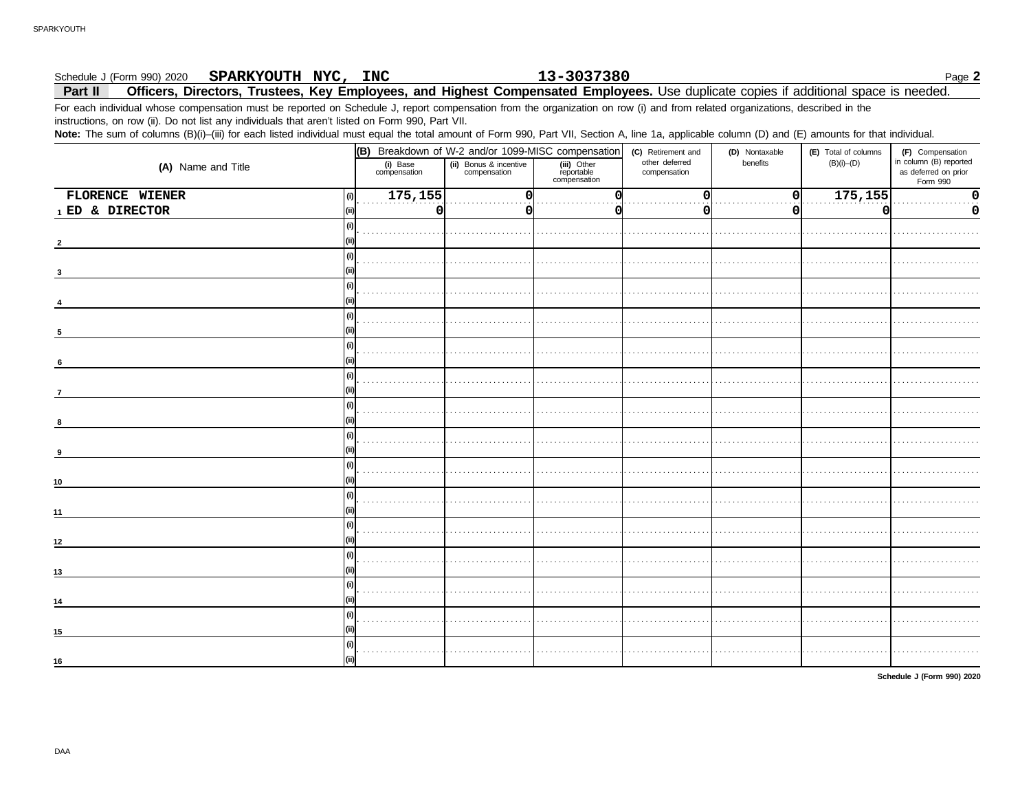Schedule J (Form 990) 2020 **SPARKYOUTH NYC, INC** **13-3037380** Page **2**

## Part II Officers, Directors, Trustees, Key Employees, and Highest Compensated Employees. 

Use duplicate copies if additional space is needed.

For each individual whose compensation must be reported on Schedule J, report compensation from the organization on row (i) and from related organizations, described in the instructions, on row (ii). Do not list any individuals that aren't listed on Form 990, Part VII.

**Note:** The sum of columns (B)(i)–(iii) for each listed individual must equal the total amount of Form 990, Part VII, Section A, line 1a, applicable column (D) and (E) amounts for that individual.

| (A) Name and Title | | (B) Breakdown of W-2 and/or 1099-MISC compensation | | | (C) Retirement and other deferred compensation | (D) Nontaxable benefits | (E) Total of columns (B)(i)–(D) | (F) Compensation in column (B) reported as deferred on prior Form 990 |
|---|---|---|---|---|---|---|---|---|
| | | (i) Base compensation | (ii) Bonus & incentive compensation | (iii) Other reportable compensation | | | | |
| 1 FLORENCE WIENER | (i) | 175,155 | 0 | 0 | 0 | 0 | 175,155 | 0 |
| ED & DIRECTOR | (ii) | 0 | 0 | 0 | 0 | 0 | 0 | 0 |
| 2 | (i) | | | | | | | |
| | (ii) | | | | | | | |
| 3 | (i) | | | | | | | |
| | (ii) | | | | | | | |
| 4 | (i) | | | | | | | |
| | (ii) | | | | | | | |
| 5 | (i) | | | | | | | |
| | (ii) | | | | | | | |
| 6 | (i) | | | | | | | |
| | (ii) | | | | | | | |
| 7 | (i) | | | | | | | |
| | (ii) | | | | | | | |
| 8 | (i) | | | | | | | |
| | (ii) | | | | | | | |
| 9 | (i) | | | | | | | |
| | (ii) | | | | | | | |
| 10 | (i) | | | | | | | |
| | (ii) | | | | | | | |
| 11 | (i) | | | | | | | |
| | (ii) | | | | | | | |
| 12 | (i) | | | | | | | |
| | (ii) | | | | | | | |
| 13 | (i) | | | | | | | |
| | (ii) | | | | | | | |
| 14 | (i) | | | | | | | |
| | (ii) | | | | | | | |
| 15 | (i) | | | | | | | |
| | (ii) | | | | | | | |
| 16 | (i) | | | | | | | |
| | (ii) | | | | | | | |

**Schedule J (Form 990) 2020**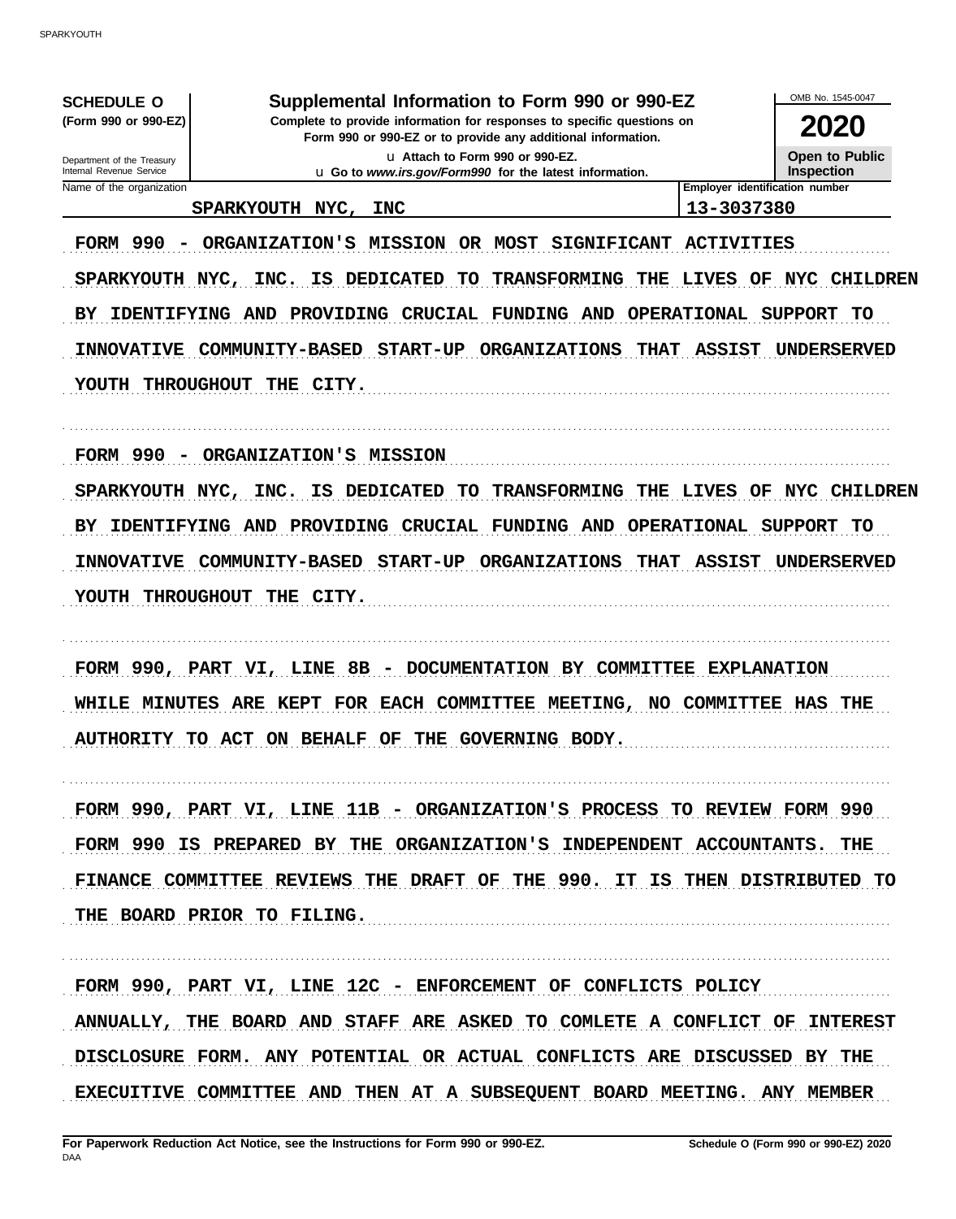**SCHEDULE O** (Form 990 or 990-EZ)

Department of the Treasury
Internal Revenue Service

# Supplemental Information to Form 990 or 990-EZ

**Complete to provide information for responses to specific questions on Form 990 or 990-EZ or to provide any additional information.**

u Attach to Form 990 or 990-EZ.

u Go to *www.irs.gov/Form990* for the latest information.

OMB No. 1545-0047

**2020**

**Open to Public Inspection**

| Name of the organization | Employer identification number |
|---|---|
| SPARKYOUTH NYC, INC | 13-3037380 |

FORM 990 - ORGANIZATION'S MISSION OR MOST SIGNIFICANT ACTIVITIES

SPARKYOUTH NYC, INC. IS DEDICATED TO TRANSFORMING THE LIVES OF NYC CHILDREN BY IDENTIFYING AND PROVIDING CRUCIAL FUNDING AND OPERATIONAL SUPPORT TO INNOVATIVE COMMUNITY-BASED START-UP ORGANIZATIONS THAT ASSIST UNDERSERVED YOUTH THROUGHOUT THE CITY.

FORM 990 - ORGANIZATION'S MISSION

SPARKYOUTH NYC, INC. IS DEDICATED TO TRANSFORMING THE LIVES OF NYC CHILDREN BY IDENTIFYING AND PROVIDING CRUCIAL FUNDING AND OPERATIONAL SUPPORT TO INNOVATIVE COMMUNITY-BASED START-UP ORGANIZATIONS THAT ASSIST UNDERSERVED YOUTH THROUGHOUT THE CITY.

FORM 990, PART VI, LINE 8B - DOCUMENTATION BY COMMITTEE EXPLANATION

WHILE MINUTES ARE KEPT FOR EACH COMMITTEE MEETING, NO COMMITTEE HAS THE AUTHORITY TO ACT ON BEHALF OF THE GOVERNING BODY.

FORM 990, PART VI, LINE 11B - ORGANIZATION'S PROCESS TO REVIEW FORM 990

FORM 990 IS PREPARED BY THE ORGANIZATION'S INDEPENDENT ACCOUNTANTS. THE FINANCE COMMITTEE REVIEWS THE DRAFT OF THE 990. IT IS THEN DISTRIBUTED TO THE BOARD PRIOR TO FILING.

FORM 990, PART VI, LINE 12C - ENFORCEMENT OF CONFLICTS POLICY

ANNUALLY, THE BOARD AND STAFF ARE ASKED TO COMLETE A CONFLICT OF INTEREST DISCLOSURE FORM. ANY POTENTIAL OR ACTUAL CONFLICTS ARE DISCUSSED BY THE EXECUITIVE COMMITTEE AND THEN AT A SUBSEQUENT BOARD MEETING. ANY MEMBER

**For Paperwork Reduction Act Notice, see the Instructions for Form 990 or 990-EZ.**

DAA

**Schedule O (Form 990 or 990-EZ) 2020**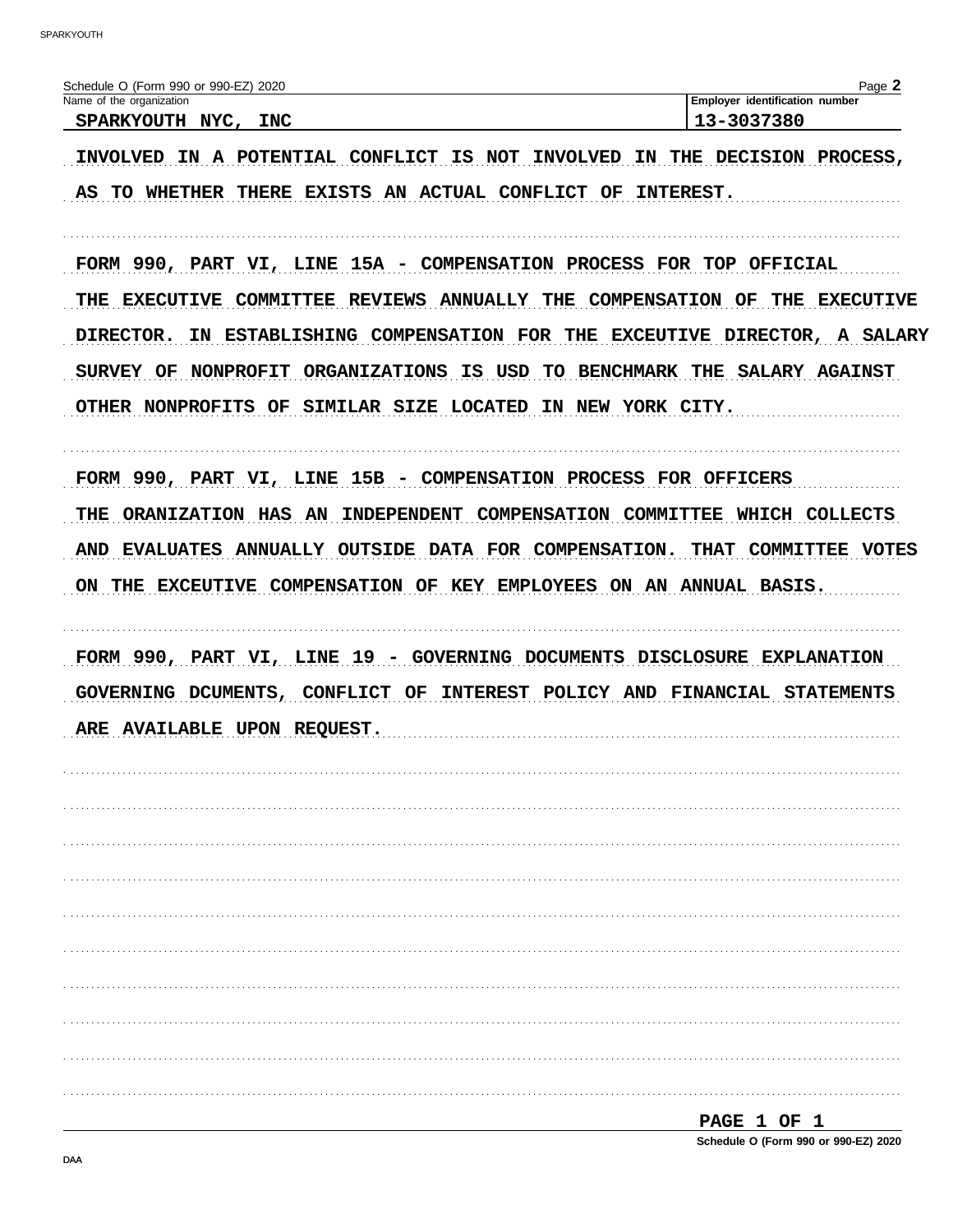Schedule O (Form 990 or 990-EZ) 2020

Name of the organization: SPARKYOUTH NYC, INC

Employer identification number: 13-3037380

INVOLVED IN A POTENTIAL CONFLICT IS NOT INVOLVED IN THE DECISION PROCESS, AS TO WHETHER THERE EXISTS AN ACTUAL CONFLICT OF INTEREST.

FORM 990, PART VI, LINE 15A - COMPENSATION PROCESS FOR TOP OFFICIAL

THE EXECUTIVE COMMITTEE REVIEWS ANNUALLY THE COMPENSATION OF THE EXECUTIVE DIRECTOR. IN ESTABLISHING COMPENSATION FOR THE EXECEUTIVE DIRECTOR, A SALARY SURVEY OF NONPROFIT ORGANIZATIONS IS USD TO BENCHMARK THE SALARY AGAINST OTHER NONPROFITS OF SIMILAR SIZE LOCATED IN NEW YORK CITY.

FORM 990, PART VI, LINE 15B - COMPENSATION PROCESS FOR OFFICERS

THE ORANIZATION HAS AN INDEPENDENT COMPENSATION COMMITTEE WHICH COLLECTS AND EVALUATES ANNUALLY OUTSIDE DATA FOR COMPENSATION. THAT COMMITTEE VOTES ON THE EXCEUTIVE COMPENSATION OF KEY EMPLOYEES ON AN ANNUAL BASIS.

FORM 990, PART VI, LINE 19 - GOVERNING DOCUMENTS DISCLOSURE EXPLANATION

GOVERNING DCUMENTS, CONFLICT OF INTEREST POLICY AND FINANCIAL STATEMENTS ARE AVAILABLE UPON REQUEST.